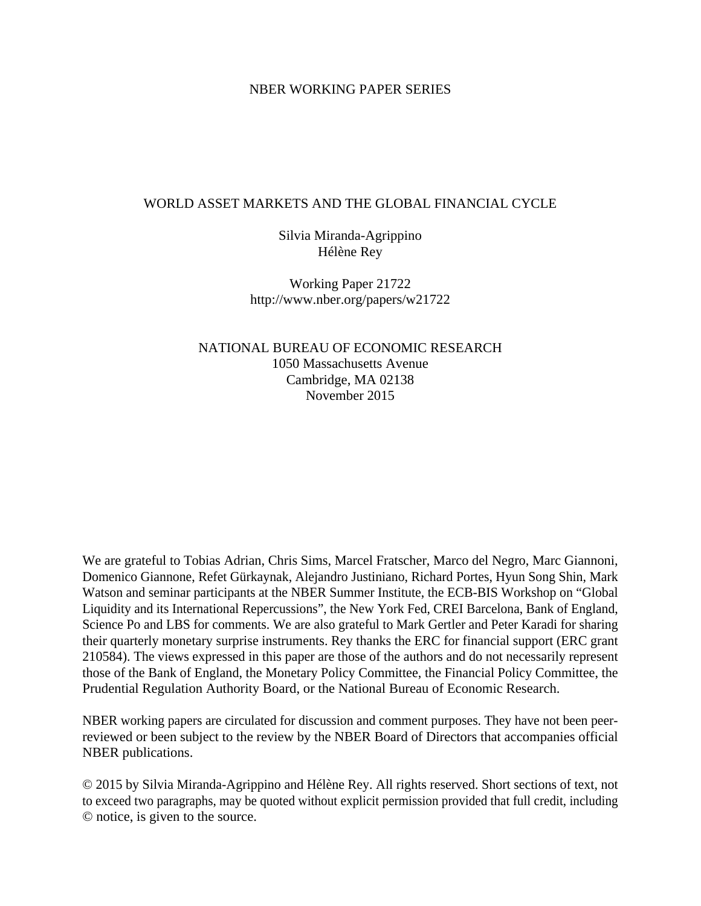NBER WORKING PAPER SERIES

# WORLD ASSET MARKETS AND THE GLOBAL FINANCIAL CYCLE

Silvia Miranda-Agrippino
Hélène Rey

Working Paper 21722
http://www.nber.org/papers/w21722

NATIONAL BUREAU OF ECONOMIC RESEARCH
1050 Massachusetts Avenue
Cambridge, MA 02138
November 2015

We are grateful to Tobias Adrian, Chris Sims, Marcel Fratscher, Marco del Negro, Marc Giannoni, Domenico Giannone, Refet Gürkaynak, Alejandro Justiniano, Richard Portes, Hyun Song Shin, Mark Watson and seminar participants at the NBER Summer Institute, the ECB-BIS Workshop on "Global Liquidity and its International Repercussions", the New York Fed, CREI Barcelona, Bank of England, Science Po and LBS for comments. We are also grateful to Mark Gertler and Peter Karadi for sharing their quarterly monetary surprise instruments. Rey thanks the ERC for financial support (ERC grant 210584). The views expressed in this paper are those of the authors and do not necessarily represent those of the Bank of England, the Monetary Policy Committee, the Financial Policy Committee, the Prudential Regulation Authority Board, or the National Bureau of Economic Research.

NBER working papers are circulated for discussion and comment purposes. They have not been peer-reviewed or been subject to the review by the NBER Board of Directors that accompanies official NBER publications.

© 2015 by Silvia Miranda-Agrippino and Hélène Rey. All rights reserved. Short sections of text, not to exceed two paragraphs, may be quoted without explicit permission provided that full credit, including © notice, is given to the source.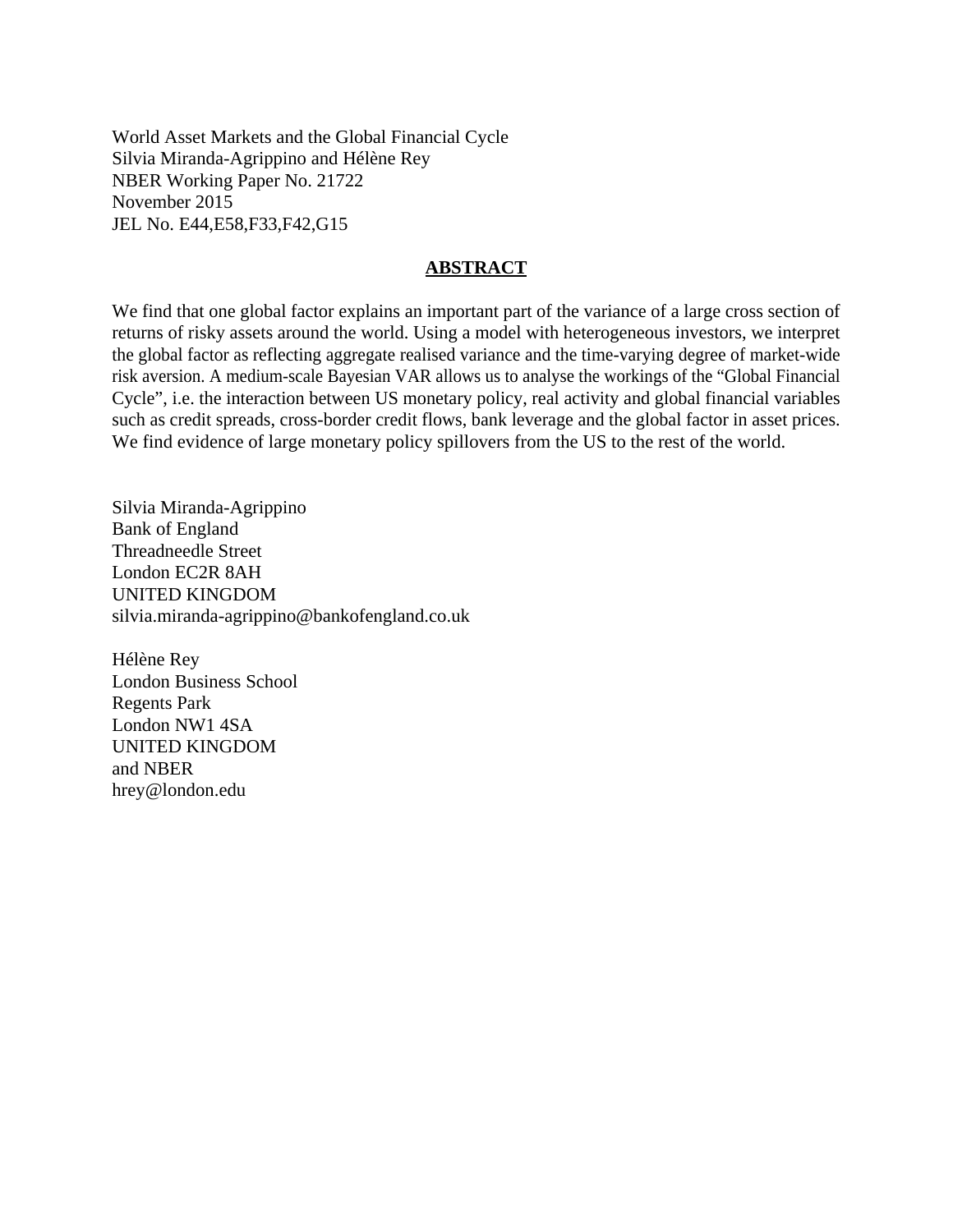World Asset Markets and the Global Financial Cycle
Silvia Miranda-Agrippino and Hélène Rey
NBER Working Paper No. 21722
November 2015
JEL No. E44,E58,F33,F42,G15

## ABSTRACT

We find that one global factor explains an important part of the variance of a large cross section of returns of risky assets around the world. Using a model with heterogeneous investors, we interpret the global factor as reflecting aggregate realised variance and the time-varying degree of market-wide risk aversion. A medium-scale Bayesian VAR allows us to analyse the workings of the "Global Financial Cycle", i.e. the interaction between US monetary policy, real activity and global financial variables such as credit spreads, cross-border credit flows, bank leverage and the global factor in asset prices. We find evidence of large monetary policy spillovers from the US to the rest of the world.

Silvia Miranda-Agrippino
Bank of England
Threadneedle Street
London EC2R 8AH
UNITED KINGDOM
silvia.miranda-agrippino@bankofengland.co.uk

Hélène Rey
London Business School
Regents Park
London NW1 4SA
UNITED KINGDOM
and NBER
hrey@london.edu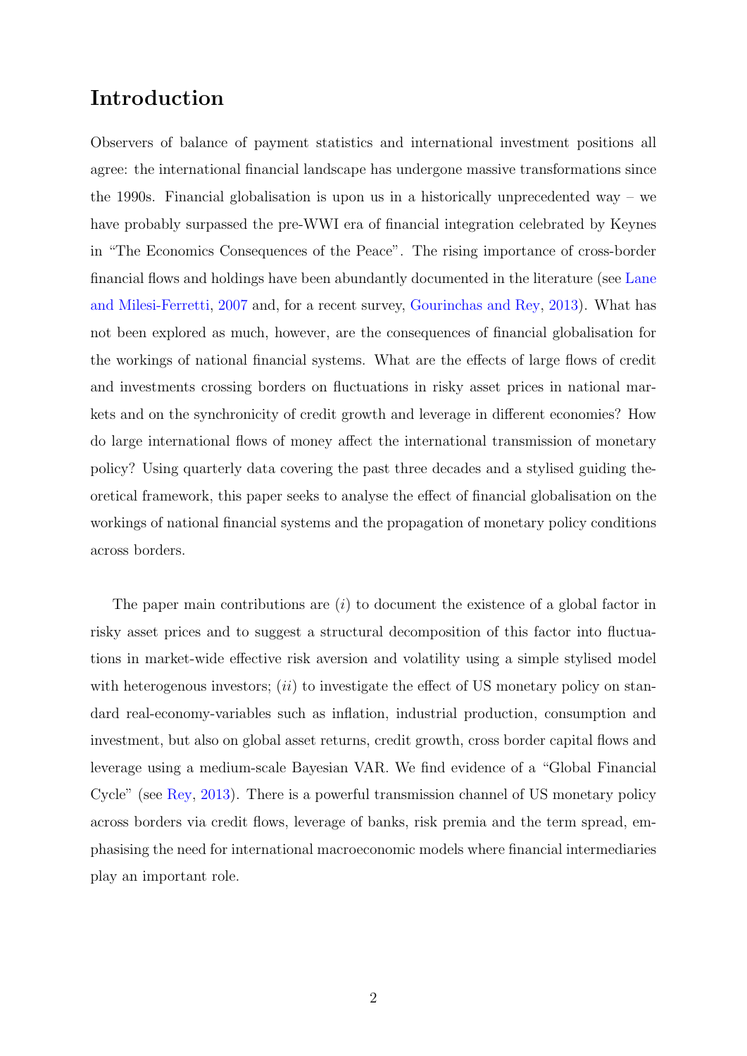# Introduction

Observers of balance of payment statistics and international investment positions all agree: the international financial landscape has undergone massive transformations since the 1990s. Financial globalisation is upon us in a historically unprecedented way – we have probably surpassed the pre-WWI era of financial integration celebrated by Keynes in "The Economics Consequences of the Peace". The rising importance of cross-border financial flows and holdings have been abundantly documented in the literature (see Lane and Milesi-Ferretti, 2007 and, for a recent survey, Gourinchas and Rey, 2013). What has not been explored as much, however, are the consequences of financial globalisation for the workings of national financial systems. What are the effects of large flows of credit and investments crossing borders on fluctuations in risky asset prices in national markets and on the synchronicity of credit growth and leverage in different economies? How do large international flows of money affect the international transmission of monetary policy? Using quarterly data covering the past three decades and a stylised guiding theoretical framework, this paper seeks to analyse the effect of financial globalisation on the workings of national financial systems and the propagation of monetary policy conditions across borders.

The paper main contributions are (*i*) to document the existence of a global factor in risky asset prices and to suggest a structural decomposition of this factor into fluctuations in market-wide effective risk aversion and volatility using a simple stylised model with heterogenous investors; (*ii*) to investigate the effect of US monetary policy on standard real-economy-variables such as inflation, industrial production, consumption and investment, but also on global asset returns, credit growth, cross border capital flows and leverage using a medium-scale Bayesian VAR. We find evidence of a "Global Financial Cycle" (see Rey, 2013). There is a powerful transmission channel of US monetary policy across borders via credit flows, leverage of banks, risk premia and the term spread, emphasising the need for international macroeconomic models where financial intermediaries play an important role.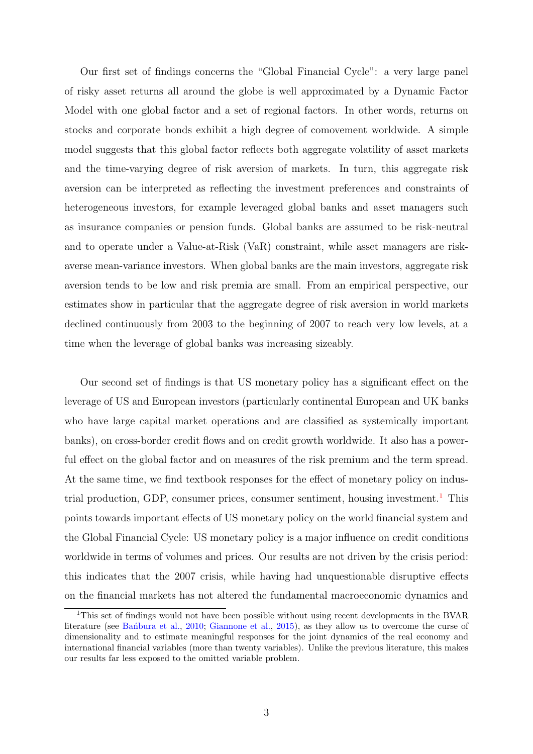Our first set of findings concerns the "Global Financial Cycle": a very large panel of risky asset returns all around the globe is well approximated by a Dynamic Factor Model with one global factor and a set of regional factors. In other words, returns on stocks and corporate bonds exhibit a high degree of comovement worldwide. A simple model suggests that this global factor reflects both aggregate volatility of asset markets and the time-varying degree of risk aversion of markets. In turn, this aggregate risk aversion can be interpreted as reflecting the investment preferences and constraints of heterogeneous investors, for example leveraged global banks and asset managers such as insurance companies or pension funds. Global banks are assumed to be risk-neutral and to operate under a Value-at-Risk (VaR) constraint, while asset managers are risk-averse mean-variance investors. When global banks are the main investors, aggregate risk aversion tends to be low and risk premia are small. From an empirical perspective, our estimates show in particular that the aggregate degree of risk aversion in world markets declined continuously from 2003 to the beginning of 2007 to reach very low levels, at a time when the leverage of global banks was increasing sizeably.

Our second set of findings is that US monetary policy has a significant effect on the leverage of US and European investors (particularly continental European and UK banks who have large capital market operations and are classified as systemically important banks), on cross-border credit flows and on credit growth worldwide. It also has a powerful effect on the global factor and on measures of the risk premium and the term spread. At the same time, we find textbook responses for the effect of monetary policy on industrial production, GDP, consumer prices, consumer sentiment, housing investment.[1] This points towards important effects of US monetary policy on the world financial system and the Global Financial Cycle: US monetary policy is a major influence on credit conditions worldwide in terms of volumes and prices. Our results are not driven by the crisis period: this indicates that the 2007 crisis, while having had unquestionable disruptive effects on the financial markets has not altered the fundamental macroeconomic dynamics and

[1] This set of findings would not have been possible without using recent developments in the BVAR literature (see Bańbura et al., 2010; Giannone et al., 2015), as they allow us to overcome the curse of dimensionality and to estimate meaningful responses for the joint dynamics of the real economy and international financial variables (more than twenty variables). Unlike the previous literature, this makes our results far less exposed to the omitted variable problem.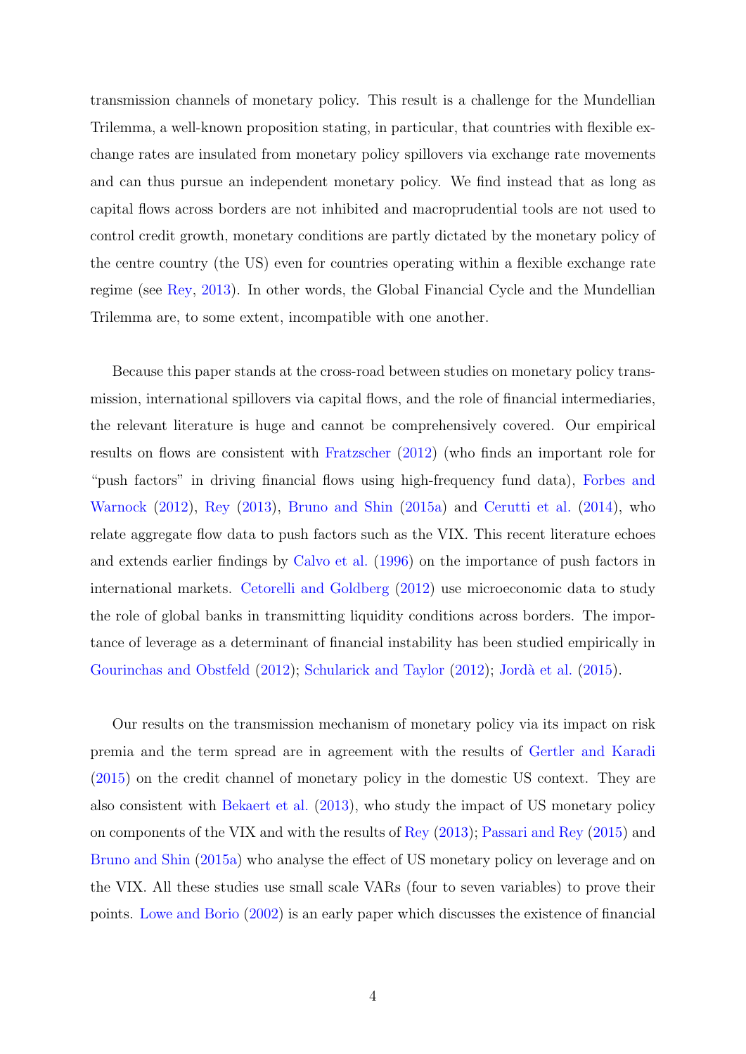transmission channels of monetary policy. This result is a challenge for the Mundellian Trilemma, a well-known proposition stating, in particular, that countries with flexible exchange rates are insulated from monetary policy spillovers via exchange rate movements and can thus pursue an independent monetary policy. We find instead that as long as capital flows across borders are not inhibited and macroprudential tools are not used to control credit growth, monetary conditions are partly dictated by the monetary policy of the centre country (the US) even for countries operating within a flexible exchange rate regime (see Rey, 2013). In other words, the Global Financial Cycle and the Mundellian Trilemma are, to some extent, incompatible with one another.

Because this paper stands at the cross-road between studies on monetary policy transmission, international spillovers via capital flows, and the role of financial intermediaries, the relevant literature is huge and cannot be comprehensively covered. Our empirical results on flows are consistent with Fratzscher (2012) (who finds an important role for "push factors" in driving financial flows using high-frequency fund data), Forbes and Warnock (2012), Rey (2013), Bruno and Shin (2015a) and Cerutti et al. (2014), who relate aggregate flow data to push factors such as the VIX. This recent literature echoes and extends earlier findings by Calvo et al. (1996) on the importance of push factors in international markets. Cetorelli and Goldberg (2012) use microeconomic data to study the role of global banks in transmitting liquidity conditions across borders. The importance of leverage as a determinant of financial instability has been studied empirically in Gourinchas and Obstfeld (2012); Schularick and Taylor (2012); Jordà et al. (2015).

Our results on the transmission mechanism of monetary policy via its impact on risk premia and the term spread are in agreement with the results of Gertler and Karadi (2015) on the credit channel of monetary policy in the domestic US context. They are also consistent with Bekaert et al. (2013), who study the impact of US monetary policy on components of the VIX and with the results of Rey (2013); Passari and Rey (2015) and Bruno and Shin (2015a) who analyse the effect of US monetary policy on leverage and on the VIX. All these studies use small scale VARs (four to seven variables) to prove their points. Lowe and Borio (2002) is an early paper which discusses the existence of financial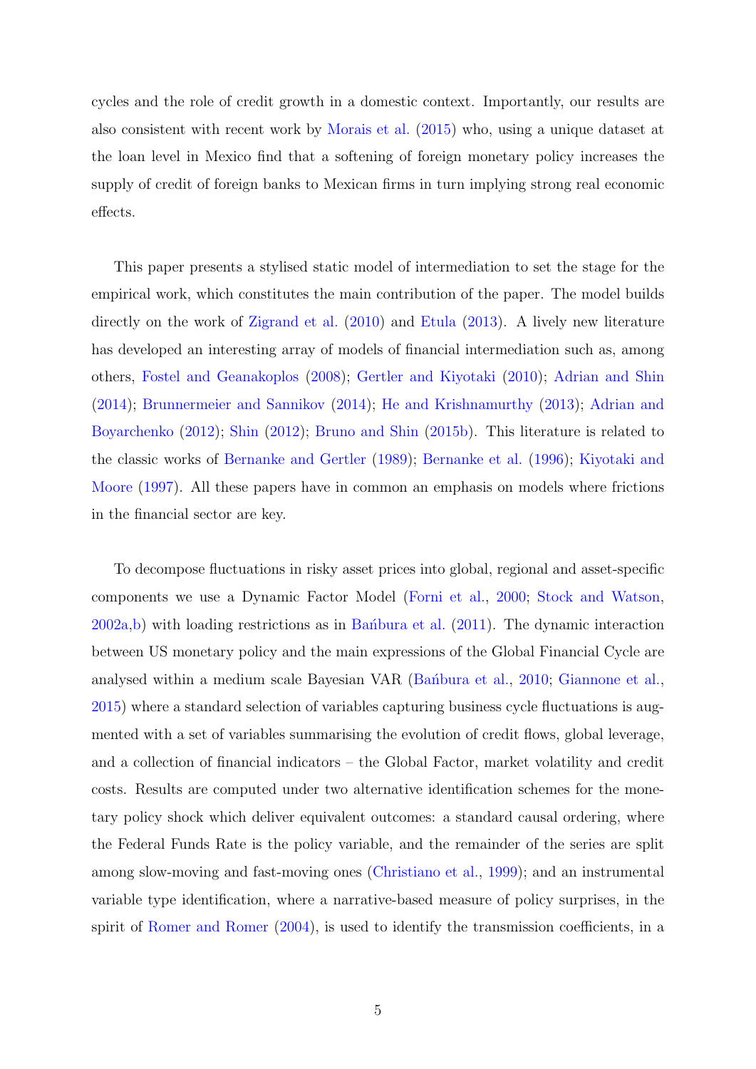cycles and the role of credit growth in a domestic context. Importantly, our results are also consistent with recent work by Morais et al. (2015) who, using a unique dataset at the loan level in Mexico find that a softening of foreign monetary policy increases the supply of credit of foreign banks to Mexican firms in turn implying strong real economic effects.

This paper presents a stylised static model of intermediation to set the stage for the empirical work, which constitutes the main contribution of the paper. The model builds directly on the work of Zigrand et al. (2010) and Etula (2013). A lively new literature has developed an interesting array of models of financial intermediation such as, among others, Fostel and Geanakoplos (2008); Gertler and Kiyotaki (2010); Adrian and Shin (2014); Brunnermeier and Sannikov (2014); He and Krishnamurthy (2013); Adrian and Boyarchenko (2012); Shin (2012); Bruno and Shin (2015b). This literature is related to the classic works of Bernanke and Gertler (1989); Bernanke et al. (1996); Kiyotaki and Moore (1997). All these papers have in common an emphasis on models where frictions in the financial sector are key.

To decompose fluctuations in risky asset prices into global, regional and asset-specific components we use a Dynamic Factor Model (Forni et al., 2000; Stock and Watson, 2002a,b) with loading restrictions as in Bańbura et al. (2011). The dynamic interaction between US monetary policy and the main expressions of the Global Financial Cycle are analysed within a medium scale Bayesian VAR (Bańbura et al., 2010; Giannone et al., 2015) where a standard selection of variables capturing business cycle fluctuations is augmented with a set of variables summarising the evolution of credit flows, global leverage, and a collection of financial indicators – the Global Factor, market volatility and credit costs. Results are computed under two alternative identification schemes for the monetary policy shock which deliver equivalent outcomes: a standard causal ordering, where the Federal Funds Rate is the policy variable, and the remainder of the series are split among slow-moving and fast-moving ones (Christiano et al., 1999); and an instrumental variable type identification, where a narrative-based measure of policy surprises, in the spirit of Romer and Romer (2004), is used to identify the transmission coefficients, in a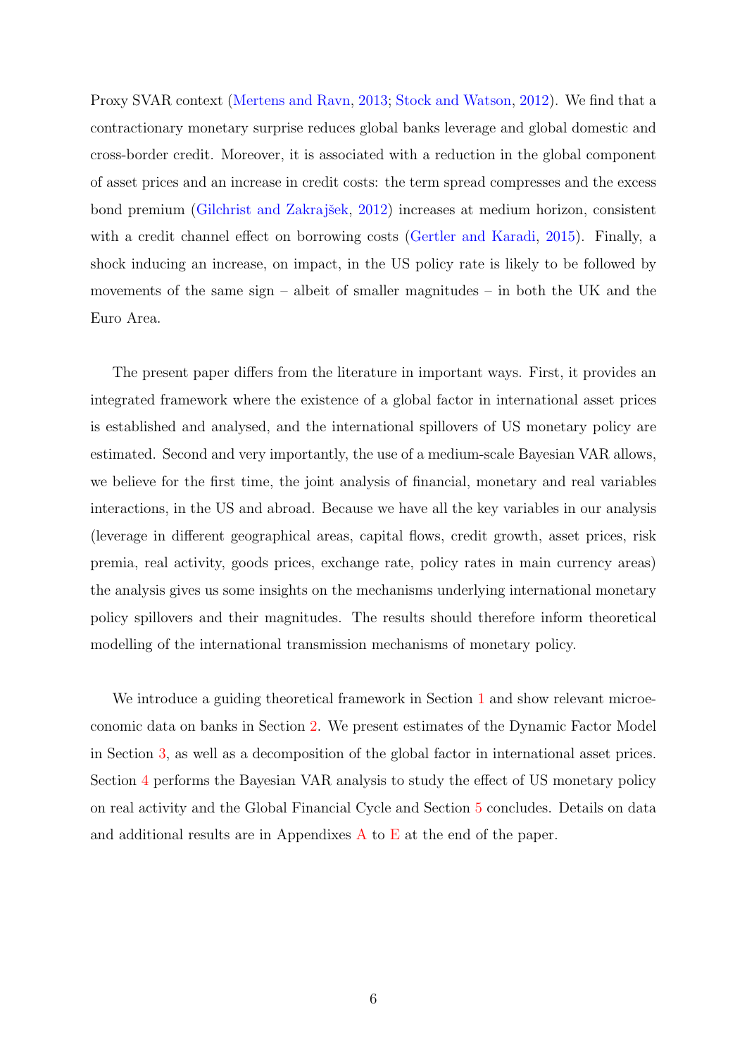Proxy SVAR context (Mertens and Ravn, 2013; Stock and Watson, 2012). We find that a contractionary monetary surprise reduces global banks leverage and global domestic and cross-border credit. Moreover, it is associated with a reduction in the global component of asset prices and an increase in credit costs: the term spread compresses and the excess bond premium (Gilchrist and Zakrajšek, 2012) increases at medium horizon, consistent with a credit channel effect on borrowing costs (Gertler and Karadi, 2015). Finally, a shock inducing an increase, on impact, in the US policy rate is likely to be followed by movements of the same sign – albeit of smaller magnitudes – in both the UK and the Euro Area.

The present paper differs from the literature in important ways. First, it provides an integrated framework where the existence of a global factor in international asset prices is established and analysed, and the international spillovers of US monetary policy are estimated. Second and very importantly, the use of a medium-scale Bayesian VAR allows, we believe for the first time, the joint analysis of financial, monetary and real variables interactions, in the US and abroad. Because we have all the key variables in our analysis (leverage in different geographical areas, capital flows, credit growth, asset prices, risk premia, real activity, goods prices, exchange rate, policy rates in main currency areas) the analysis gives us some insights on the mechanisms underlying international monetary policy spillovers and their magnitudes. The results should therefore inform theoretical modelling of the international transmission mechanisms of monetary policy.

We introduce a guiding theoretical framework in Section 1 and show relevant microeconomic data on banks in Section 2. We present estimates of the Dynamic Factor Model in Section 3, as well as a decomposition of the global factor in international asset prices. Section 4 performs the Bayesian VAR analysis to study the effect of US monetary policy on real activity and the Global Financial Cycle and Section 5 concludes. Details on data and additional results are in Appendixes A to E at the end of the paper.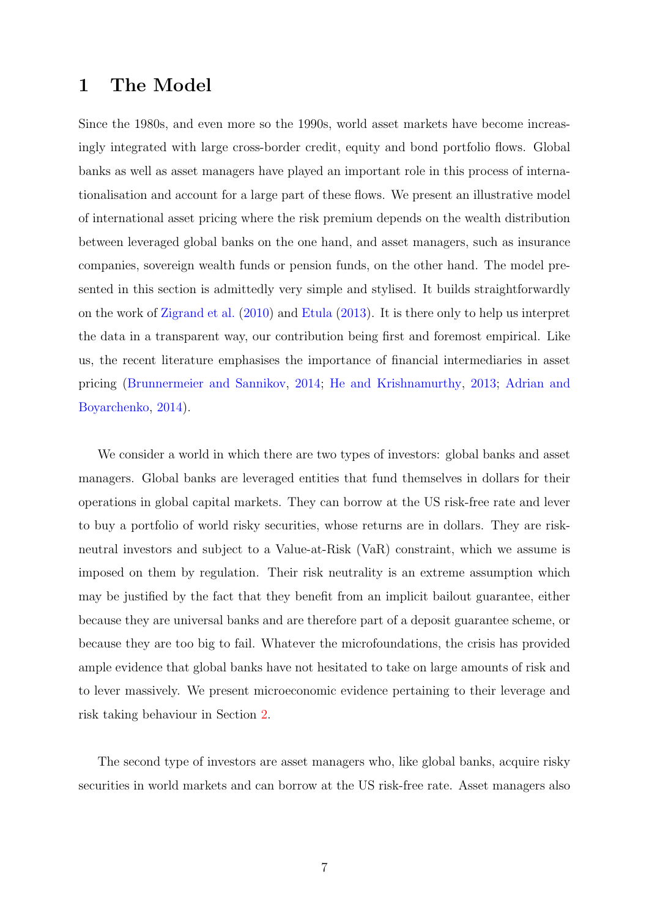# 1 The Model

Since the 1980s, and even more so the 1990s, world asset markets have become increasingly integrated with large cross-border credit, equity and bond portfolio flows. Global banks as well as asset managers have played an important role in this process of internationalisation and account for a large part of these flows. We present an illustrative model of international asset pricing where the risk premium depends on the wealth distribution between leveraged global banks on the one hand, and asset managers, such as insurance companies, sovereign wealth funds or pension funds, on the other hand. The model presented in this section is admittedly very simple and stylised. It builds straightforwardly on the work of Zigrand et al. (2010) and Etula (2013). It is there only to help us interpret the data in a transparent way, our contribution being first and foremost empirical. Like us, the recent literature emphasises the importance of financial intermediaries in asset pricing (Brunnermeier and Sannikov, 2014; He and Krishnamurthy, 2013; Adrian and Boyarchenko, 2014).

We consider a world in which there are two types of investors: global banks and asset managers. Global banks are leveraged entities that fund themselves in dollars for their operations in global capital markets. They can borrow at the US risk-free rate and lever to buy a portfolio of world risky securities, whose returns are in dollars. They are risk-neutral investors and subject to a Value-at-Risk (VaR) constraint, which we assume is imposed on them by regulation. Their risk neutrality is an extreme assumption which may be justified by the fact that they benefit from an implicit bailout guarantee, either because they are universal banks and are therefore part of a deposit guarantee scheme, or because they are too big to fail. Whatever the microfoundations, the crisis has provided ample evidence that global banks have not hesitated to take on large amounts of risk and to lever massively. We present microeconomic evidence pertaining to their leverage and risk taking behaviour in Section 2.

The second type of investors are asset managers who, like global banks, acquire risky securities in world markets and can borrow at the US risk-free rate. Asset managers also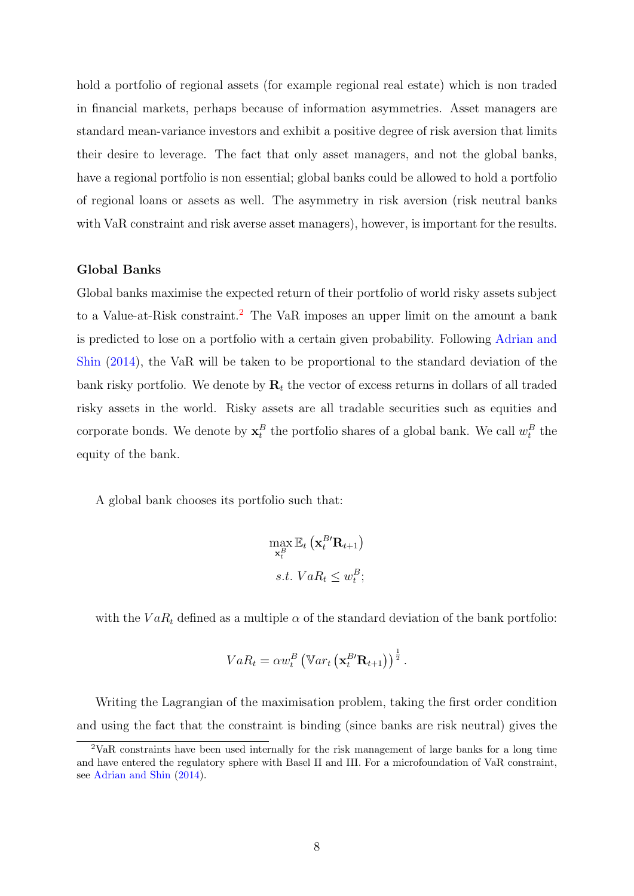hold a portfolio of regional assets (for example regional real estate) which is non traded in financial markets, perhaps because of information asymmetries. Asset managers are standard mean-variance investors and exhibit a positive degree of risk aversion that limits their desire to leverage. The fact that only asset managers, and not the global banks, have a regional portfolio is non essential; global banks could be allowed to hold a portfolio of regional loans or assets as well. The asymmetry in risk aversion (risk neutral banks with VaR constraint and risk averse asset managers), however, is important for the results.

**Global Banks**

Global banks maximise the expected return of their portfolio of world risky assets subject to a Value-at-Risk constraint.[2] The VaR imposes an upper limit on the amount a bank is predicted to lose on a portfolio with a certain given probability. Following Adrian and Shin (2014), the VaR will be taken to be proportional to the standard deviation of the bank risky portfolio. We denote by $\mathbf{R}_t$ the vector of excess returns in dollars of all traded risky assets in the world. Risky assets are all tradable securities such as equities and corporate bonds. We denote by $\mathbf{x}_t^B$ the portfolio shares of a global bank. We call $w_t^B$ the equity of the bank.

A global bank chooses its portfolio such that:

$$\max_{\mathbf{x}_t^B} \mathbb{E}_t \left( \mathbf{x}_t^{B\prime} \mathbf{R}_{t+1} \right)$$
$$s.t. \; VaR_t \leq w_t^B;$$

with the $VaR_t$ defined as a multiple $\alpha$ of the standard deviation of the bank portfolio:

$$VaR_t = \alpha w_t^B \left( \mathbb{V}ar_t \left( \mathbf{x}_t^{B\prime} \mathbf{R}_{t+1} \right) \right)^{\frac{1}{2}}.$$

Writing the Lagrangian of the maximisation problem, taking the first order condition and using the fact that the constraint is binding (since banks are risk neutral) gives the

[2] VaR constraints have been used internally for the risk management of large banks for a long time and have entered the regulatory sphere with Basel II and III. For a microfoundation of VaR constraint, see Adrian and Shin (2014).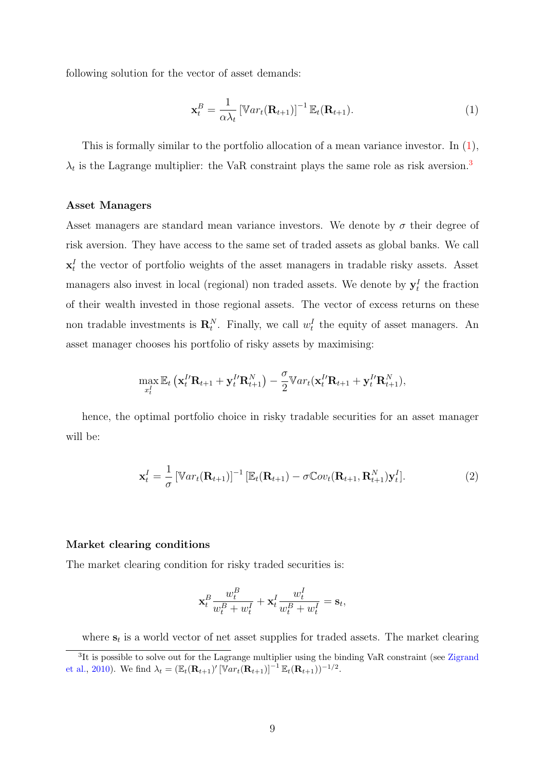following solution for the vector of asset demands:

$$\mathbf{x}_t^B = \frac{1}{\alpha \lambda_t} \left[ \mathbb{V}ar_t(\mathbf{R}_{t+1}) \right]^{-1} \mathbb{E}_t(\mathbf{R}_{t+1}). \tag{1}$$

This is formally similar to the portfolio allocation of a mean variance investor. In (1), $\lambda_t$ is the Lagrange multiplier: the VaR constraint plays the same role as risk aversion.[3]

#### Asset Managers

Asset managers are standard mean variance investors. We denote by $\sigma$ their degree of risk aversion. They have access to the same set of traded assets as global banks. We call $\mathbf{x}_t^I$ the vector of portfolio weights of the asset managers in tradable risky assets. Asset managers also invest in local (regional) non traded assets. We denote by $\mathbf{y}_t^I$ the fraction of their wealth invested in those regional assets. The vector of excess returns on these non tradable investments is $\mathbf{R}_t^N$. Finally, we call $w_t^I$ the equity of asset managers. An asset manager chooses his portfolio of risky assets by maximising:

$$\max_{x_t^I} \mathbb{E}_t \left( \mathbf{x}_t^{I\prime} \mathbf{R}_{t+1} + \mathbf{y}_t^{I\prime} \mathbf{R}_{t+1}^N \right) - \frac{\sigma}{2} \mathbb{V}ar_t(\mathbf{x}_t^{I\prime} \mathbf{R}_{t+1} + \mathbf{y}_t^{I\prime} \mathbf{R}_{t+1}^N),$$

hence, the optimal portfolio choice in risky tradable securities for an asset manager will be:

$$\mathbf{x}_t^I = \frac{1}{\sigma} \left[ \mathbb{V}ar_t(\mathbf{R}_{t+1}) \right]^{-1} \left[ \mathbb{E}_t(\mathbf{R}_{t+1}) - \sigma \mathbb{C}ov_t(\mathbf{R}_{t+1}, \mathbf{R}_{t+1}^N) \mathbf{y}_t^I \right]. \tag{2}$$

#### Market clearing conditions

The market clearing condition for risky traded securities is:

$$\mathbf{x}_t^B \frac{w_t^B}{w_t^B + w_t^I} + \mathbf{x}_t^I \frac{w_t^I}{w_t^B + w_t^I} = \mathbf{s}_t,$$

where $\mathbf{s}_t$ is a world vector of net asset supplies for traded assets. The market clearing

[3] It is possible to solve out for the Lagrange multiplier using the binding VaR constraint (see Zigrand et al., 2010). We find $\lambda_t = (\mathbb{E}_t(\mathbf{R}_{t+1})' \left[ \mathbb{V}ar_t(\mathbf{R}_{t+1}) \right]^{-1} \mathbb{E}_t(\mathbf{R}_{t+1}))^{-1/2}$.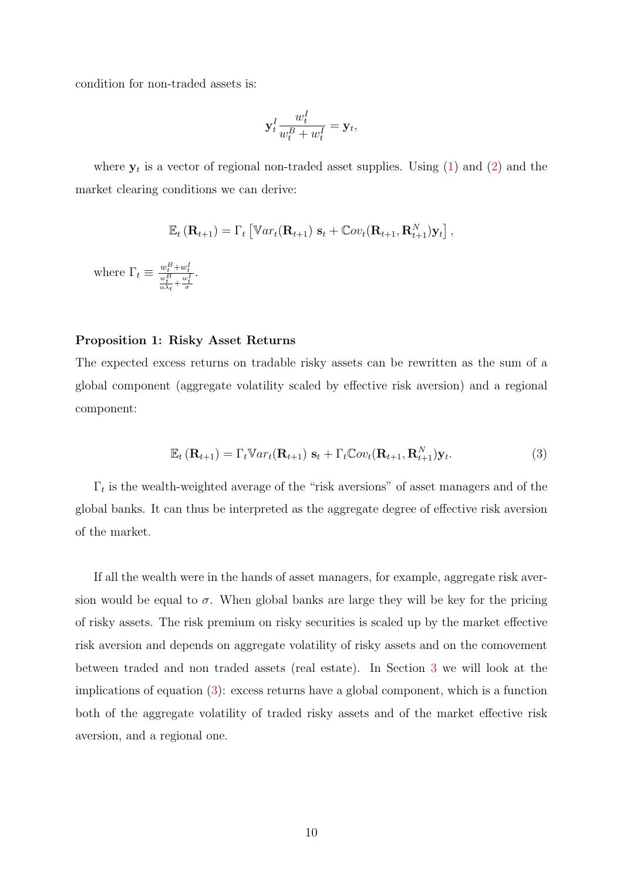condition for non-traded assets is:

$$\mathbf{y}_t^I \frac{w_t^I}{w_t^B + w_t^I} = \mathbf{y}_t,$$

where $\mathbf{y}_t$ is a vector of regional non-traded asset supplies. Using (1) and (2) and the market clearing conditions we can derive:

$$\mathbb{E}_t\left(\mathbf{R}_{t+1}\right) = \Gamma_t \left[\mathbb{V}ar_t(\mathbf{R}_{t+1})\ \mathbf{s}_t + \mathbb{C}ov_t(\mathbf{R}_{t+1}, \mathbf{R}_{t+1}^N)\mathbf{y}_t\right],$$

where $\Gamma_t \equiv \frac{w_t^B + w_t^I}{\frac{w_t^B}{\alpha\lambda_t} + \frac{w_t^I}{\sigma}}$.

**Proposition 1: Risky Asset Returns**

The expected excess returns on tradable risky assets can be rewritten as the sum of a global component (aggregate volatility scaled by effective risk aversion) and a regional component:

$$\mathbb{E}_t\left(\mathbf{R}_{t+1}\right) = \Gamma_t \mathbb{V}ar_t(\mathbf{R}_{t+1})\ \mathbf{s}_t + \Gamma_t \mathbb{C}ov_t(\mathbf{R}_{t+1}, \mathbf{R}_{t+1}^N)\mathbf{y}_t. \tag{3}$$

$\Gamma_t$ is the wealth-weighted average of the "risk aversions" of asset managers and of the global banks. It can thus be interpreted as the aggregate degree of effective risk aversion of the market.

If all the wealth were in the hands of asset managers, for example, aggregate risk aversion would be equal to $\sigma$. When global banks are large they will be key for the pricing of risky assets. The risk premium on risky securities is scaled up by the market effective risk aversion and depends on aggregate volatility of risky assets and on the comovement between traded and non traded assets (real estate). In Section 3 we will look at the implications of equation (3): excess returns have a global component, which is a function both of the aggregate volatility of traded risky assets and of the market effective risk aversion, and a regional one.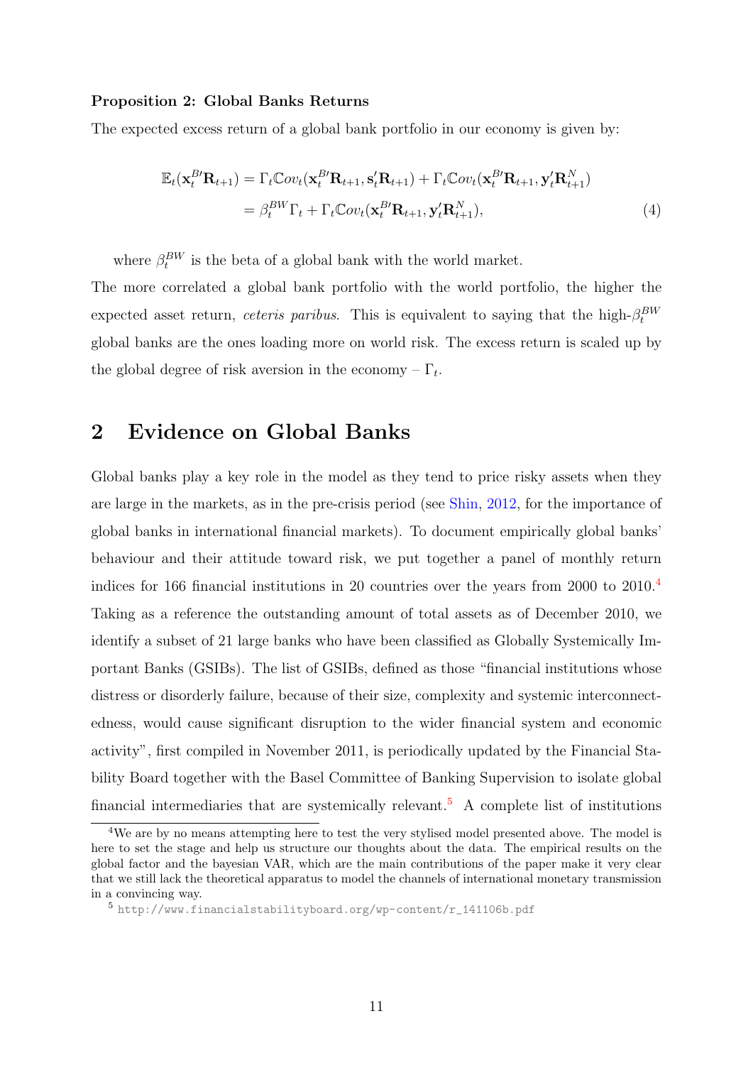**Proposition 2: Global Banks Returns**

The expected excess return of a global bank portfolio in our economy is given by:

$$
\begin{aligned}
\mathbb{E}_t(\mathbf{x}_t^{B\prime}\mathbf{R}_{t+1}) &= \Gamma_t \mathbb{C}ov_t(\mathbf{x}_t^{B\prime}\mathbf{R}_{t+1}, \mathbf{s}_t^{\prime}\mathbf{R}_{t+1}) + \Gamma_t \mathbb{C}ov_t(\mathbf{x}_t^{B\prime}\mathbf{R}_{t+1}, \mathbf{y}_t^{\prime}\mathbf{R}_{t+1}^{N}) \\
&= \beta_t^{BW}\Gamma_t + \Gamma_t \mathbb{C}ov_t(\mathbf{x}_t^{B\prime}\mathbf{R}_{t+1}, \mathbf{y}_t^{\prime}\mathbf{R}_{t+1}^{N}),
\end{aligned}
\tag{4}
$$

where $\beta_t^{BW}$ is the beta of a global bank with the world market.

The more correlated a global bank portfolio with the world portfolio, the higher the expected asset return, *ceteris paribus*. This is equivalent to saying that the high-$\beta_t^{BW}$ global banks are the ones loading more on world risk. The excess return is scaled up by the global degree of risk aversion in the economy – $\Gamma_t$.

# 2 Evidence on Global Banks

Global banks play a key role in the model as they tend to price risky assets when they are large in the markets, as in the pre-crisis period (see Shin, 2012, for the importance of global banks in international financial markets). To document empirically global banks' behaviour and their attitude toward risk, we put together a panel of monthly return indices for 166 financial institutions in 20 countries over the years from 2000 to 2010.[4] Taking as a reference the outstanding amount of total assets as of December 2010, we identify a subset of 21 large banks who have been classified as Globally Systemically Important Banks (GSIBs). The list of GSIBs, defined as those "financial institutions whose distress or disorderly failure, because of their size, complexity and systemic interconnectedness, would cause significant disruption to the wider financial system and economic activity", first compiled in November 2011, is periodically updated by the Financial Stability Board together with the Basel Committee of Banking Supervision to isolate global financial intermediaries that are systemically relevant.[5] A complete list of institutions

[4] We are by no means attempting here to test the very stylised model presented above. The model is here to set the stage and help us structure our thoughts about the data. The empirical results on the global factor and the bayesian VAR, which are the main contributions of the paper make it very clear that we still lack the theoretical apparatus to model the channels of international monetary transmission in a convincing way.

[5] http://www.financialstabilityboard.org/wp-content/r_141106b.pdf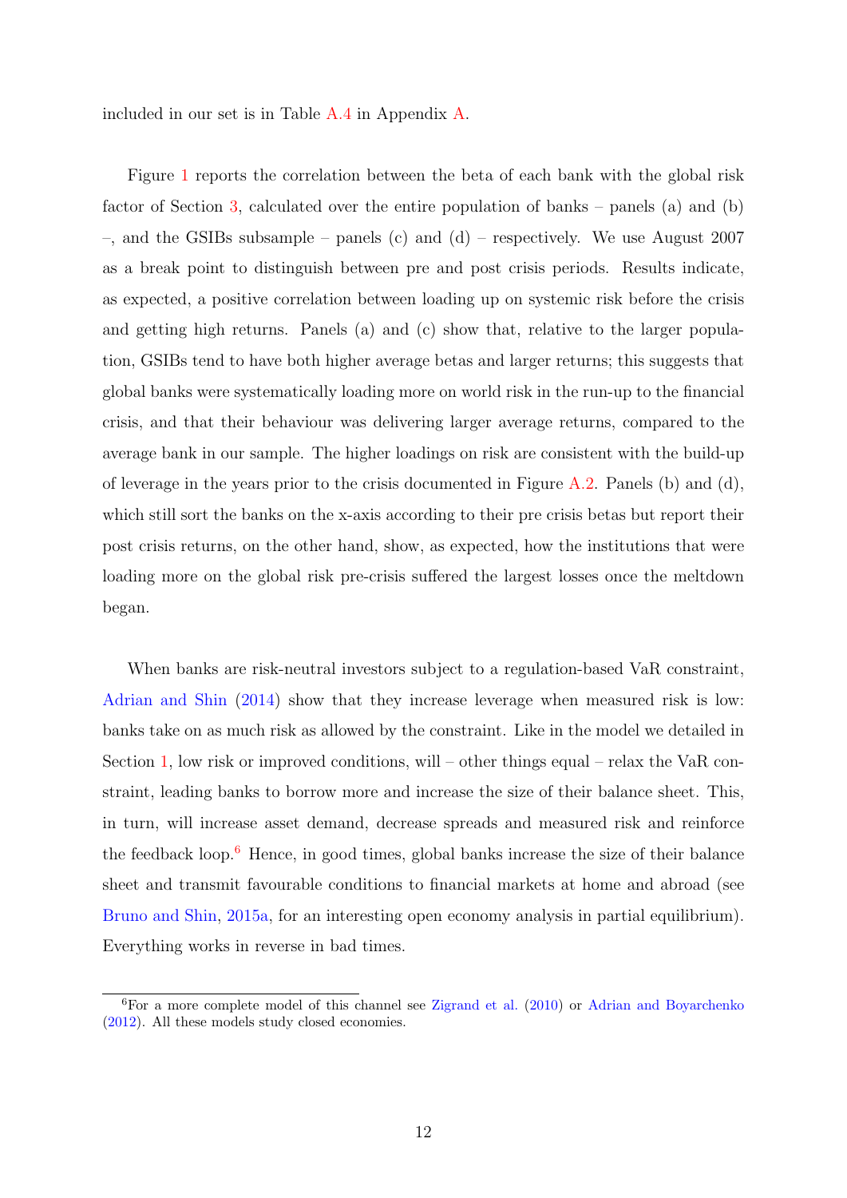included in our set is in Table A.4 in Appendix A.

Figure 1 reports the correlation between the beta of each bank with the global risk factor of Section 3, calculated over the entire population of banks – panels (a) and (b) –, and the GSIBs subsample – panels (c) and (d) – respectively. We use August 2007 as a break point to distinguish between pre and post crisis periods. Results indicate, as expected, a positive correlation between loading up on systemic risk before the crisis and getting high returns. Panels (a) and (c) show that, relative to the larger population, GSIBs tend to have both higher average betas and larger returns; this suggests that global banks were systematically loading more on world risk in the run-up to the financial crisis, and that their behaviour was delivering larger average returns, compared to the average bank in our sample. The higher loadings on risk are consistent with the build-up of leverage in the years prior to the crisis documented in Figure A.2. Panels (b) and (d), which still sort the banks on the x-axis according to their pre crisis betas but report their post crisis returns, on the other hand, show, as expected, how the institutions that were loading more on the global risk pre-crisis suffered the largest losses once the meltdown began.

When banks are risk-neutral investors subject to a regulation-based VaR constraint, Adrian and Shin (2014) show that they increase leverage when measured risk is low: banks take on as much risk as allowed by the constraint. Like in the model we detailed in Section 1, low risk or improved conditions, will – other things equal – relax the VaR constraint, leading banks to borrow more and increase the size of their balance sheet. This, in turn, will increase asset demand, decrease spreads and measured risk and reinforce the feedback loop.[6] Hence, in good times, global banks increase the size of their balance sheet and transmit favourable conditions to financial markets at home and abroad (see Bruno and Shin, 2015a, for an interesting open economy analysis in partial equilibrium). Everything works in reverse in bad times.

[6] For a more complete model of this channel see Zigrand et al. (2010) or Adrian and Boyarchenko (2012). All these models study closed economies.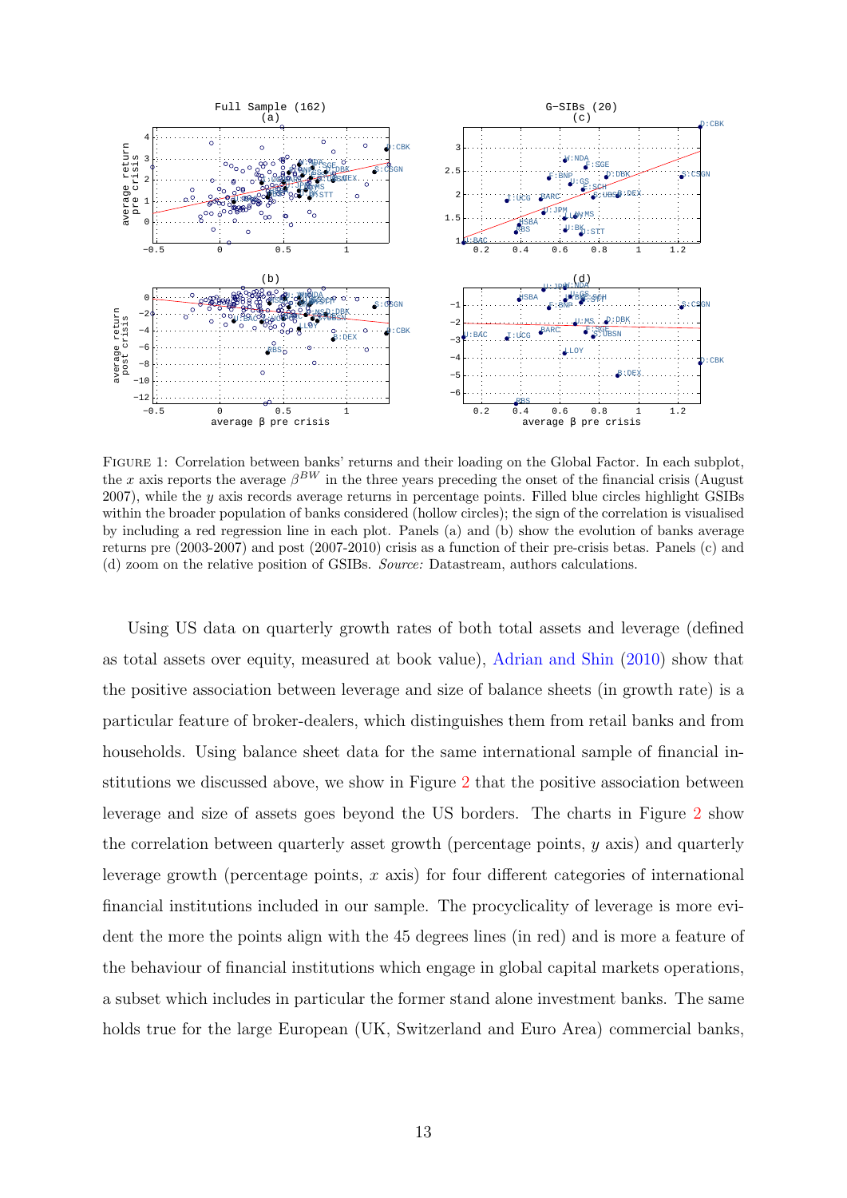Figure 1: Correlation between banks' returns and their loading on the Global Factor. In each subplot, the $x$ axis reports the average $\beta^{BW}$ in the three years preceding the onset of the financial crisis (August 2007), while the $y$ axis records average returns in percentage points. Filled blue circles highlight GSIBs within the broader population of banks considered (hollow circles); the sign of the correlation is visualised by including a red regression line in each plot. Panels (a) and (b) show the evolution of banks average returns pre (2003-2007) and post (2007-2010) crisis as a function of their pre-crisis betas. Panels (c) and (d) zoom on the relative position of GSIBs. *Source:* Datastream, authors calculations.

Using US data on quarterly growth rates of both total assets and leverage (defined as total assets over equity, measured at book value), Adrian and Shin (2010) show that the positive association between leverage and size of balance sheets (in growth rate) is a particular feature of broker-dealers, which distinguishes them from retail banks and from households. Using balance sheet data for the same international sample of financial institutions we discussed above, we show in Figure 2 that the positive association between leverage and size of assets goes beyond the US borders. The charts in Figure 2 show the correlation between quarterly asset growth (percentage points, $y$ axis) and quarterly leverage growth (percentage points, $x$ axis) for four different categories of international financial institutions included in our sample. The procyclicality of leverage is more evident the more the points align with the 45 degrees lines (in red) and is more a feature of the behaviour of financial institutions which engage in global capital markets operations, a subset which includes in particular the former stand alone investment banks. The same holds true for the large European (UK, Switzerland and Euro Area) commercial banks,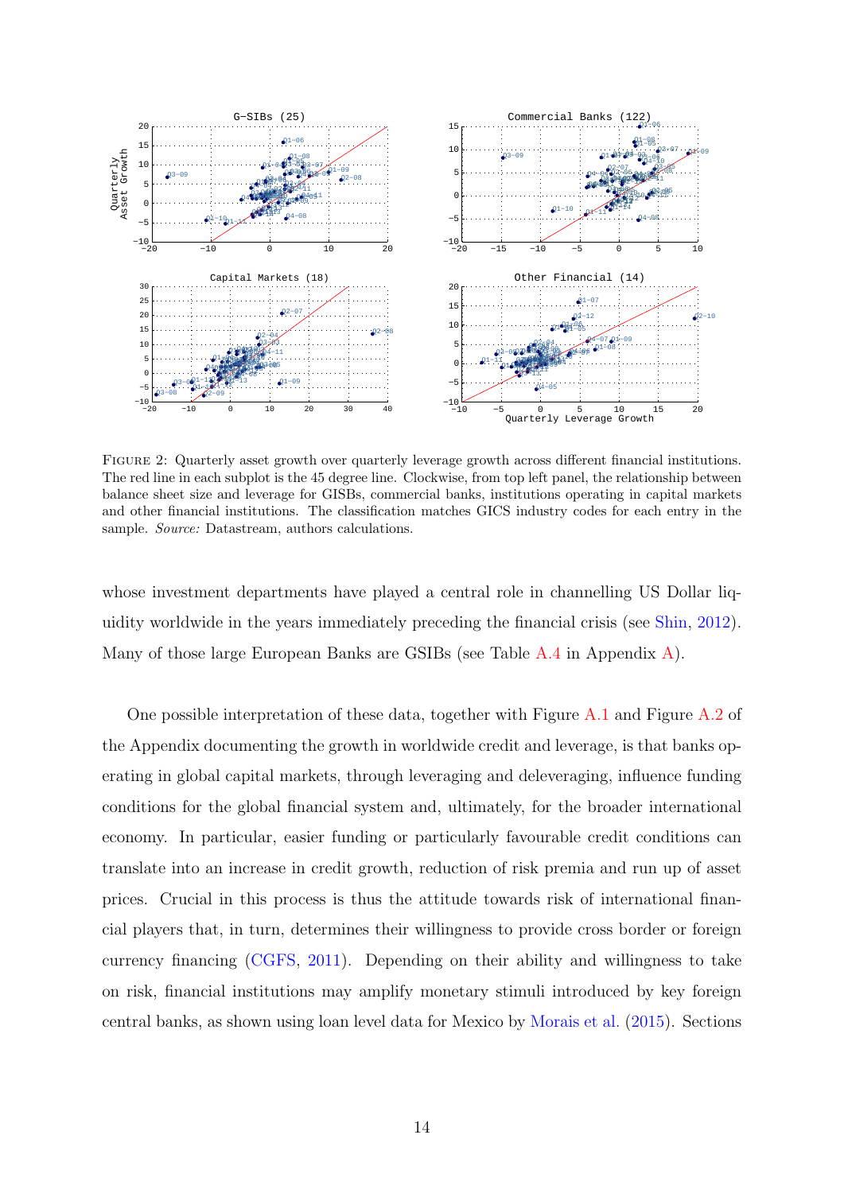FIGURE 2: Quarterly asset growth over quarterly leverage growth across different financial institutions. The red line in each subplot is the 45 degree line. Clockwise, from top left panel, the relationship between balance sheet size and leverage for GISBs, commercial banks, institutions operating in capital markets and other financial institutions. The classification matches GICS industry codes for each entry in the sample. *Source:* Datastream, authors calculations.

whose investment departments have played a central role in channelling US Dollar liquidity worldwide in the years immediately preceding the financial crisis (see Shin, 2012). Many of those large European Banks are GSIBs (see Table A.4 in Appendix A).

One possible interpretation of these data, together with Figure A.1 and Figure A.2 of the Appendix documenting the growth in worldwide credit and leverage, is that banks operating in global capital markets, through leveraging and deleveraging, influence funding conditions for the global financial system and, ultimately, for the broader international economy. In particular, easier funding or particularly favourable credit conditions can translate into an increase in credit growth, reduction of risk premia and run up of asset prices. Crucial in this process is thus the attitude towards risk of international financial players that, in turn, determines their willingness to provide cross border or foreign currency financing (CGFS, 2011). Depending on their ability and willingness to take on risk, financial institutions may amplify monetary stimuli introduced by key foreign central banks, as shown using loan level data for Mexico by Morais et al. (2015). Sections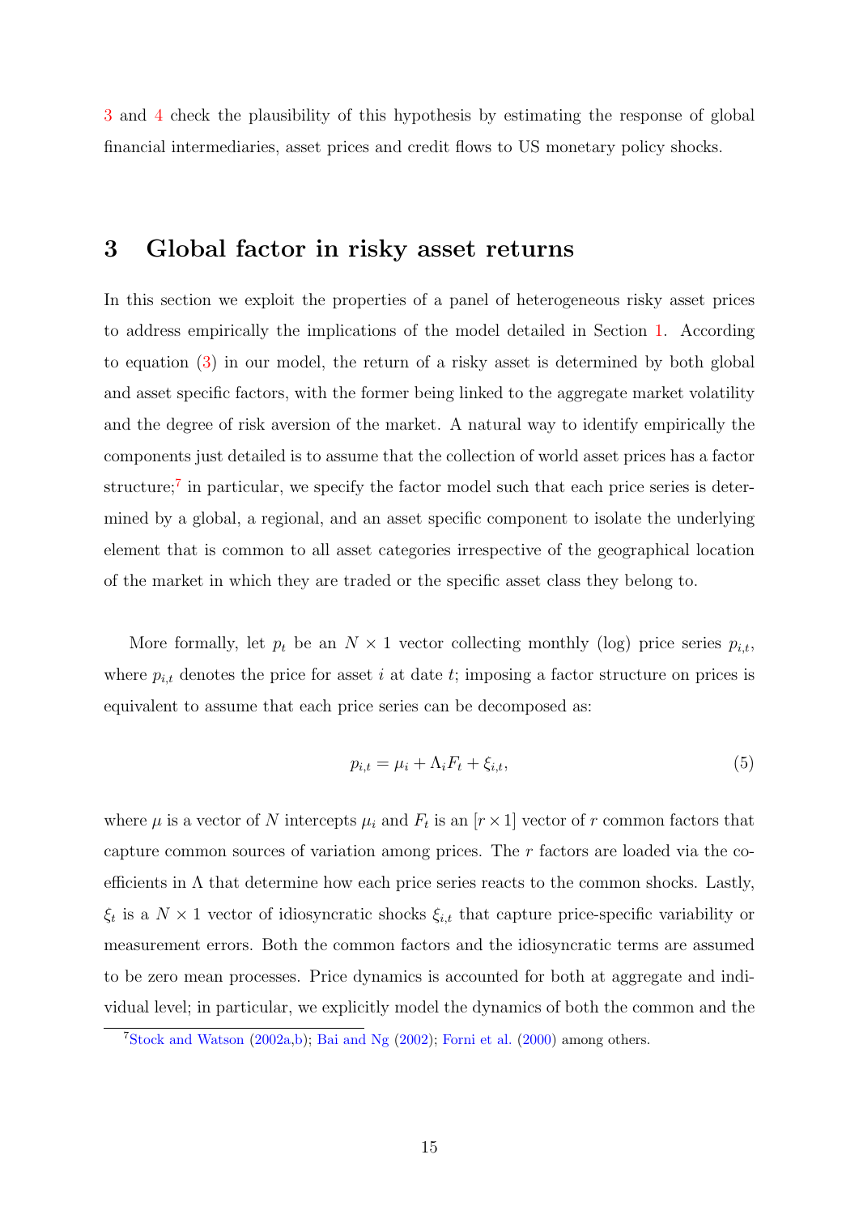3 and 4 check the plausibility of this hypothesis by estimating the response of global financial intermediaries, asset prices and credit flows to US monetary policy shocks.

## 3 Global factor in risky asset returns

In this section we exploit the properties of a panel of heterogeneous risky asset prices to address empirically the implications of the model detailed in Section 1. According to equation (3) in our model, the return of a risky asset is determined by both global and asset specific factors, with the former being linked to the aggregate market volatility and the degree of risk aversion of the market. A natural way to identify empirically the components just detailed is to assume that the collection of world asset prices has a factor structure;[7] in particular, we specify the factor model such that each price series is determined by a global, a regional, and an asset specific component to isolate the underlying element that is common to all asset categories irrespective of the geographical location of the market in which they are traded or the specific asset class they belong to.

More formally, let $p_t$ be an $N \times 1$ vector collecting monthly (log) price series $p_{i,t}$, where $p_{i,t}$ denotes the price for asset $i$ at date $t$; imposing a factor structure on prices is equivalent to assume that each price series can be decomposed as:

$$p_{i,t} = \mu_i + \Lambda_i F_t + \xi_{i,t}, \tag{5}$$

where $\mu$ is a vector of $N$ intercepts $\mu_i$ and $F_t$ is an $[r \times 1]$ vector of $r$ common factors that capture common sources of variation among prices. The $r$ factors are loaded via the coefficients in $\Lambda$ that determine how each price series reacts to the common shocks. Lastly, $\xi_t$ is a $N \times 1$ vector of idiosyncratic shocks $\xi_{i,t}$ that capture price-specific variability or measurement errors. Both the common factors and the idiosyncratic terms are assumed to be zero mean processes. Price dynamics is accounted for both at aggregate and individual level; in particular, we explicitly model the dynamics of both the common and the

[7] Stock and Watson (2002a,b); Bai and Ng (2002); Forni et al. (2000) among others.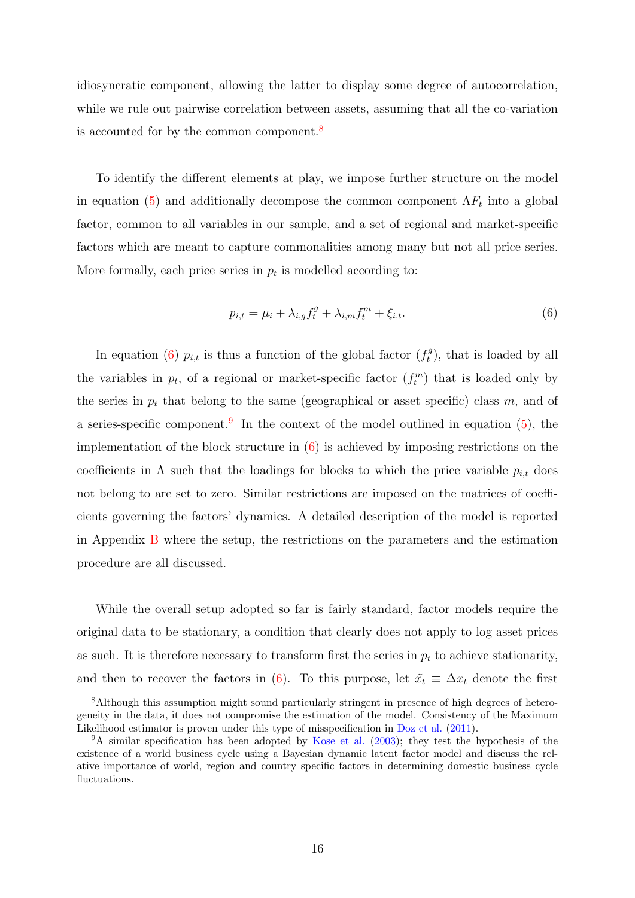idiosyncratic component, allowing the latter to display some degree of autocorrelation, while we rule out pairwise correlation between assets, assuming that all the co-variation is accounted for by the common component.[8]

To identify the different elements at play, we impose further structure on the model in equation (5) and additionally decompose the common component $\Lambda F_t$ into a global factor, common to all variables in our sample, and a set of regional and market-specific factors which are meant to capture commonalities among many but not all price series. More formally, each price series in $p_t$ is modelled according to:

$$p_{i,t} = \mu_i + \lambda_{i,g} f_t^g + \lambda_{i,m} f_t^m + \xi_{i,t}. \tag{6}$$

In equation (6) $p_{i,t}$ is thus a function of the global factor ($f_t^g$), that is loaded by all the variables in $p_t$, of a regional or market-specific factor ($f_t^m$) that is loaded only by the series in $p_t$ that belong to the same (geographical or asset specific) class $m$, and of a series-specific component.[9] In the context of the model outlined in equation (5), the implementation of the block structure in (6) is achieved by imposing restrictions on the coefficients in $\Lambda$ such that the loadings for blocks to which the price variable $p_{i,t}$ does not belong to are set to zero. Similar restrictions are imposed on the matrices of coefficients governing the factors' dynamics. A detailed description of the model is reported in Appendix B where the setup, the restrictions on the parameters and the estimation procedure are all discussed.

While the overall setup adopted so far is fairly standard, factor models require the original data to be stationary, a condition that clearly does not apply to log asset prices as such. It is therefore necessary to transform first the series in $p_t$ to achieve stationarity, and then to recover the factors in (6). To this purpose, let $\tilde{x}_t \equiv \Delta x_t$ denote the first

[8]Although this assumption might sound particularly stringent in presence of high degrees of heterogeneity in the data, it does not compromise the estimation of the model. Consistency of the Maximum Likelihood estimator is proven under this type of misspecification in Doz et al. (2011).

[9]A similar specification has been adopted by Kose et al. (2003); they test the hypothesis of the existence of a world business cycle using a Bayesian dynamic latent factor model and discuss the relative importance of world, region and country specific factors in determining domestic business cycle fluctuations.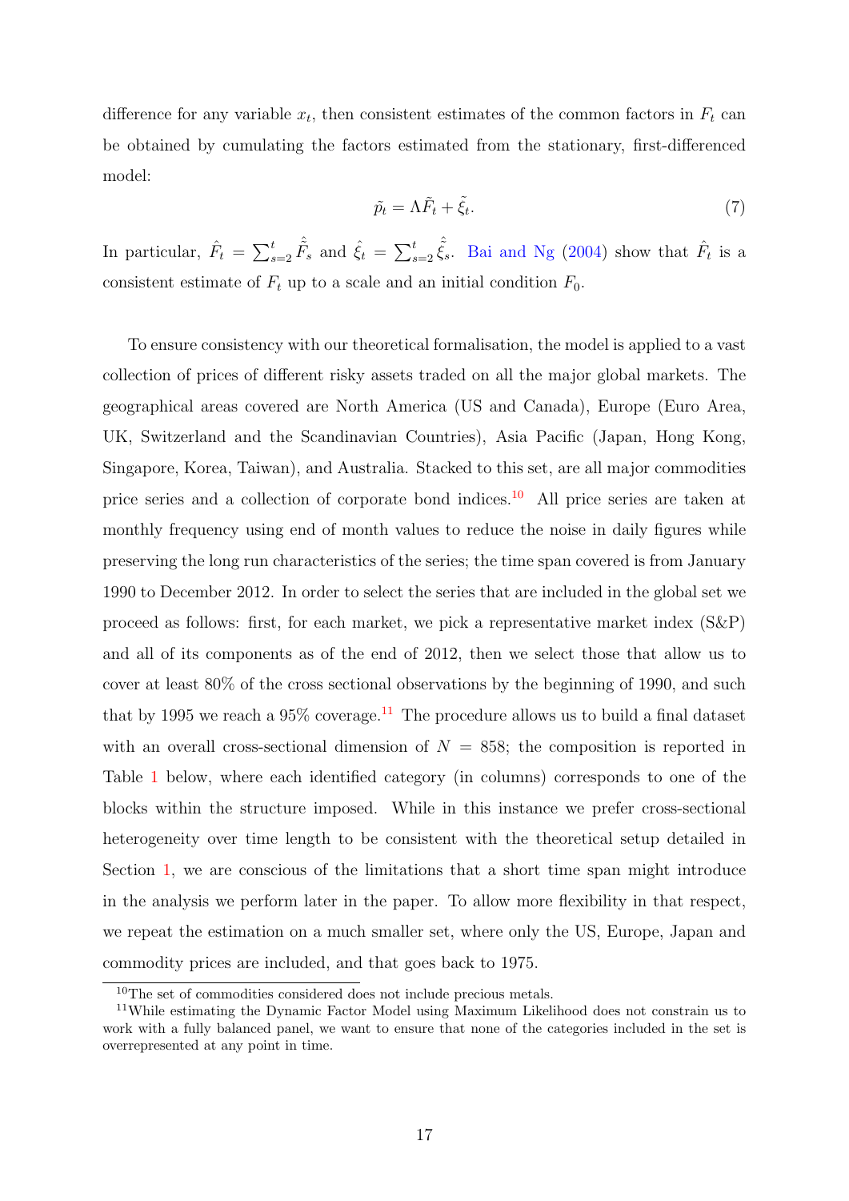difference for any variable $x_t$, then consistent estimates of the common factors in $F_t$ can be obtained by cumulating the factors estimated from the stationary, first-differenced model:

$$\tilde{p}_t = \Lambda \tilde{F}_t + \tilde{\xi}_t. \tag{7}$$

In particular, $\hat{F}_t = \sum_{s=2}^{t} \hat{\tilde{F}}_s$ and $\hat{\xi}_t = \sum_{s=2}^{t} \hat{\tilde{\xi}}_s$. Bai and Ng (2004) show that $\hat{F}_t$ is a consistent estimate of $F_t$ up to a scale and an initial condition $F_0$.

To ensure consistency with our theoretical formalisation, the model is applied to a vast collection of prices of different risky assets traded on all the major global markets. The geographical areas covered are North America (US and Canada), Europe (Euro Area, UK, Switzerland and the Scandinavian Countries), Asia Pacific (Japan, Hong Kong, Singapore, Korea, Taiwan), and Australia. Stacked to this set, are all major commodities price series and a collection of corporate bond indices.[10] All price series are taken at monthly frequency using end of month values to reduce the noise in daily figures while preserving the long run characteristics of the series; the time span covered is from January 1990 to December 2012. In order to select the series that are included in the global set we proceed as follows: first, for each market, we pick a representative market index (S&P) and all of its components as of the end of 2012, then we select those that allow us to cover at least 80% of the cross sectional observations by the beginning of 1990, and such that by 1995 we reach a 95% coverage.[11] The procedure allows us to build a final dataset with an overall cross-sectional dimension of $N = 858$; the composition is reported in Table 1 below, where each identified category (in columns) corresponds to one of the blocks within the structure imposed. While in this instance we prefer cross-sectional heterogeneity over time length to be consistent with the theoretical setup detailed in Section 1, we are conscious of the limitations that a short time span might introduce in the analysis we perform later in the paper. To allow more flexibility in that respect, we repeat the estimation on a much smaller set, where only the US, Europe, Japan and commodity prices are included, and that goes back to 1975.

[10] The set of commodities considered does not include precious metals.

[11] While estimating the Dynamic Factor Model using Maximum Likelihood does not constrain us to work with a fully balanced panel, we want to ensure that none of the categories included in the set is overrepresented at any point in time.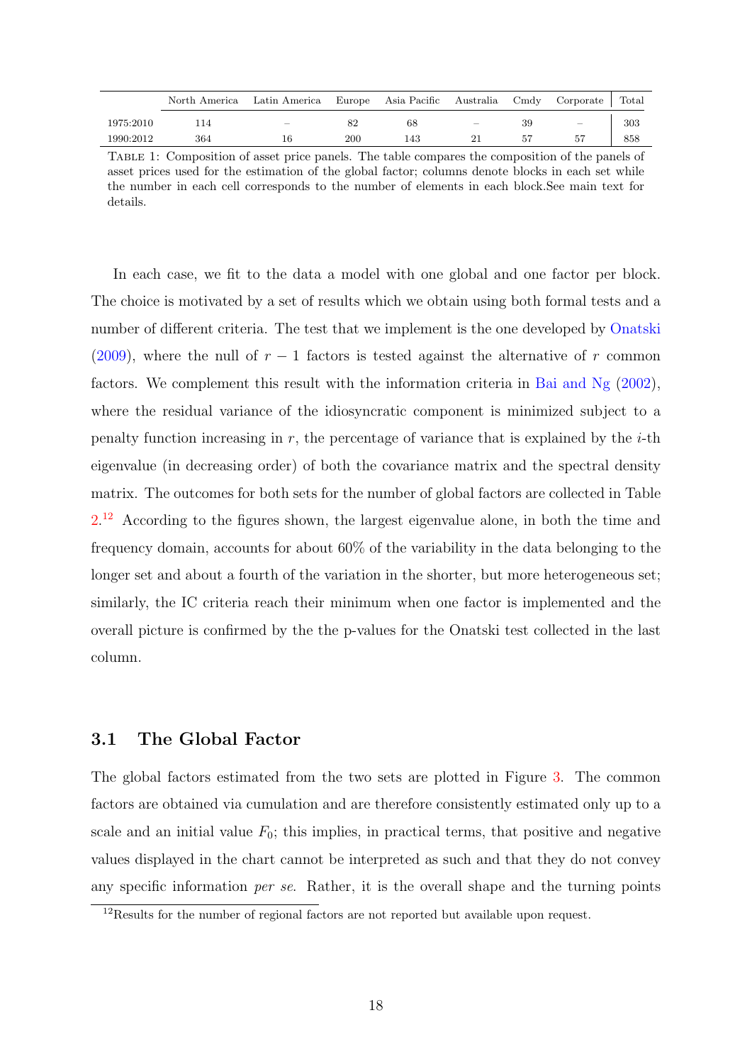| | North America | Latin America | Europe | Asia Pacific | Australia | Cmdy | Corporate | Total |
|---|---|---|---|---|---|---|---|---|
| 1975:2010 | 114 | – | 82 | 68 | – | 39 | – | 303 |
| 1990:2012 | 364 | 16 | 200 | 143 | 21 | 57 | 57 | 858 |

Table 1: Composition of asset price panels. The table compares the composition of the panels of asset prices used for the estimation of the global factor; columns denote blocks in each set while the number in each cell corresponds to the number of elements in each block.See main text for details.

In each case, we fit to the data a model with one global and one factor per block. The choice is motivated by a set of results which we obtain using both formal tests and a number of different criteria. The test that we implement is the one developed by Onatski (2009), where the null of $r-1$ factors is tested against the alternative of $r$ common factors. We complement this result with the information criteria in Bai and Ng (2002), where the residual variance of the idiosyncratic component is minimized subject to a penalty function increasing in $r$, the percentage of variance that is explained by the $i$-th eigenvalue (in decreasing order) of both the covariance matrix and the spectral density matrix. The outcomes for both sets for the number of global factors are collected in Table 2.[12] According to the figures shown, the largest eigenvalue alone, in both the time and frequency domain, accounts for about 60% of the variability in the data belonging to the longer set and about a fourth of the variation in the shorter, but more heterogeneous set; similarly, the IC criteria reach their minimum when one factor is implemented and the overall picture is confirmed by the the p-values for the Onatski test collected in the last column.

### 3.1 The Global Factor

The global factors estimated from the two sets are plotted in Figure 3. The common factors are obtained via cumulation and are therefore consistently estimated only up to a scale and an initial value $F_0$; this implies, in practical terms, that positive and negative values displayed in the chart cannot be interpreted as such and that they do not convey any specific information *per se*. Rather, it is the overall shape and the turning points

[12] Results for the number of regional factors are not reported but available upon request.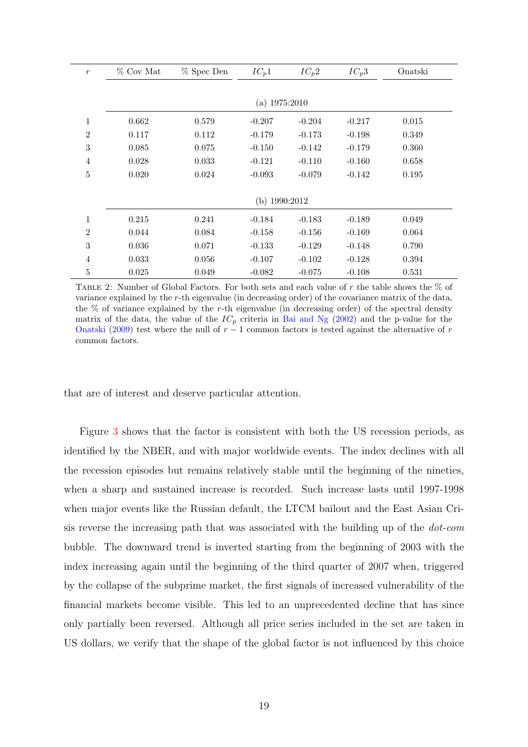| $r$ | % Cov Mat | % Spec Den | $IC_p1$ | $IC_p2$ | $IC_p3$ | Onatski |
|---|---|---|---|---|---|---|
| | | | (a) 1975:2010 | | | |
| 1 | 0.662 | 0.579 | -0.207 | -0.204 | -0.217 | 0.015 |
| 2 | 0.117 | 0.112 | -0.179 | -0.173 | -0.198 | 0.349 |
| 3 | 0.085 | 0.075 | -0.150 | -0.142 | -0.179 | 0.360 |
| 4 | 0.028 | 0.033 | -0.121 | -0.110 | -0.160 | 0.658 |
| 5 | 0.020 | 0.024 | -0.093 | -0.079 | -0.142 | 0.195 |
| | | | (b) 1990:2012 | | | |
| 1 | 0.215 | 0.241 | -0.184 | -0.183 | -0.189 | 0.049 |
| 2 | 0.044 | 0.084 | -0.158 | -0.156 | -0.169 | 0.064 |
| 3 | 0.036 | 0.071 | -0.133 | -0.129 | -0.148 | 0.790 |
| 4 | 0.033 | 0.056 | -0.107 | -0.102 | -0.128 | 0.394 |
| 5 | 0.025 | 0.049 | -0.082 | -0.075 | -0.108 | 0.531 |

TABLE 2: Number of Global Factors. For both sets and each value of $r$ the table shows the % of variance explained by the $r$-th eigenvalue (in decreasing order) of the covariance matrix of the data, the % of variance explained by the $r$-th eigenvalue (in decreasing order) of the spectral density matrix of the data, the value of the $IC_p$ criteria in Bai and Ng (2002) and the p-value for the Onatski (2009) test where the null of $r-1$ common factors is tested against the alternative of $r$ common factors.

that are of interest and deserve particular attention.

Figure 3 shows that the factor is consistent with both the US recession periods, as identified by the NBER, and with major worldwide events. The index declines with all the recession episodes but remains relatively stable until the beginning of the nineties, when a sharp and sustained increase is recorded. Such increase lasts until 1997-1998 when major events like the Russian default, the LTCM bailout and the East Asian Crisis reverse the increasing path that was associated with the building up of the *dot-com* bubble. The downward trend is inverted starting from the beginning of 2003 with the index increasing again until the beginning of the third quarter of 2007 when, triggered by the collapse of the subprime market, the first signals of increased vulnerability of the financial markets become visible. This led to an unprecedented decline that has since only partially been reversed. Although all price series included in the set are taken in US dollars, we verify that the shape of the global factor is not influenced by this choice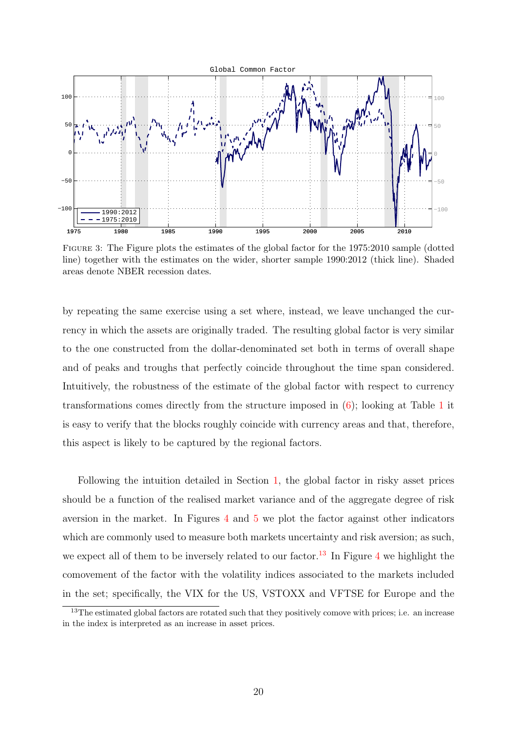FIGURE 3: The Figure plots the estimates of the global factor for the 1975:2010 sample (dotted line) together with the estimates on the wider, shorter sample 1990:2012 (thick line). Shaded areas denote NBER recession dates.

by repeating the same exercise using a set where, instead, we leave unchanged the currency in which the assets are originally traded. The resulting global factor is very similar to the one constructed from the dollar-denominated set both in terms of overall shape and of peaks and troughs that perfectly coincide throughout the time span considered. Intuitively, the robustness of the estimate of the global factor with respect to currency transformations comes directly from the structure imposed in (6); looking at Table 1 it is easy to verify that the blocks roughly coincide with currency areas and that, therefore, this aspect is likely to be captured by the regional factors.

Following the intuition detailed in Section 1, the global factor in risky asset prices should be a function of the realised market variance and of the aggregate degree of risk aversion in the market. In Figures 4 and 5 we plot the factor against other indicators which are commonly used to measure both markets uncertainty and risk aversion; as such, we expect all of them to be inversely related to our factor.[13] In Figure 4 we highlight the comovement of the factor with the volatility indices associated to the markets included in the set; specifically, the VIX for the US, VSTOXX and VFTSE for Europe and the

[13]The estimated global factors are rotated such that they positively comove with prices; i.e. an increase in the index is interpreted as an increase in asset prices.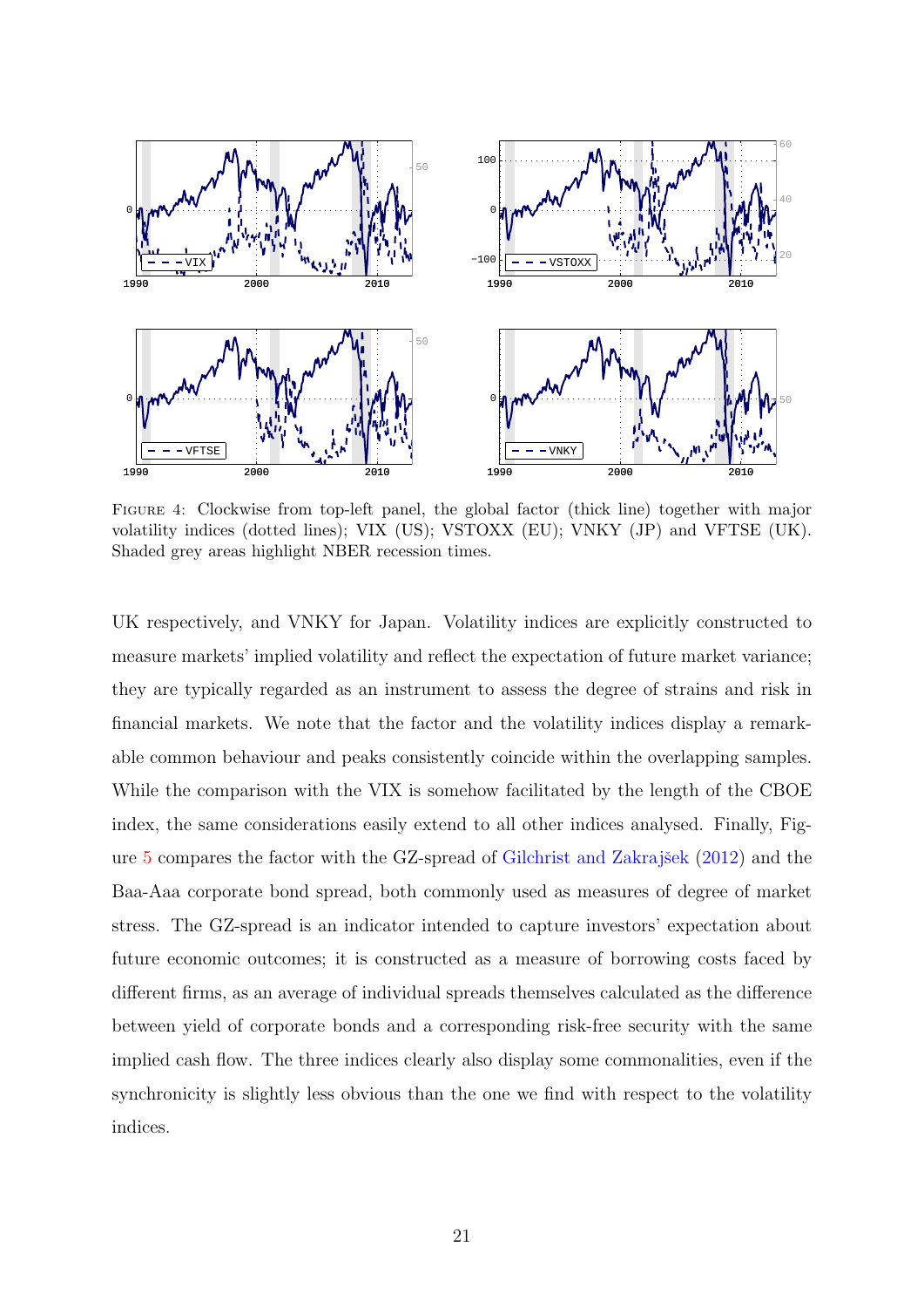FIGURE 4: Clockwise from top-left panel, the global factor (thick line) together with major volatility indices (dotted lines); VIX (US); VSTOXX (EU); VNKY (JP) and VFTSE (UK). Shaded grey areas highlight NBER recession times.

UK respectively, and VNKY for Japan. Volatility indices are explicitly constructed to measure markets' implied volatility and reflect the expectation of future market variance; they are typically regarded as an instrument to assess the degree of strains and risk in financial markets. We note that the factor and the volatility indices display a remarkable common behaviour and peaks consistently coincide within the overlapping samples. While the comparison with the VIX is somehow facilitated by the length of the CBOE index, the same considerations easily extend to all other indices analysed. Finally, Figure 5 compares the factor with the GZ-spread of Gilchrist and Zakrajšek (2012) and the Baa-Aaa corporate bond spread, both commonly used as measures of degree of market stress. The GZ-spread is an indicator intended to capture investors' expectation about future economic outcomes; it is constructed as a measure of borrowing costs faced by different firms, as an average of individual spreads themselves calculated as the difference between yield of corporate bonds and a corresponding risk-free security with the same implied cash flow. The three indices clearly also display some commonalities, even if the synchronicity is slightly less obvious than the one we find with respect to the volatility indices.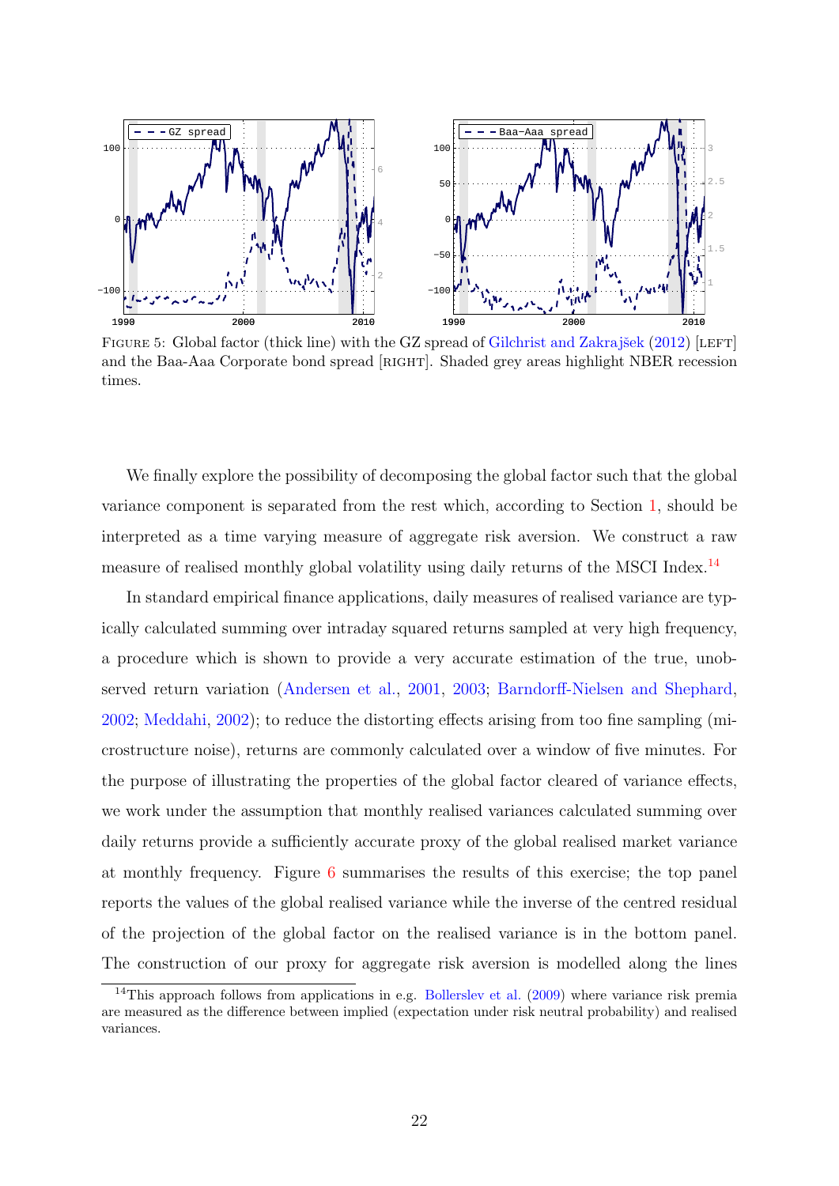FIGURE 5: Global factor (thick line) with the GZ spread of Gilchrist and Zakrajšek (2012) [LEFT] and the Baa-Aaa Corporate bond spread [RIGHT]. Shaded grey areas highlight NBER recession times.

We finally explore the possibility of decomposing the global factor such that the global variance component is separated from the rest which, according to Section 1, should be interpreted as a time varying measure of aggregate risk aversion. We construct a raw measure of realised monthly global volatility using daily returns of the MSCI Index.[14]

In standard empirical finance applications, daily measures of realised variance are typically calculated summing over intraday squared returns sampled at very high frequency, a procedure which is shown to provide a very accurate estimation of the true, unobserved return variation (Andersen et al., 2001, 2003; Barndorff-Nielsen and Shephard, 2002; Meddahi, 2002); to reduce the distorting effects arising from too fine sampling (microstructure noise), returns are commonly calculated over a window of five minutes. For the purpose of illustrating the properties of the global factor cleared of variance effects, we work under the assumption that monthly realised variances calculated summing over daily returns provide a sufficiently accurate proxy of the global realised market variance at monthly frequency. Figure 6 summarises the results of this exercise; the top panel reports the values of the global realised variance while the inverse of the centred residual of the projection of the global factor on the realised variance is in the bottom panel. The construction of our proxy for aggregate risk aversion is modelled along the lines

[14] This approach follows from applications in e.g. Bollerslev et al. (2009) where variance risk premia are measured as the difference between implied (expectation under risk neutral probability) and realised variances.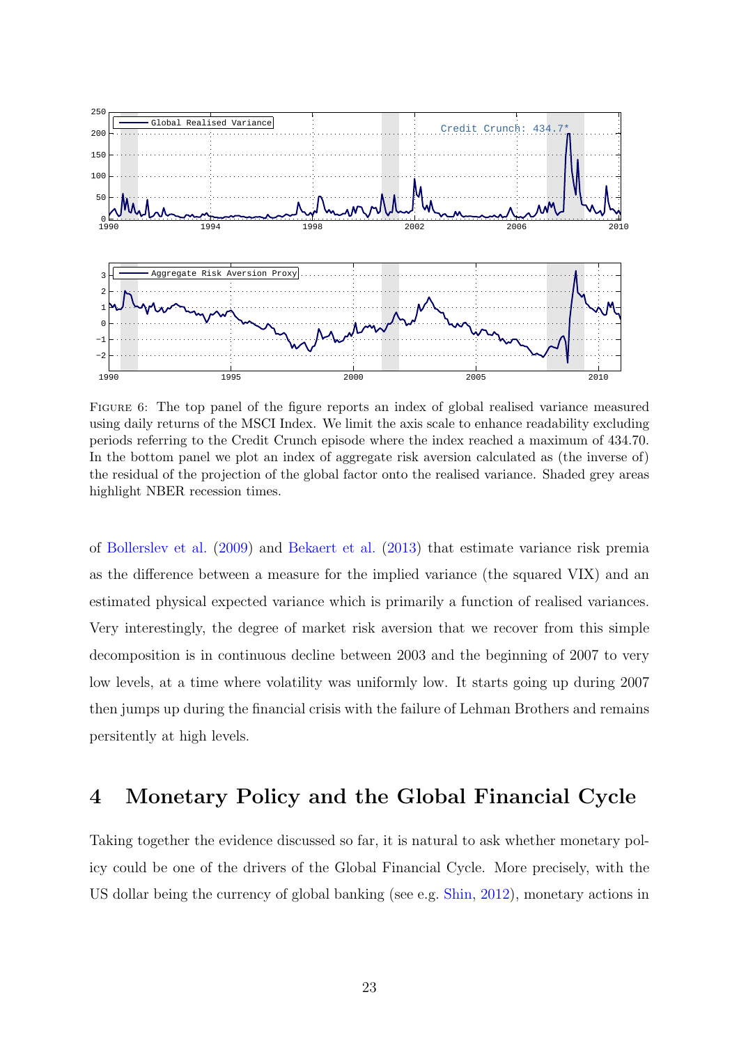FIGURE 6: The top panel of the figure reports an index of global realised variance measured using daily returns of the MSCI Index. We limit the axis scale to enhance readability excluding periods referring to the Credit Crunch episode where the index reached a maximum of 434.70. In the bottom panel we plot an index of aggregate risk aversion calculated as (the inverse of) the residual of the projection of the global factor onto the realised variance. Shaded grey areas highlight NBER recession times.

of Bollerslev et al. (2009) and Bekaert et al. (2013) that estimate variance risk premia as the difference between a measure for the implied variance (the squared VIX) and an estimated physical expected variance which is primarily a function of realised variances. Very interestingly, the degree of market risk aversion that we recover from this simple decomposition is in continuous decline between 2003 and the beginning of 2007 to very low levels, at a time where volatility was uniformly low. It starts going up during 2007 then jumps up during the financial crisis with the failure of Lehman Brothers and remains persitently at high levels.

# 4 Monetary Policy and the Global Financial Cycle

Taking together the evidence discussed so far, it is natural to ask whether monetary policy could be one of the drivers of the Global Financial Cycle. More precisely, with the US dollar being the currency of global banking (see e.g. Shin, 2012), monetary actions in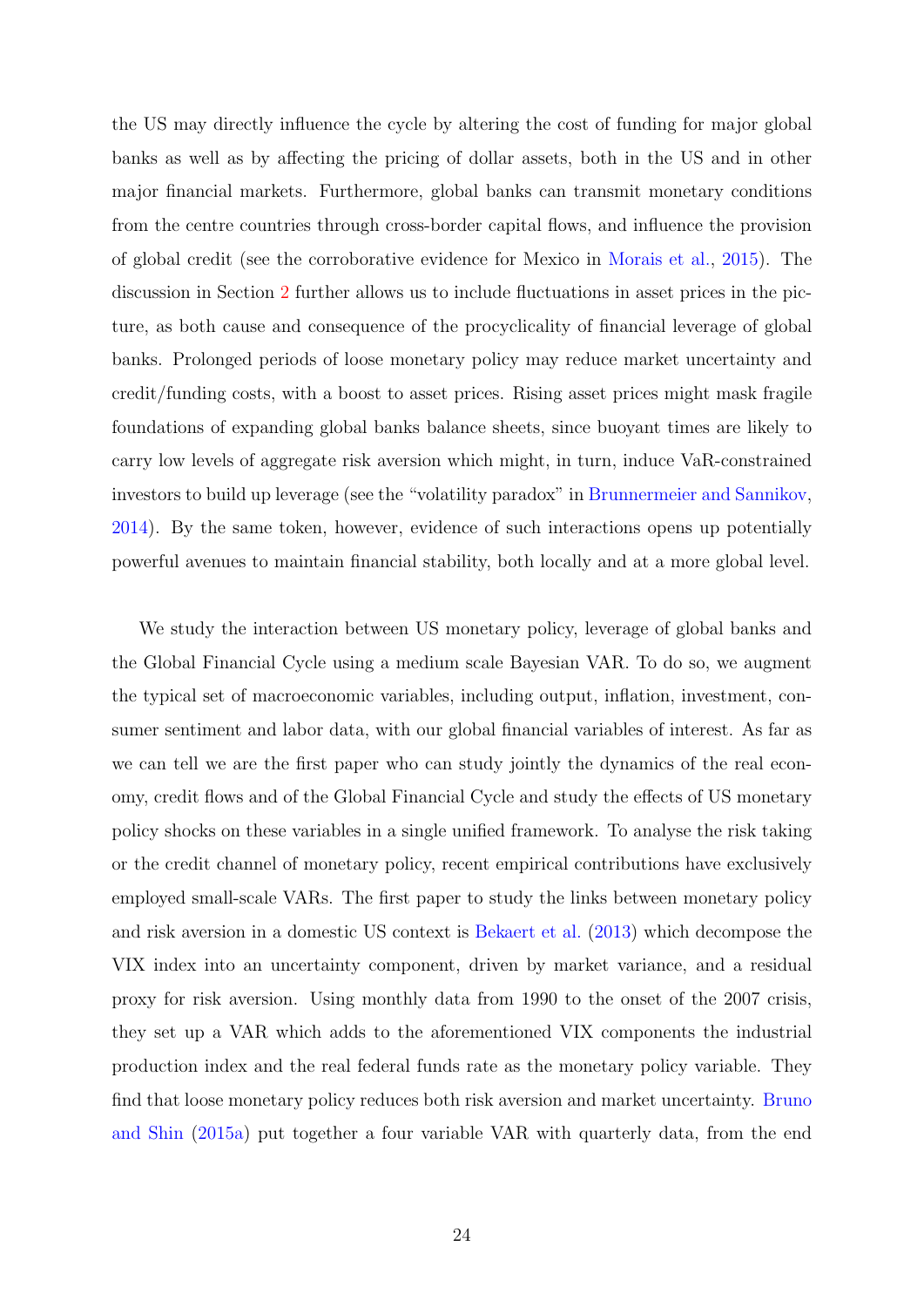the US may directly influence the cycle by altering the cost of funding for major global banks as well as by affecting the pricing of dollar assets, both in the US and in other major financial markets. Furthermore, global banks can transmit monetary conditions from the centre countries through cross-border capital flows, and influence the provision of global credit (see the corroborative evidence for Mexico in Morais et al., 2015). The discussion in Section 2 further allows us to include fluctuations in asset prices in the picture, as both cause and consequence of the procyclicality of financial leverage of global banks. Prolonged periods of loose monetary policy may reduce market uncertainty and credit/funding costs, with a boost to asset prices. Rising asset prices might mask fragile foundations of expanding global banks balance sheets, since buoyant times are likely to carry low levels of aggregate risk aversion which might, in turn, induce VaR-constrained investors to build up leverage (see the "volatility paradox" in Brunnermeier and Sannikov, 2014). By the same token, however, evidence of such interactions opens up potentially powerful avenues to maintain financial stability, both locally and at a more global level.

We study the interaction between US monetary policy, leverage of global banks and the Global Financial Cycle using a medium scale Bayesian VAR. To do so, we augment the typical set of macroeconomic variables, including output, inflation, investment, consumer sentiment and labor data, with our global financial variables of interest. As far as we can tell we are the first paper who can study jointly the dynamics of the real economy, credit flows and of the Global Financial Cycle and study the effects of US monetary policy shocks on these variables in a single unified framework. To analyse the risk taking or the credit channel of monetary policy, recent empirical contributions have exclusively employed small-scale VARs. The first paper to study the links between monetary policy and risk aversion in a domestic US context is Bekaert et al. (2013) which decompose the VIX index into an uncertainty component, driven by market variance, and a residual proxy for risk aversion. Using monthly data from 1990 to the onset of the 2007 crisis, they set up a VAR which adds to the aforementioned VIX components the industrial production index and the real federal funds rate as the monetary policy variable. They find that loose monetary policy reduces both risk aversion and market uncertainty. Bruno and Shin (2015a) put together a four variable VAR with quarterly data, from the end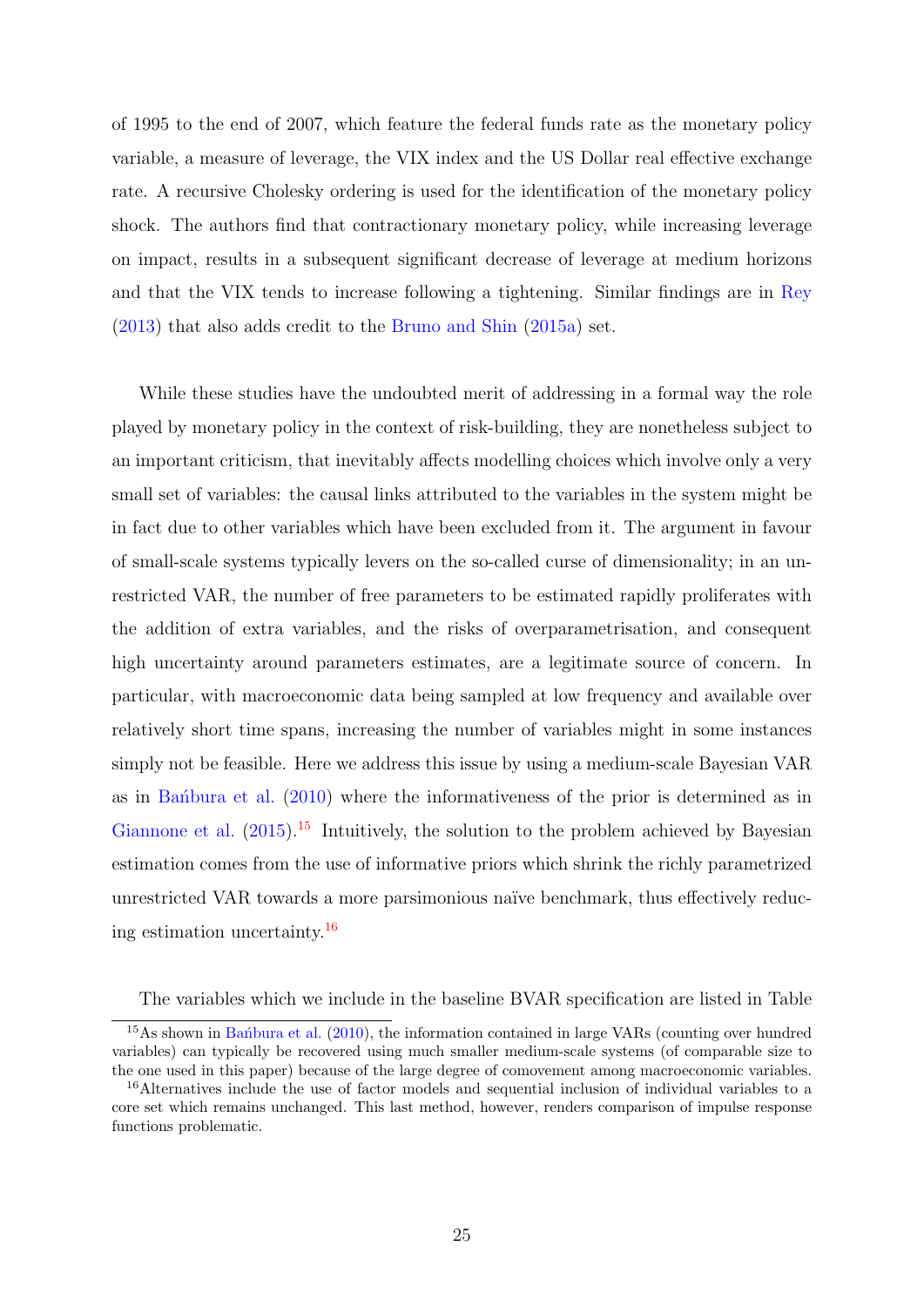of 1995 to the end of 2007, which feature the federal funds rate as the monetary policy variable, a measure of leverage, the VIX index and the US Dollar real effective exchange rate. A recursive Cholesky ordering is used for the identification of the monetary policy shock. The authors find that contractionary monetary policy, while increasing leverage on impact, results in a subsequent significant decrease of leverage at medium horizons and that the VIX tends to increase following a tightening. Similar findings are in Rey (2013) that also adds credit to the Bruno and Shin (2015a) set.

While these studies have the undoubted merit of addressing in a formal way the role played by monetary policy in the context of risk-building, they are nonetheless subject to an important criticism, that inevitably affects modelling choices which involve only a very small set of variables: the causal links attributed to the variables in the system might be in fact due to other variables which have been excluded from it. The argument in favour of small-scale systems typically levers on the so-called curse of dimensionality; in an unrestricted VAR, the number of free parameters to be estimated rapidly proliferates with the addition of extra variables, and the risks of overparametrisation, and consequent high uncertainty around parameters estimates, are a legitimate source of concern. In particular, with macroeconomic data being sampled at low frequency and available over relatively short time spans, increasing the number of variables might in some instances simply not be feasible. Here we address this issue by using a medium-scale Bayesian VAR as in Bańbura et al. (2010) where the informativeness of the prior is determined as in Giannone et al. (2015).[15] Intuitively, the solution to the problem achieved by Bayesian estimation comes from the use of informative priors which shrink the richly parametrized unrestricted VAR towards a more parsimonious naïve benchmark, thus effectively reducing estimation uncertainty.[16]

The variables which we include in the baseline BVAR specification are listed in Table

[15] As shown in Bańbura et al. (2010), the information contained in large VARs (counting over hundred variables) can typically be recovered using much smaller medium-scale systems (of comparable size to the one used in this paper) because of the large degree of comovement among macroeconomic variables.

[16] Alternatives include the use of factor models and sequential inclusion of individual variables to a core set which remains unchanged. This last method, however, renders comparison of impulse response functions problematic.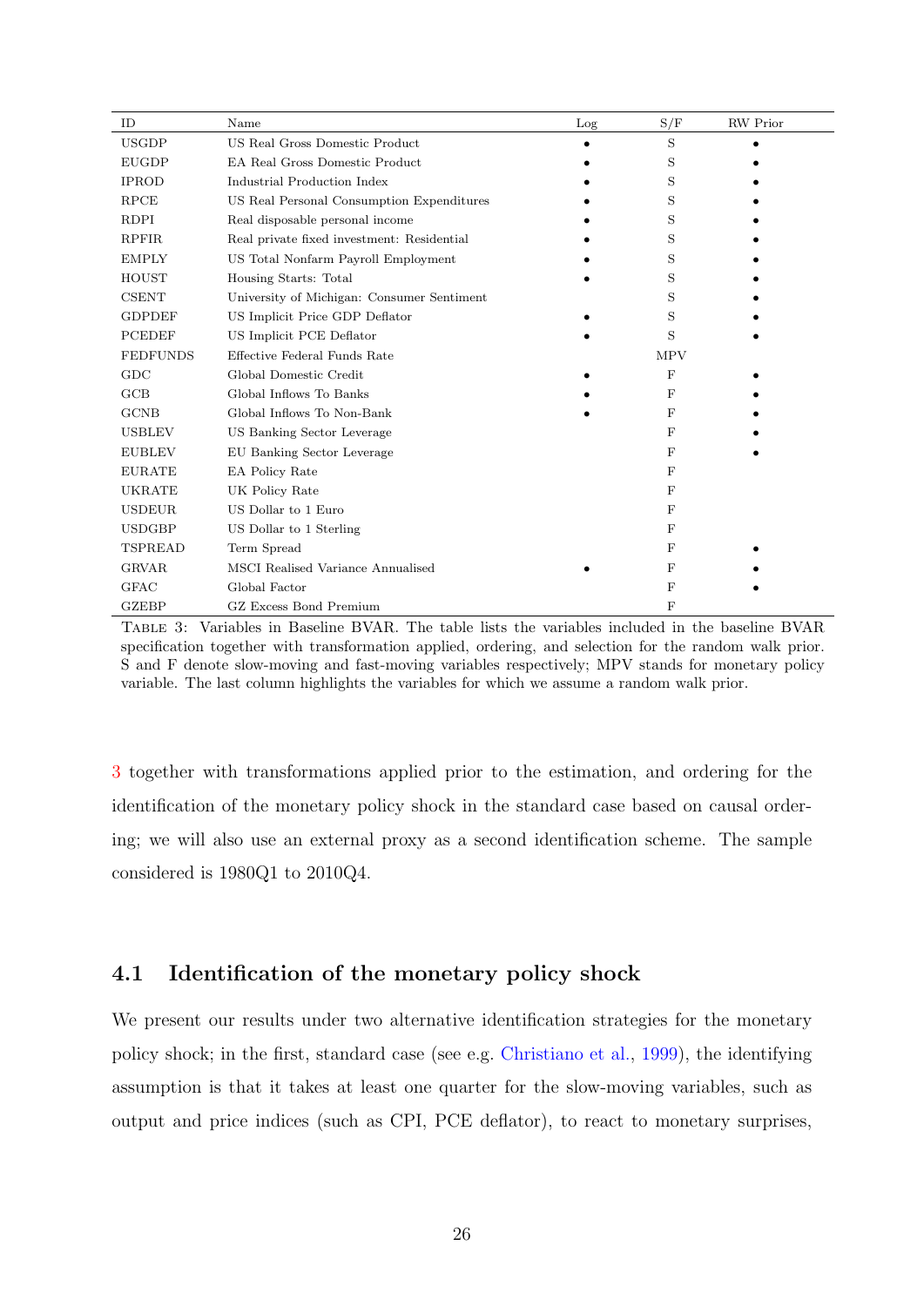| ID | Name | Log | S/F | RW Prior |
|---|---|---|---|---|
| USGDP | US Real Gross Domestic Product | • | S | • |
| EUGDP | EA Real Gross Domestic Product | • | S | • |
| IPROD | Industrial Production Index | • | S | • |
| RPCE | US Real Personal Consumption Expenditures | • | S | • |
| RDPI | Real disposable personal income | • | S | • |
| RPFIR | Real private fixed investment: Residential | • | S | • |
| EMPLY | US Total Nonfarm Payroll Employment | • | S | • |
| HOUST | Housing Starts: Total | • | S | • |
| CSENT | University of Michigan: Consumer Sentiment | | S | • |
| GDPDEF | US Implicit Price GDP Deflator | • | S | • |
| PCEDEF | US Implicit PCE Deflator | • | S | • |
| FEDFUNDS | Effective Federal Funds Rate | | MPV | |
| GDC | Global Domestic Credit | • | F | • |
| GCB | Global Inflows To Banks | • | F | • |
| GCNB | Global Inflows To Non-Bank | • | F | • |
| USBLEV | US Banking Sector Leverage | | F | • |
| EUBLEV | EU Banking Sector Leverage | | F | • |
| EURATE | EA Policy Rate | | F | |
| UKRATE | UK Policy Rate | | F | |
| USDEUR | US Dollar to 1 Euro | | F | |
| USDGBP | US Dollar to 1 Sterling | | F | |
| TSPREAD | Term Spread | | F | • |
| GRVAR | MSCI Realised Variance Annualised | • | F | • |
| GFAC | Global Factor | | F | • |
| GZEBP | GZ Excess Bond Premium | | F | |

TABLE 3: Variables in Baseline BVAR. The table lists the variables included in the baseline BVAR specification together with transformation applied, ordering, and selection for the random walk prior. S and F denote slow-moving and fast-moving variables respectively; MPV stands for monetary policy variable. The last column highlights the variables for which we assume a random walk prior.

3 together with transformations applied prior to the estimation, and ordering for the identification of the monetary policy shock in the standard case based on causal ordering; we will also use an external proxy as a second identification scheme. The sample considered is 1980Q1 to 2010Q4.

## 4.1 Identification of the monetary policy shock

We present our results under two alternative identification strategies for the monetary policy shock; in the first, standard case (see e.g. Christiano et al., 1999), the identifying assumption is that it takes at least one quarter for the slow-moving variables, such as output and price indices (such as CPI, PCE deflator), to react to monetary surprises,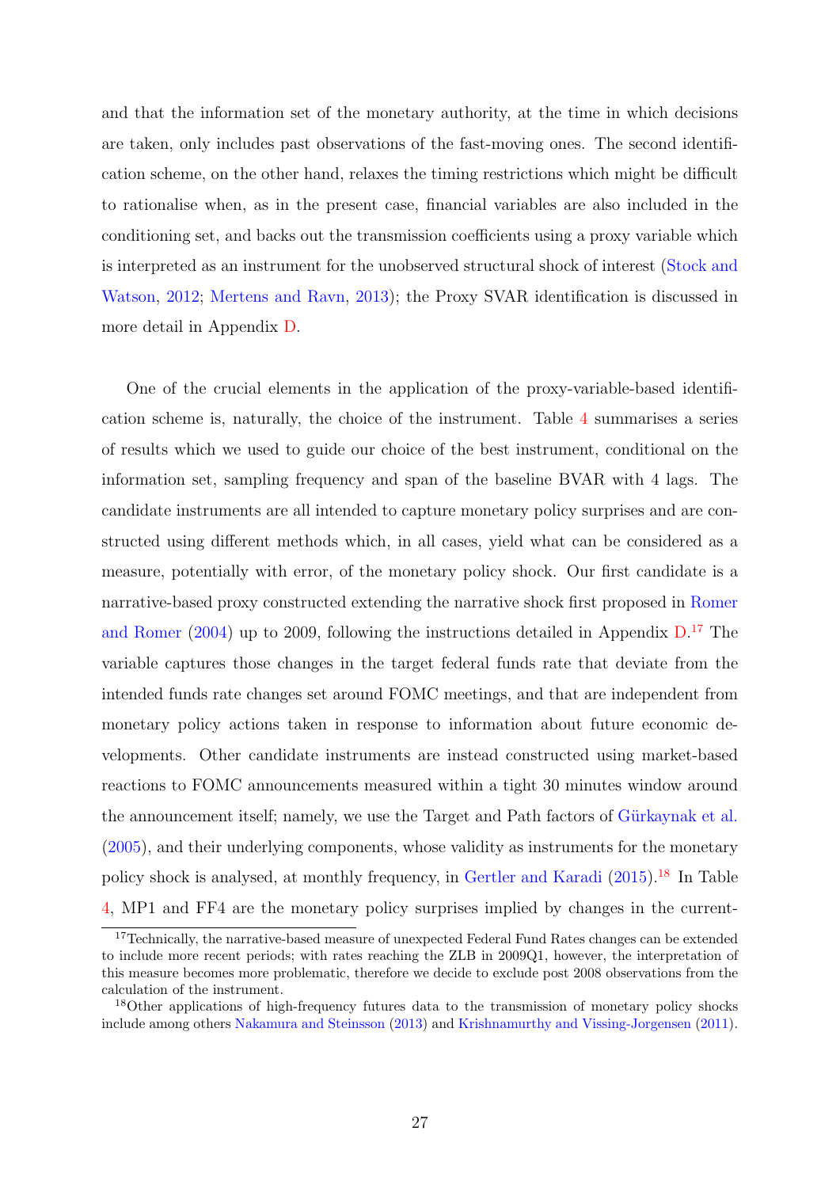and that the information set of the monetary authority, at the time in which decisions are taken, only includes past observations of the fast-moving ones. The second identification scheme, on the other hand, relaxes the timing restrictions which might be difficult to rationalise when, as in the present case, financial variables are also included in the conditioning set, and backs out the transmission coefficients using a proxy variable which is interpreted as an instrument for the unobserved structural shock of interest (Stock and Watson, 2012; Mertens and Ravn, 2013); the Proxy SVAR identification is discussed in more detail in Appendix D.

One of the crucial elements in the application of the proxy-variable-based identification scheme is, naturally, the choice of the instrument. Table 4 summarises a series of results which we used to guide our choice of the best instrument, conditional on the information set, sampling frequency and span of the baseline BVAR with 4 lags. The candidate instruments are all intended to capture monetary policy surprises and are constructed using different methods which, in all cases, yield what can be considered as a measure, potentially with error, of the monetary policy shock. Our first candidate is a narrative-based proxy constructed extending the narrative shock first proposed in Romer and Romer (2004) up to 2009, following the instructions detailed in Appendix D.[17] The variable captures those changes in the target federal funds rate that deviate from the intended funds rate changes set around FOMC meetings, and that are independent from monetary policy actions taken in response to information about future economic developments. Other candidate instruments are instead constructed using market-based reactions to FOMC announcements measured within a tight 30 minutes window around the announcement itself; namely, we use the Target and Path factors of Gürkaynak et al. (2005), and their underlying components, whose validity as instruments for the monetary policy shock is analysed, at monthly frequency, in Gertler and Karadi (2015).[18] In Table 4, MP1 and FF4 are the monetary policy surprises implied by changes in the current-

[17] Technically, the narrative-based measure of unexpected Federal Fund Rates changes can be extended to include more recent periods; with rates reaching the ZLB in 2009Q1, however, the interpretation of this measure becomes more problematic, therefore we decide to exclude post 2008 observations from the calculation of the instrument.

[18] Other applications of high-frequency futures data to the transmission of monetary policy shocks include among others Nakamura and Steinsson (2013) and Krishnamurthy and Vissing-Jorgensen (2011).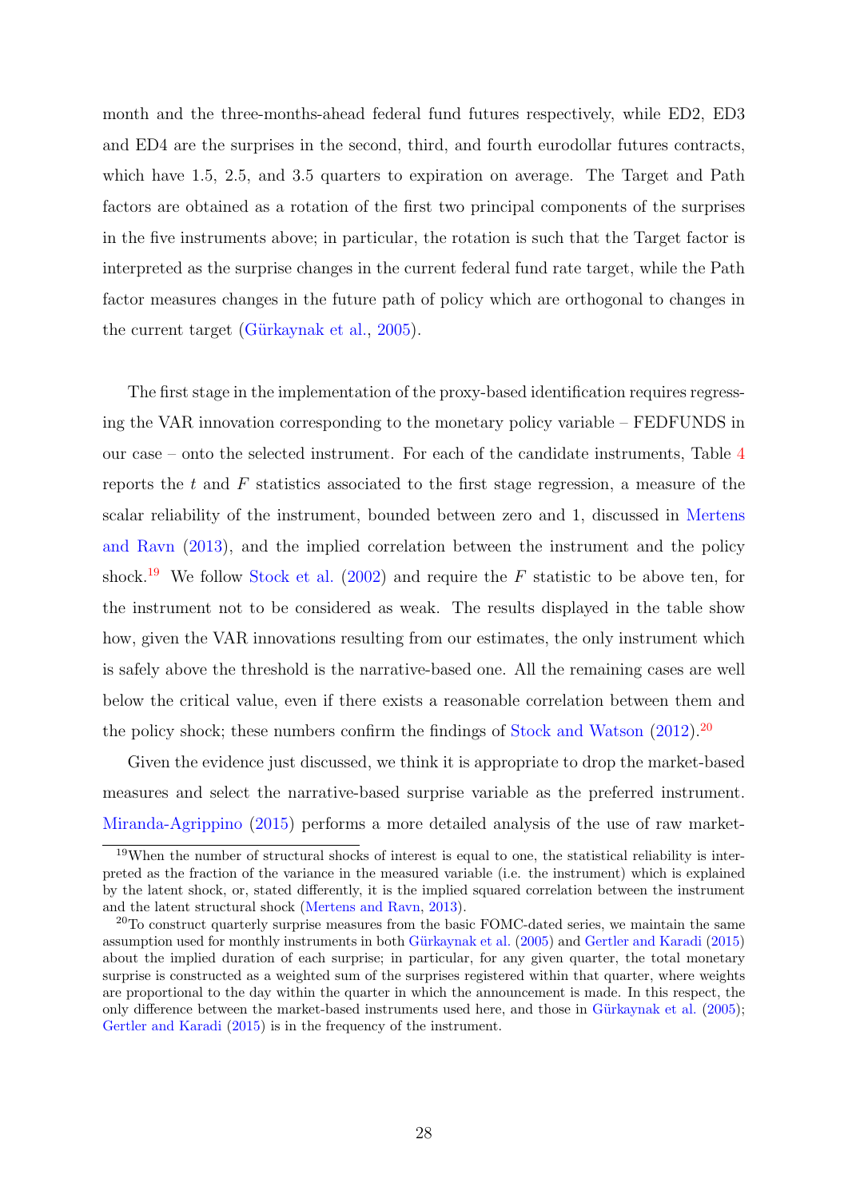month and the three-months-ahead federal fund futures respectively, while ED2, ED3 and ED4 are the surprises in the second, third, and fourth eurodollar futures contracts, which have 1.5, 2.5, and 3.5 quarters to expiration on average. The Target and Path factors are obtained as a rotation of the first two principal components of the surprises in the five instruments above; in particular, the rotation is such that the Target factor is interpreted as the surprise changes in the current federal fund rate target, while the Path factor measures changes in the future path of policy which are orthogonal to changes in the current target (Gürkaynak et al., 2005).

The first stage in the implementation of the proxy-based identification requires regressing the VAR innovation corresponding to the monetary policy variable – FEDFUNDS in our case – onto the selected instrument. For each of the candidate instruments, Table 4 reports the $t$ and $F$ statistics associated to the first stage regression, a measure of the scalar reliability of the instrument, bounded between zero and 1, discussed in Mertens and Ravn (2013), and the implied correlation between the instrument and the policy shock.[19] We follow Stock et al. (2002) and require the $F$ statistic to be above ten, for the instrument not to be considered as weak. The results displayed in the table show how, given the VAR innovations resulting from our estimates, the only instrument which is safely above the threshold is the narrative-based one. All the remaining cases are well below the critical value, even if there exists a reasonable correlation between them and the policy shock; these numbers confirm the findings of Stock and Watson (2012).[20]

Given the evidence just discussed, we think it is appropriate to drop the market-based measures and select the narrative-based surprise variable as the preferred instrument. Miranda-Agrippino (2015) performs a more detailed analysis of the use of raw market-

[19]When the number of structural shocks of interest is equal to one, the statistical reliability is interpreted as the fraction of the variance in the measured variable (i.e. the instrument) which is explained by the latent shock, or, stated differently, it is the implied squared correlation between the instrument and the latent structural shock (Mertens and Ravn, 2013).

[20]To construct quarterly surprise measures from the basic FOMC-dated series, we maintain the same assumption used for monthly instruments in both Gürkaynak et al. (2005) and Gertler and Karadi (2015) about the implied duration of each surprise; in particular, for any given quarter, the total monetary surprise is constructed as a weighted sum of the surprises registered within that quarter, where weights are proportional to the day within the quarter in which the announcement is made. In this respect, the only difference between the market-based instruments used here, and those in Gürkaynak et al. (2005); Gertler and Karadi (2015) is in the frequency of the instrument.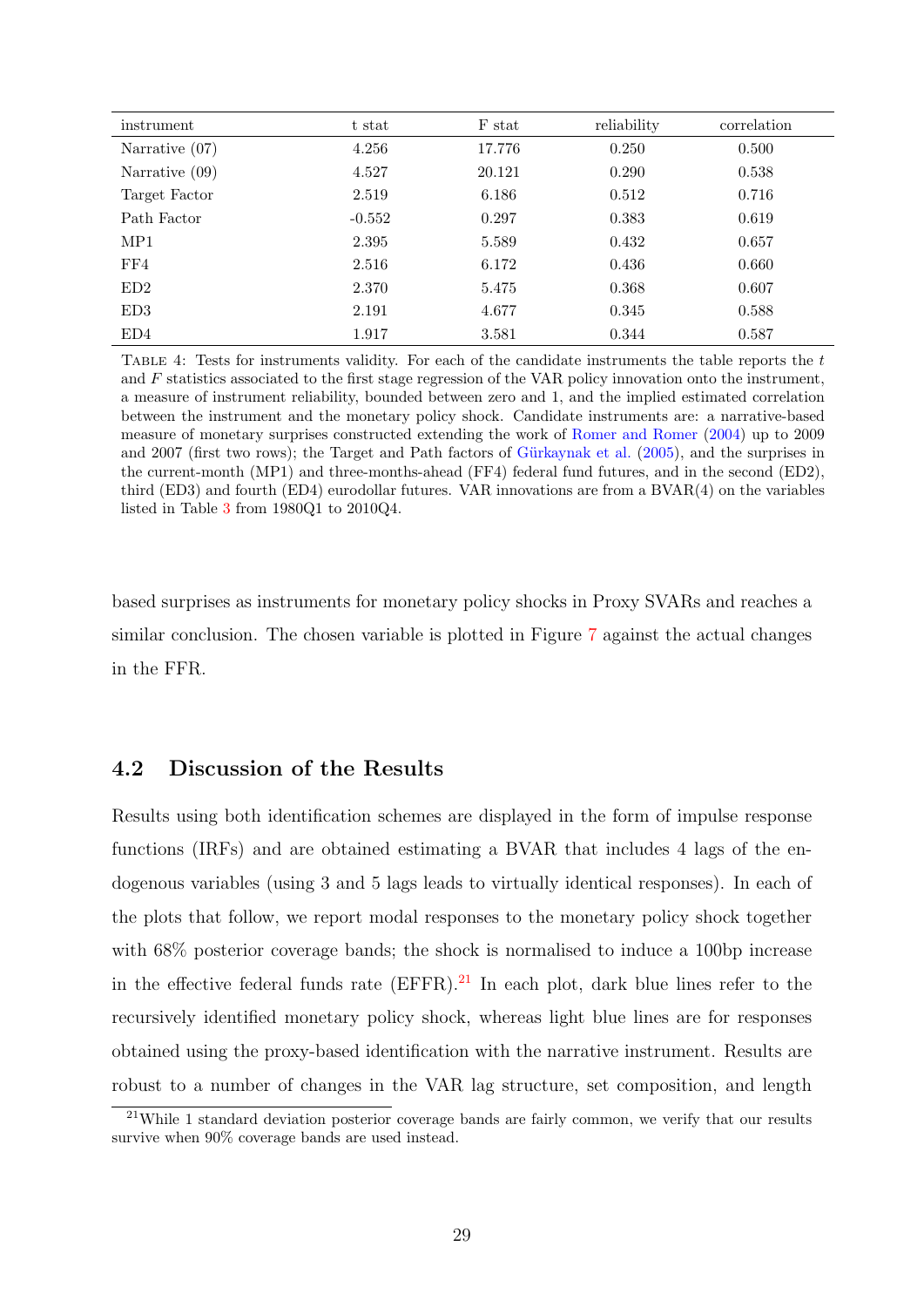| instrument | t stat | F stat | reliability | correlation |
|---|---|---|---|---|
| Narrative (07) | 4.256 | 17.776 | 0.250 | 0.500 |
| Narrative (09) | 4.527 | 20.121 | 0.290 | 0.538 |
| Target Factor | 2.519 | 6.186 | 0.512 | 0.716 |
| Path Factor | -0.552 | 0.297 | 0.383 | 0.619 |
| MP1 | 2.395 | 5.589 | 0.432 | 0.657 |
| FF4 | 2.516 | 6.172 | 0.436 | 0.660 |
| ED2 | 2.370 | 5.475 | 0.368 | 0.607 |
| ED3 | 2.191 | 4.677 | 0.345 | 0.588 |
| ED4 | 1.917 | 3.581 | 0.344 | 0.587 |

TABLE 4: Tests for instruments validity. For each of the candidate instruments the table reports the $t$ and $F$ statistics associated to the first stage regression of the VAR policy innovation onto the instrument, a measure of instrument reliability, bounded between zero and 1, and the implied estimated correlation between the instrument and the monetary policy shock. Candidate instruments are: a narrative-based measure of monetary surprises constructed extending the work of Romer and Romer (2004) up to 2009 and 2007 (first two rows); the Target and Path factors of Gürkaynak et al. (2005), and the surprises in the current-month (MP1) and three-months-ahead (FF4) federal fund futures, and in the second (ED2), third (ED3) and fourth (ED4) eurodollar futures. VAR innovations are from a BVAR(4) on the variables listed in Table 3 from 1980Q1 to 2010Q4.

based surprises as instruments for monetary policy shocks in Proxy SVARs and reaches a similar conclusion. The chosen variable is plotted in Figure 7 against the actual changes in the FFR.

## 4.2 Discussion of the Results

Results using both identification schemes are displayed in the form of impulse response functions (IRFs) and are obtained estimating a BVAR that includes 4 lags of the endogenous variables (using 3 and 5 lags leads to virtually identical responses). In each of the plots that follow, we report modal responses to the monetary policy shock together with 68% posterior coverage bands; the shock is normalised to induce a 100bp increase in the effective federal funds rate (EFFR).[21] In each plot, dark blue lines refer to the recursively identified monetary policy shock, whereas light blue lines are for responses obtained using the proxy-based identification with the narrative instrument. Results are robust to a number of changes in the VAR lag structure, set composition, and length

[21]While 1 standard deviation posterior coverage bands are fairly common, we verify that our results survive when 90% coverage bands are used instead.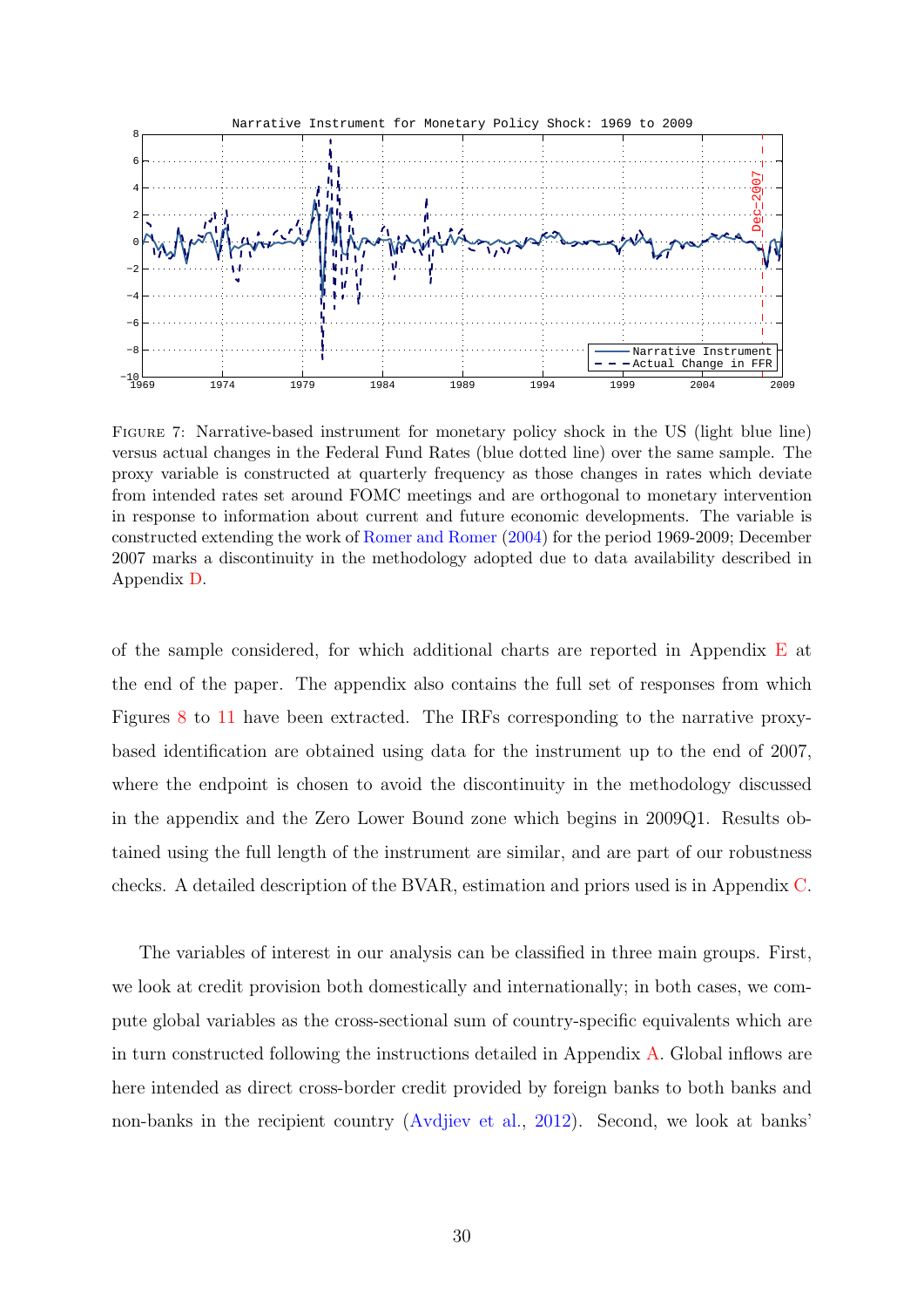FIGURE 7: Narrative-based instrument for monetary policy shock in the US (light blue line) versus actual changes in the Federal Fund Rates (blue dotted line) over the same sample. The proxy variable is constructed at quarterly frequency as those changes in rates which deviate from intended rates set around FOMC meetings and are orthogonal to monetary intervention in response to information about current and future economic developments. The variable is constructed extending the work of Romer and Romer (2004) for the period 1969-2009; December 2007 marks a discontinuity in the methodology adopted due to data availability described in Appendix D.

of the sample considered, for which additional charts are reported in Appendix E at the end of the paper. The appendix also contains the full set of responses from which Figures 8 to 11 have been extracted. The IRFs corresponding to the narrative proxy-based identification are obtained using data for the instrument up to the end of 2007, where the endpoint is chosen to avoid the discontinuity in the methodology discussed in the appendix and the Zero Lower Bound zone which begins in 2009Q1. Results obtained using the full length of the instrument are similar, and are part of our robustness checks. A detailed description of the BVAR, estimation and priors used is in Appendix C.

The variables of interest in our analysis can be classified in three main groups. First, we look at credit provision both domestically and internationally; in both cases, we compute global variables as the cross-sectional sum of country-specific equivalents which are in turn constructed following the instructions detailed in Appendix A. Global inflows are here intended as direct cross-border credit provided by foreign banks to both banks and non-banks in the recipient country (Avdjiev et al., 2012). Second, we look at banks'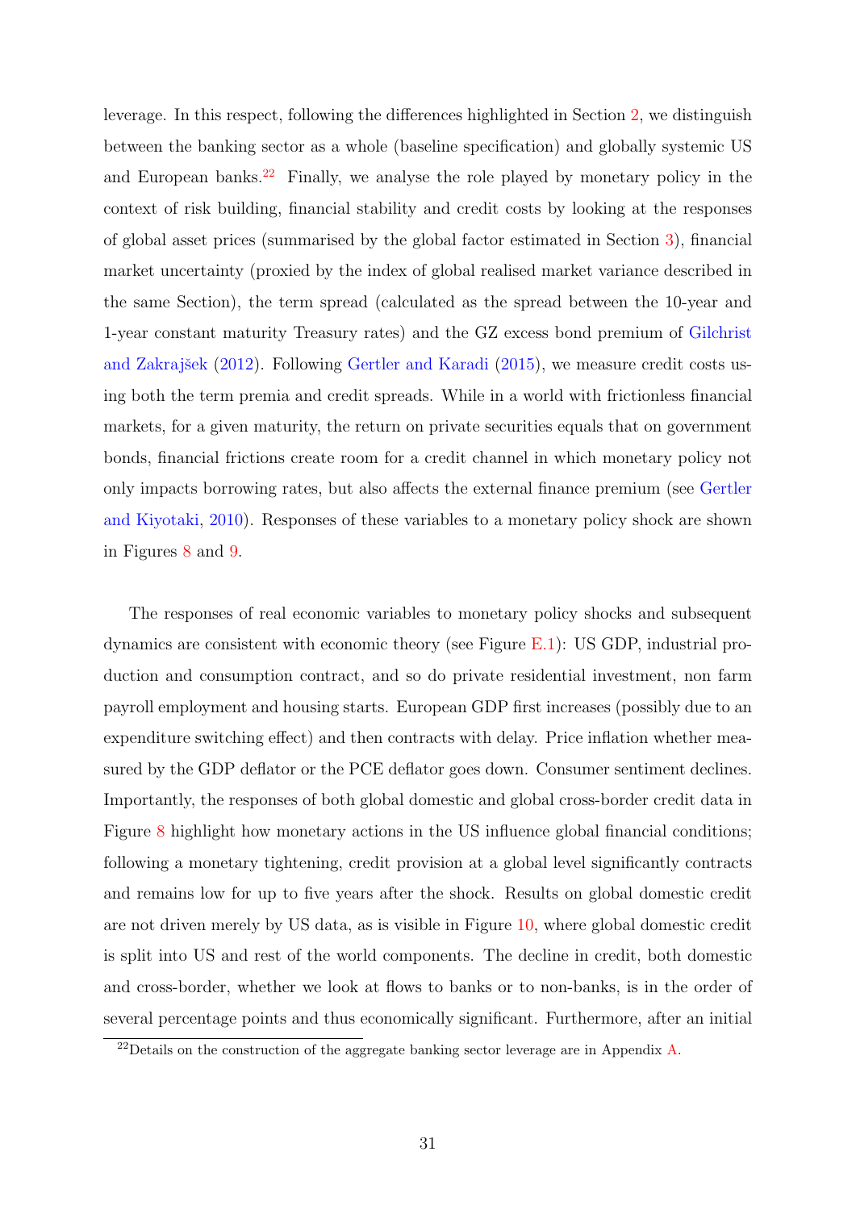leverage. In this respect, following the differences highlighted in Section 2, we distinguish between the banking sector as a whole (baseline specification) and globally systemic US and European banks.[22] Finally, we analyse the role played by monetary policy in the context of risk building, financial stability and credit costs by looking at the responses of global asset prices (summarised by the global factor estimated in Section 3), financial market uncertainty (proxied by the index of global realised market variance described in the same Section), the term spread (calculated as the spread between the 10-year and 1-year constant maturity Treasury rates) and the GZ excess bond premium of Gilchrist and Zakrajšek (2012). Following Gertler and Karadi (2015), we measure credit costs using both the term premia and credit spreads. While in a world with frictionless financial markets, for a given maturity, the return on private securities equals that on government bonds, financial frictions create room for a credit channel in which monetary policy not only impacts borrowing rates, but also affects the external finance premium (see Gertler and Kiyotaki, 2010). Responses of these variables to a monetary policy shock are shown in Figures 8 and 9.

The responses of real economic variables to monetary policy shocks and subsequent dynamics are consistent with economic theory (see Figure E.1): US GDP, industrial production and consumption contract, and so do private residential investment, non farm payroll employment and housing starts. European GDP first increases (possibly due to an expenditure switching effect) and then contracts with delay. Price inflation whether measured by the GDP deflator or the PCE deflator goes down. Consumer sentiment declines. Importantly, the responses of both global domestic and global cross-border credit data in Figure 8 highlight how monetary actions in the US influence global financial conditions; following a monetary tightening, credit provision at a global level significantly contracts and remains low for up to five years after the shock. Results on global domestic credit are not driven merely by US data, as is visible in Figure 10, where global domestic credit is split into US and rest of the world components. The decline in credit, both domestic and cross-border, whether we look at flows to banks or to non-banks, is in the order of several percentage points and thus economically significant. Furthermore, after an initial

[22] Details on the construction of the aggregate banking sector leverage are in Appendix A.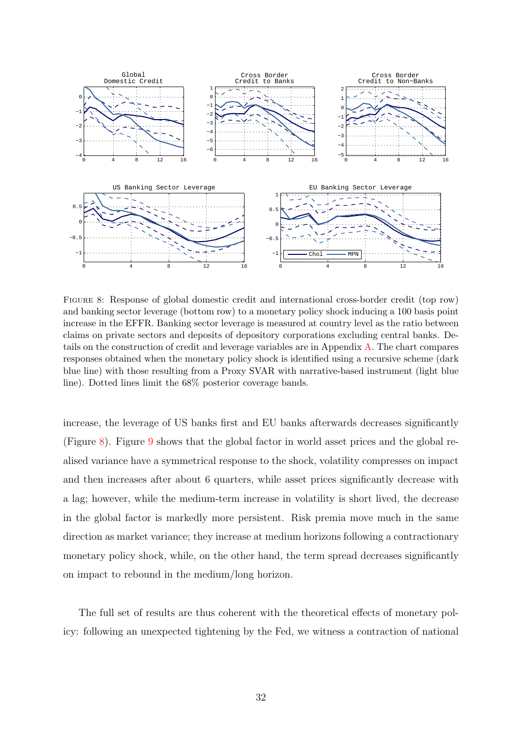FIGURE 8: Response of global domestic credit and international cross-border credit (top row) and banking sector leverage (bottom row) to a monetary policy shock inducing a 100 basis point increase in the EFFR. Banking sector leverage is measured at country level as the ratio between claims on private sectors and deposits of depository corporations excluding central banks. Details on the construction of credit and leverage variables are in Appendix A. The chart compares responses obtained when the monetary policy shock is identified using a recursive scheme (dark blue line) with those resulting from a Proxy SVAR with narrative-based instrument (light blue line). Dotted lines limit the 68% posterior coverage bands.

increase, the leverage of US banks first and EU banks afterwards decreases significantly (Figure 8). Figure 9 shows that the global factor in world asset prices and the global realised variance have a symmetrical response to the shock, volatility compresses on impact and then increases after about 6 quarters, while asset prices significantly decrease with a lag; however, while the medium-term increase in volatility is short lived, the decrease in the global factor is markedly more persistent. Risk premia move much in the same direction as market variance; they increase at medium horizons following a contractionary monetary policy shock, while, on the other hand, the term spread decreases significantly on impact to rebound in the medium/long horizon.

The full set of results are thus coherent with the theoretical effects of monetary policy: following an unexpected tightening by the Fed, we witness a contraction of national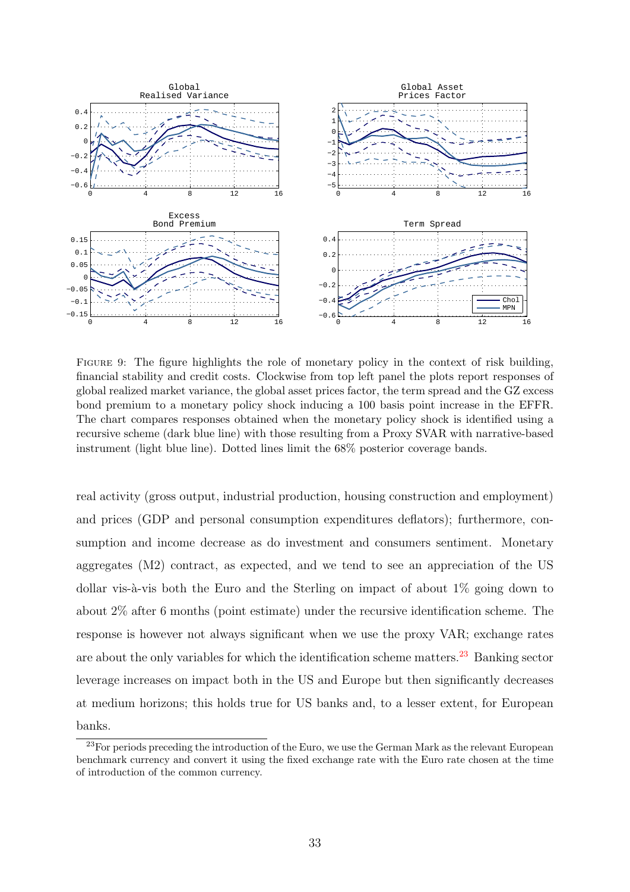FIGURE 9: The figure highlights the role of monetary policy in the context of risk building, financial stability and credit costs. Clockwise from top left panel the plots report responses of global realized market variance, the global asset prices factor, the term spread and the GZ excess bond premium to a monetary policy shock inducing a 100 basis point increase in the EFFR. The chart compares responses obtained when the monetary policy shock is identified using a recursive scheme (dark blue line) with those resulting from a Proxy SVAR with narrative-based instrument (light blue line). Dotted lines limit the 68% posterior coverage bands.

real activity (gross output, industrial production, housing construction and employment) and prices (GDP and personal consumption expenditures deflators); furthermore, consumption and income decrease as do investment and consumers sentiment. Monetary aggregates (M2) contract, as expected, and we tend to see an appreciation of the US dollar vis-à-vis both the Euro and the Sterling on impact of about 1% going down to about 2% after 6 months (point estimate) under the recursive identification scheme. The response is however not always significant when we use the proxy VAR; exchange rates are about the only variables for which the identification scheme matters.[23] Banking sector leverage increases on impact both in the US and Europe but then significantly decreases at medium horizons; this holds true for US banks and, to a lesser extent, for European banks.

[23] For periods preceding the introduction of the Euro, we use the German Mark as the relevant European benchmark currency and convert it using the fixed exchange rate with the Euro rate chosen at the time of introduction of the common currency.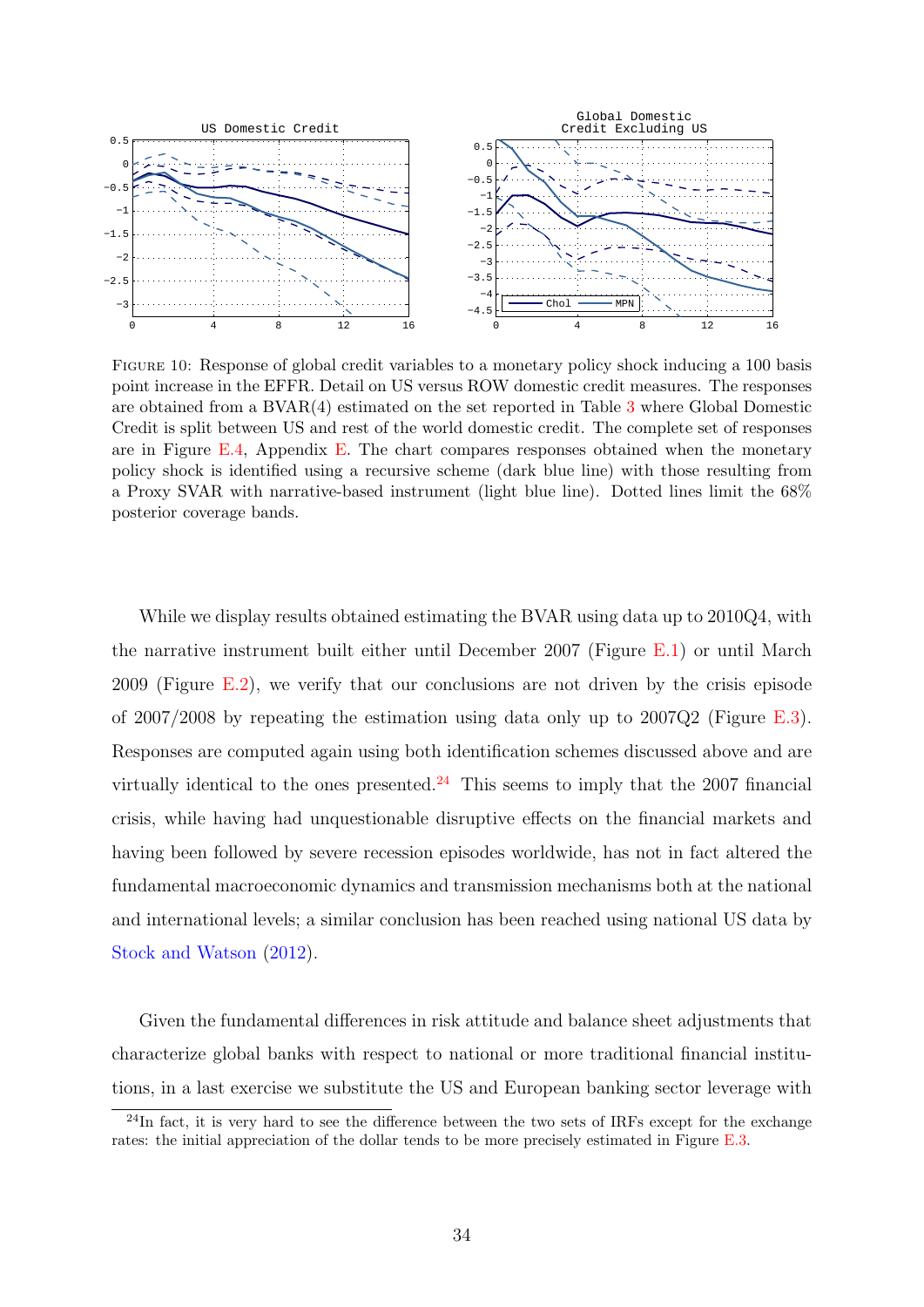Figure 10: Response of global credit variables to a monetary policy shock inducing a 100 basis point increase in the EFFR. Detail on US versus ROW domestic credit measures. The responses are obtained from a BVAR(4) estimated on the set reported in Table 3 where Global Domestic Credit is split between US and rest of the world domestic credit. The complete set of responses are in Figure E.4, Appendix E. The chart compares responses obtained when the monetary policy shock is identified using a recursive scheme (dark blue line) with those resulting from a Proxy SVAR with narrative-based instrument (light blue line). Dotted lines limit the 68% posterior coverage bands.

While we display results obtained estimating the BVAR using data up to 2010Q4, with the narrative instrument built either until December 2007 (Figure E.1) or until March 2009 (Figure E.2), we verify that our conclusions are not driven by the crisis episode of 2007/2008 by repeating the estimation using data only up to 2007Q2 (Figure E.3). Responses are computed again using both identification schemes discussed above and are virtually identical to the ones presented.[24] This seems to imply that the 2007 financial crisis, while having had unquestionable disruptive effects on the financial markets and having been followed by severe recession episodes worldwide, has not in fact altered the fundamental macroeconomic dynamics and transmission mechanisms both at the national and international levels; a similar conclusion has been reached using national US data by Stock and Watson (2012).

Given the fundamental differences in risk attitude and balance sheet adjustments that characterize global banks with respect to national or more traditional financial institutions, in a last exercise we substitute the US and European banking sector leverage with

[24] In fact, it is very hard to see the difference between the two sets of IRFs except for the exchange rates: the initial appreciation of the dollar tends to be more precisely estimated in Figure E.3.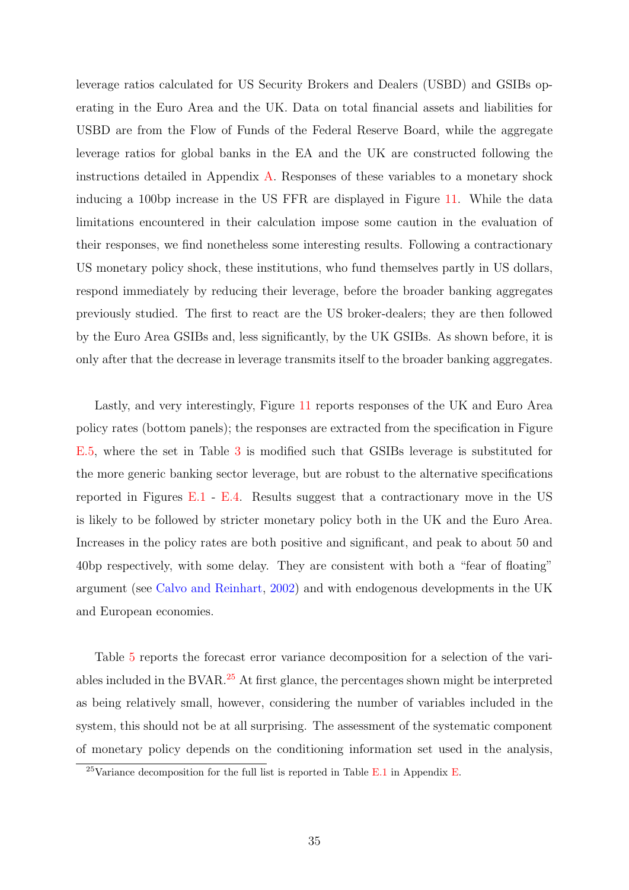leverage ratios calculated for US Security Brokers and Dealers (USBD) and GSIBs operating in the Euro Area and the UK. Data on total financial assets and liabilities for USBD are from the Flow of Funds of the Federal Reserve Board, while the aggregate leverage ratios for global banks in the EA and the UK are constructed following the instructions detailed in Appendix A. Responses of these variables to a monetary shock inducing a 100bp increase in the US FFR are displayed in Figure 11. While the data limitations encountered in their calculation impose some caution in the evaluation of their responses, we find nonetheless some interesting results. Following a contractionary US monetary policy shock, these institutions, who fund themselves partly in US dollars, respond immediately by reducing their leverage, before the broader banking aggregates previously studied. The first to react are the US broker-dealers; they are then followed by the Euro Area GSIBs and, less significantly, by the UK GSIBs. As shown before, it is only after that the decrease in leverage transmits itself to the broader banking aggregates.

Lastly, and very interestingly, Figure 11 reports responses of the UK and Euro Area policy rates (bottom panels); the responses are extracted from the specification in Figure E.5, where the set in Table 3 is modified such that GSIBs leverage is substituted for the more generic banking sector leverage, but are robust to the alternative specifications reported in Figures E.1 - E.4. Results suggest that a contractionary move in the US is likely to be followed by stricter monetary policy both in the UK and the Euro Area. Increases in the policy rates are both positive and significant, and peak to about 50 and 40bp respectively, with some delay. They are consistent with both a "fear of floating" argument (see Calvo and Reinhart, 2002) and with endogenous developments in the UK and European economies.

Table 5 reports the forecast error variance decomposition for a selection of the variables included in the BVAR.[25] At first glance, the percentages shown might be interpreted as being relatively small, however, considering the number of variables included in the system, this should not be at all surprising. The assessment of the systematic component of monetary policy depends on the conditioning information set used in the analysis,

[25] Variance decomposition for the full list is reported in Table E.1 in Appendix E.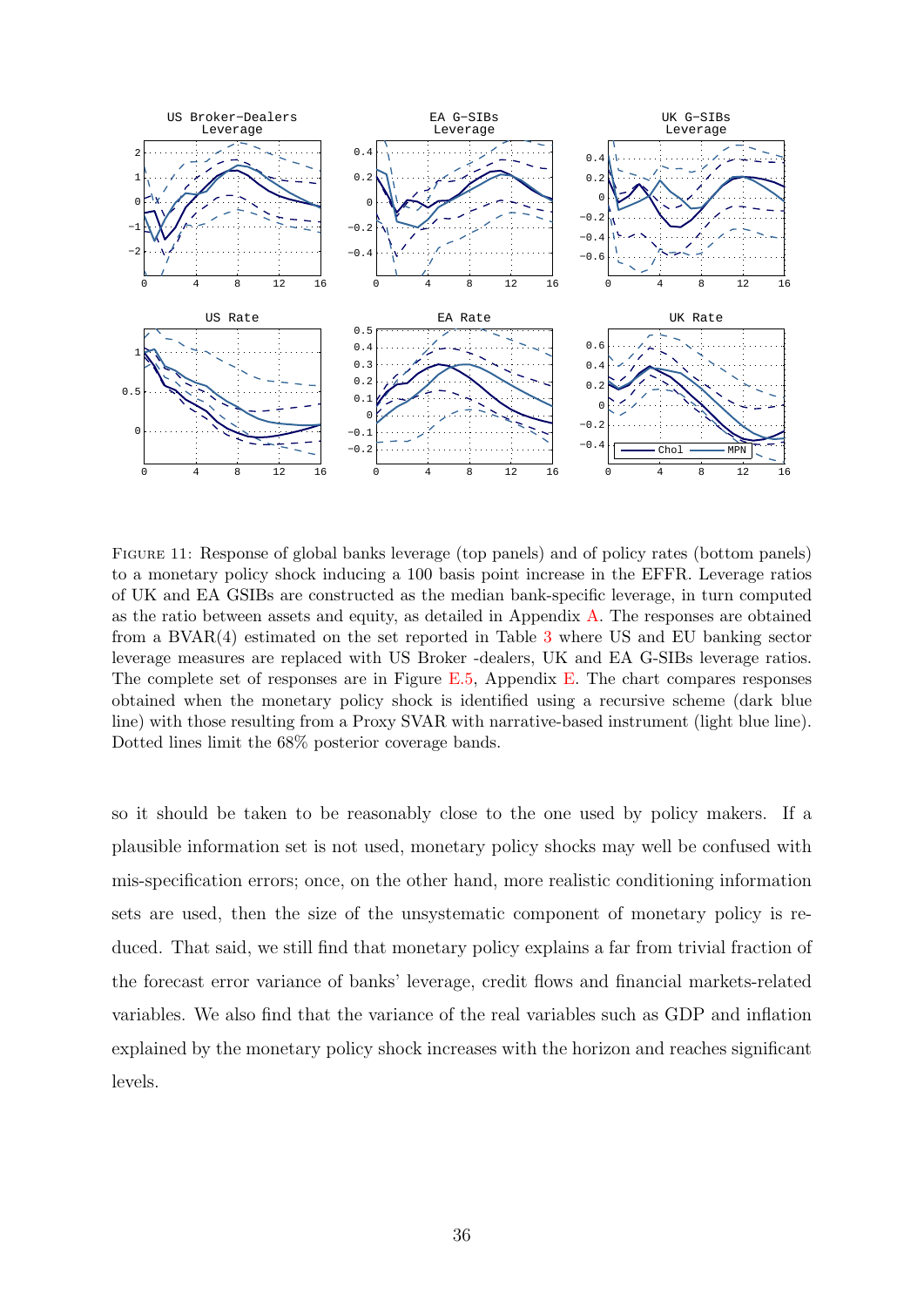Figure 11: Response of global banks leverage (top panels) and of policy rates (bottom panels) to a monetary policy shock inducing a 100 basis point increase in the EFFR. Leverage ratios of UK and EA GSIBs are constructed as the median bank-specific leverage, in turn computed as the ratio between assets and equity, as detailed in Appendix A. The responses are obtained from a BVAR(4) estimated on the set reported in Table 3 where US and EU banking sector leverage measures are replaced with US Broker -dealers, UK and EA G-SIBs leverage ratios. The complete set of responses are in Figure E.5, Appendix E. The chart compares responses obtained when the monetary policy shock is identified using a recursive scheme (dark blue line) with those resulting from a Proxy SVAR with narrative-based instrument (light blue line). Dotted lines limit the 68% posterior coverage bands.

so it should be taken to be reasonably close to the one used by policy makers. If a plausible information set is not used, monetary policy shocks may well be confused with mis-specification errors; once, on the other hand, more realistic conditioning information sets are used, then the size of the unsystematic component of monetary policy is reduced. That said, we still find that monetary policy explains a far from trivial fraction of the forecast error variance of banks' leverage, credit flows and financial markets-related variables. We also find that the variance of the real variables such as GDP and inflation explained by the monetary policy shock increases with the horizon and reaches significant levels.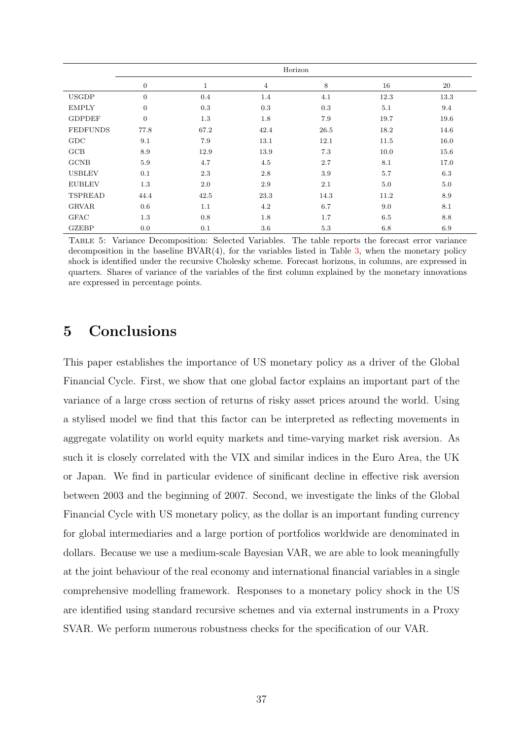| | Horizon | | | | | |
|---|---|---|---|---|---|---|
| | 0 | 1 | 4 | 8 | 16 | 20 |
| USGDP | 0 | 0.4 | 1.4 | 4.1 | 12.3 | 13.3 |
| EMPLY | 0 | 0.3 | 0.3 | 0.3 | 5.1 | 9.4 |
| GDPDEF | 0 | 1.3 | 1.8 | 7.9 | 19.7 | 19.6 |
| FEDFUNDS | 77.8 | 67.2 | 42.4 | 26.5 | 18.2 | 14.6 |
| GDC | 9.1 | 7.9 | 13.1 | 12.1 | 11.5 | 16.0 |
| GCB | 8.9 | 12.9 | 13.9 | 7.3 | 10.0 | 15.6 |
| GCNB | 5.9 | 4.7 | 4.5 | 2.7 | 8.1 | 17.0 |
| USBLEV | 0.1 | 2.3 | 2.8 | 3.9 | 5.7 | 6.3 |
| EUBLEV | 1.3 | 2.0 | 2.9 | 2.1 | 5.0 | 5.0 |
| TSPREAD | 44.4 | 42.5 | 23.3 | 14.3 | 11.2 | 8.9 |
| GRVAR | 0.6 | 1.1 | 4.2 | 6.7 | 9.0 | 8.1 |
| GFAC | 1.3 | 0.8 | 1.8 | 1.7 | 6.5 | 8.8 |
| GZEBP | 0.0 | 0.1 | 3.6 | 5.3 | 6.8 | 6.9 |

TABLE 5: Variance Decomposition: Selected Variables. The table reports the forecast error variance decomposition in the baseline BVAR(4), for the variables listed in Table 3, when the monetary policy shock is identified under the recursive Cholesky scheme. Forecast horizons, in columns, are expressed in quarters. Shares of variance of the variables of the first column explained by the monetary innovations are expressed in percentage points.

# 5 Conclusions

This paper establishes the importance of US monetary policy as a driver of the Global Financial Cycle. First, we show that one global factor explains an important part of the variance of a large cross section of returns of risky asset prices around the world. Using a stylised model we find that this factor can be interpreted as reflecting movements in aggregate volatility on world equity markets and time-varying market risk aversion. As such it is closely correlated with the VIX and similar indices in the Euro Area, the UK or Japan. We find in particular evidence of sinificant decline in effective risk aversion between 2003 and the beginning of 2007. Second, we investigate the links of the Global Financial Cycle with US monetary policy, as the dollar is an important funding currency for global intermediaries and a large portion of portfolios worldwide are denominated in dollars. Because we use a medium-scale Bayesian VAR, we are able to look meaningfully at the joint behaviour of the real economy and international financial variables in a single comprehensive modelling framework. Responses to a monetary policy shock in the US are identified using standard recursive schemes and via external instruments in a Proxy SVAR. We perform numerous robustness checks for the specification of our VAR.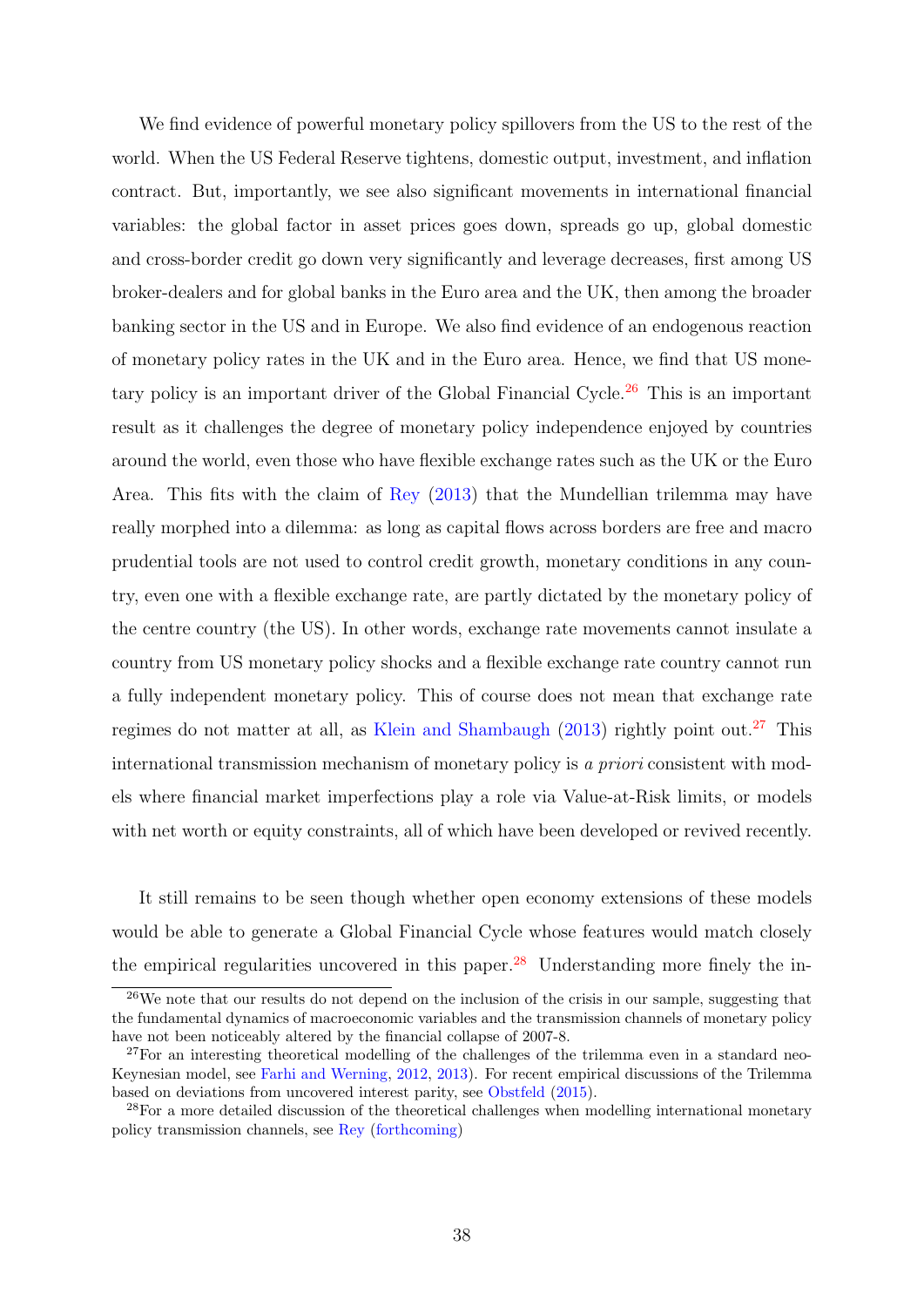We find evidence of powerful monetary policy spillovers from the US to the rest of the world. When the US Federal Reserve tightens, domestic output, investment, and inflation contract. But, importantly, we see also significant movements in international financial variables: the global factor in asset prices goes down, spreads go up, global domestic and cross-border credit go down very significantly and leverage decreases, first among US broker-dealers and for global banks in the Euro area and the UK, then among the broader banking sector in the US and in Europe. We also find evidence of an endogenous reaction of monetary policy rates in the UK and in the Euro area. Hence, we find that US monetary policy is an important driver of the Global Financial Cycle.[26] This is an important result as it challenges the degree of monetary policy independence enjoyed by countries around the world, even those who have flexible exchange rates such as the UK or the Euro Area. This fits with the claim of Rey (2013) that the Mundellian trilemma may have really morphed into a dilemma: as long as capital flows across borders are free and macro prudential tools are not used to control credit growth, monetary conditions in any country, even one with a flexible exchange rate, are partly dictated by the monetary policy of the centre country (the US). In other words, exchange rate movements cannot insulate a country from US monetary policy shocks and a flexible exchange rate country cannot run a fully independent monetary policy. This of course does not mean that exchange rate regimes do not matter at all, as Klein and Shambaugh (2013) rightly point out.[27] This international transmission mechanism of monetary policy is *a priori* consistent with models where financial market imperfections play a role via Value-at-Risk limits, or models with net worth or equity constraints, all of which have been developed or revived recently.

It still remains to be seen though whether open economy extensions of these models would be able to generate a Global Financial Cycle whose features would match closely the empirical regularities uncovered in this paper.[28] Understanding more finely the in-

[26] We note that our results do not depend on the inclusion of the crisis in our sample, suggesting that the fundamental dynamics of macroeconomic variables and the transmission channels of monetary policy have not been noticeably altered by the financial collapse of 2007-8.

[27] For an interesting theoretical modelling of the challenges of the trilemma even in a standard neo-Keynesian model, see Farhi and Werning, 2012, 2013). For recent empirical discussions of the Trilemma based on deviations from uncovered interest parity, see Obstfeld (2015).

[28] For a more detailed discussion of the theoretical challenges when modelling international monetary policy transmission channels, see Rey (forthcoming)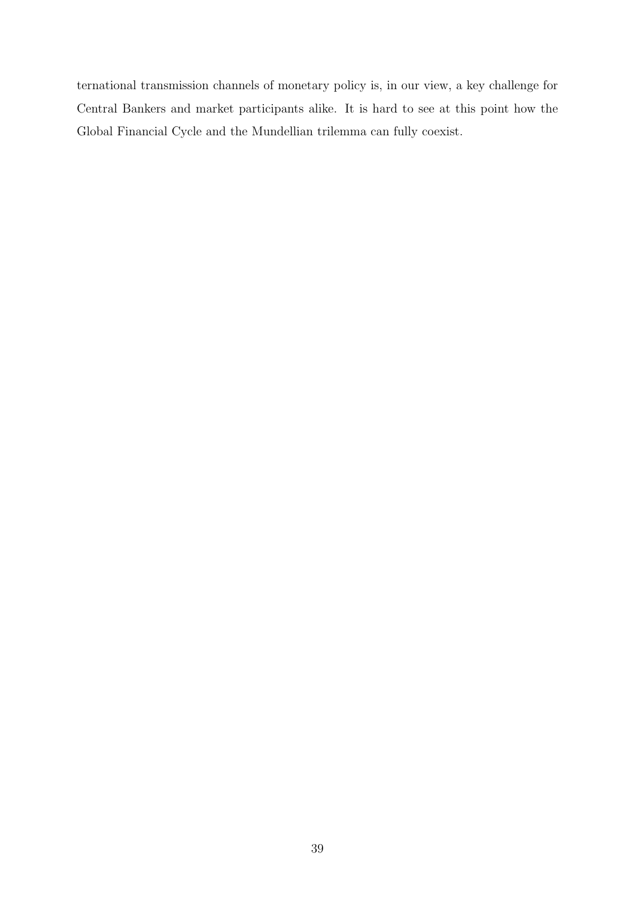ternational transmission channels of monetary policy is, in our view, a key challenge for Central Bankers and market participants alike. It is hard to see at this point how the Global Financial Cycle and the Mundellian trilemma can fully coexist.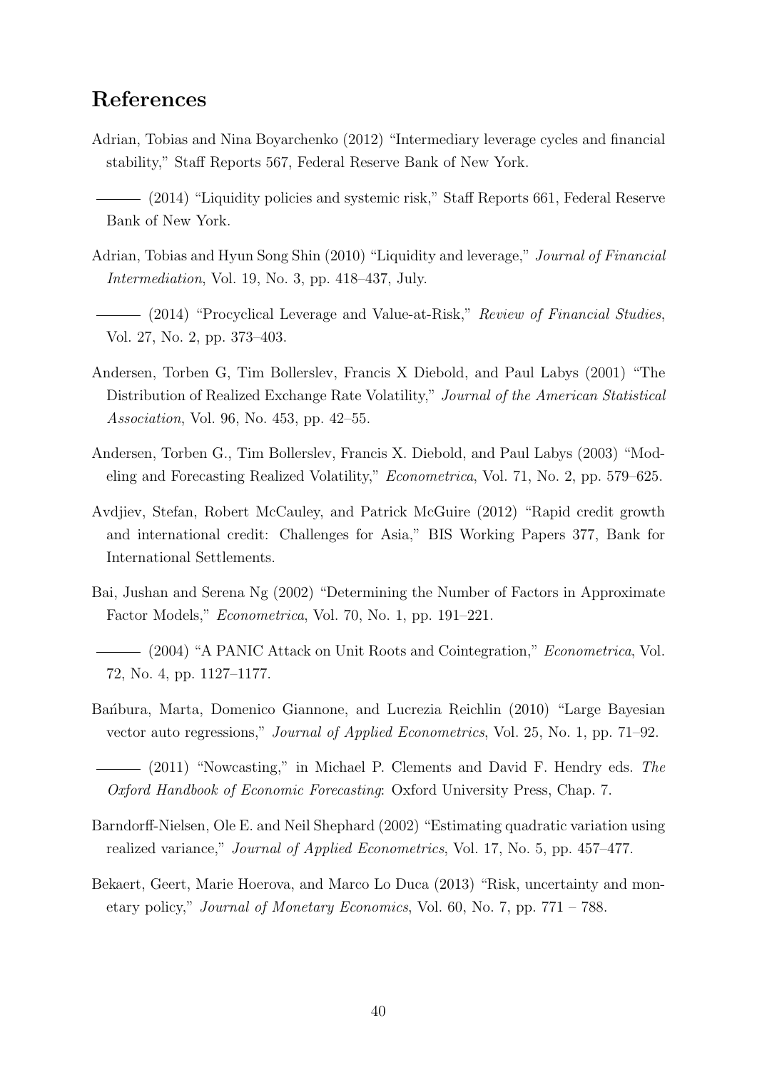## References

Adrian, Tobias and Nina Boyarchenko (2012) "Intermediary leverage cycles and financial stability," Staff Reports 567, Federal Reserve Bank of New York.

——— (2014) "Liquidity policies and systemic risk," Staff Reports 661, Federal Reserve Bank of New York.

Adrian, Tobias and Hyun Song Shin (2010) "Liquidity and leverage," *Journal of Financial Intermediation*, Vol. 19, No. 3, pp. 418–437, July.

——— (2014) "Procyclical Leverage and Value-at-Risk," *Review of Financial Studies*, Vol. 27, No. 2, pp. 373–403.

Andersen, Torben G, Tim Bollerslev, Francis X Diebold, and Paul Labys (2001) "The Distribution of Realized Exchange Rate Volatility," *Journal of the American Statistical Association*, Vol. 96, No. 453, pp. 42–55.

Andersen, Torben G., Tim Bollerslev, Francis X. Diebold, and Paul Labys (2003) "Modeling and Forecasting Realized Volatility," *Econometrica*, Vol. 71, No. 2, pp. 579–625.

Avdjiev, Stefan, Robert McCauley, and Patrick McGuire (2012) "Rapid credit growth and international credit: Challenges for Asia," BIS Working Papers 377, Bank for International Settlements.

Bai, Jushan and Serena Ng (2002) "Determining the Number of Factors in Approximate Factor Models," *Econometrica*, Vol. 70, No. 1, pp. 191–221.

——— (2004) "A PANIC Attack on Unit Roots and Cointegration," *Econometrica*, Vol. 72, No. 4, pp. 1127–1177.

Bańbura, Marta, Domenico Giannone, and Lucrezia Reichlin (2010) "Large Bayesian vector auto regressions," *Journal of Applied Econometrics*, Vol. 25, No. 1, pp. 71–92.

——— (2011) "Nowcasting," in Michael P. Clements and David F. Hendry eds. *The Oxford Handbook of Economic Forecasting*: Oxford University Press, Chap. 7.

Barndorff-Nielsen, Ole E. and Neil Shephard (2002) "Estimating quadratic variation using realized variance," *Journal of Applied Econometrics*, Vol. 17, No. 5, pp. 457–477.

Bekaert, Geert, Marie Hoerova, and Marco Lo Duca (2013) "Risk, uncertainty and monetary policy," *Journal of Monetary Economics*, Vol. 60, No. 7, pp. 771 – 788.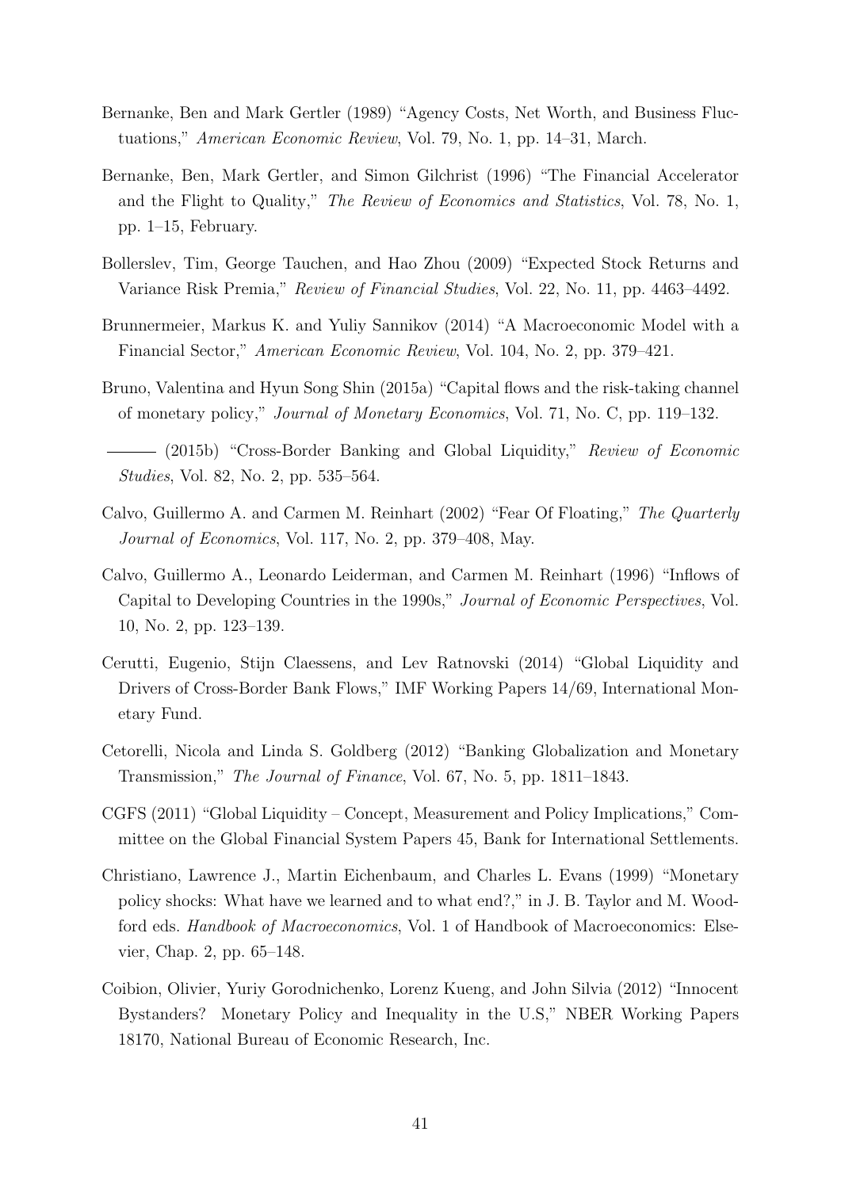Bernanke, Ben and Mark Gertler (1989) "Agency Costs, Net Worth, and Business Fluctuations," *American Economic Review*, Vol. 79, No. 1, pp. 14–31, March.

Bernanke, Ben, Mark Gertler, and Simon Gilchrist (1996) "The Financial Accelerator and the Flight to Quality," *The Review of Economics and Statistics*, Vol. 78, No. 1, pp. 1–15, February.

Bollerslev, Tim, George Tauchen, and Hao Zhou (2009) "Expected Stock Returns and Variance Risk Premia," *Review of Financial Studies*, Vol. 22, No. 11, pp. 4463–4492.

Brunnermeier, Markus K. and Yuliy Sannikov (2014) "A Macroeconomic Model with a Financial Sector," *American Economic Review*, Vol. 104, No. 2, pp. 379–421.

Bruno, Valentina and Hyun Song Shin (2015a) "Capital flows and the risk-taking channel of monetary policy," *Journal of Monetary Economics*, Vol. 71, No. C, pp. 119–132.

——— (2015b) "Cross-Border Banking and Global Liquidity," *Review of Economic Studies*, Vol. 82, No. 2, pp. 535–564.

Calvo, Guillermo A. and Carmen M. Reinhart (2002) "Fear Of Floating," *The Quarterly Journal of Economics*, Vol. 117, No. 2, pp. 379–408, May.

Calvo, Guillermo A., Leonardo Leiderman, and Carmen M. Reinhart (1996) "Inflows of Capital to Developing Countries in the 1990s," *Journal of Economic Perspectives*, Vol. 10, No. 2, pp. 123–139.

Cerutti, Eugenio, Stijn Claessens, and Lev Ratnovski (2014) "Global Liquidity and Drivers of Cross-Border Bank Flows," IMF Working Papers 14/69, International Monetary Fund.

Cetorelli, Nicola and Linda S. Goldberg (2012) "Banking Globalization and Monetary Transmission," *The Journal of Finance*, Vol. 67, No. 5, pp. 1811–1843.

CGFS (2011) "Global Liquidity – Concept, Measurement and Policy Implications," Committee on the Global Financial System Papers 45, Bank for International Settlements.

Christiano, Lawrence J., Martin Eichenbaum, and Charles L. Evans (1999) "Monetary policy shocks: What have we learned and to what end?," in J. B. Taylor and M. Woodford eds. *Handbook of Macroeconomics*, Vol. 1 of Handbook of Macroeconomics: Elsevier, Chap. 2, pp. 65–148.

Coibion, Olivier, Yuriy Gorodnichenko, Lorenz Kueng, and John Silvia (2012) "Innocent Bystanders? Monetary Policy and Inequality in the U.S," NBER Working Papers 18170, National Bureau of Economic Research, Inc.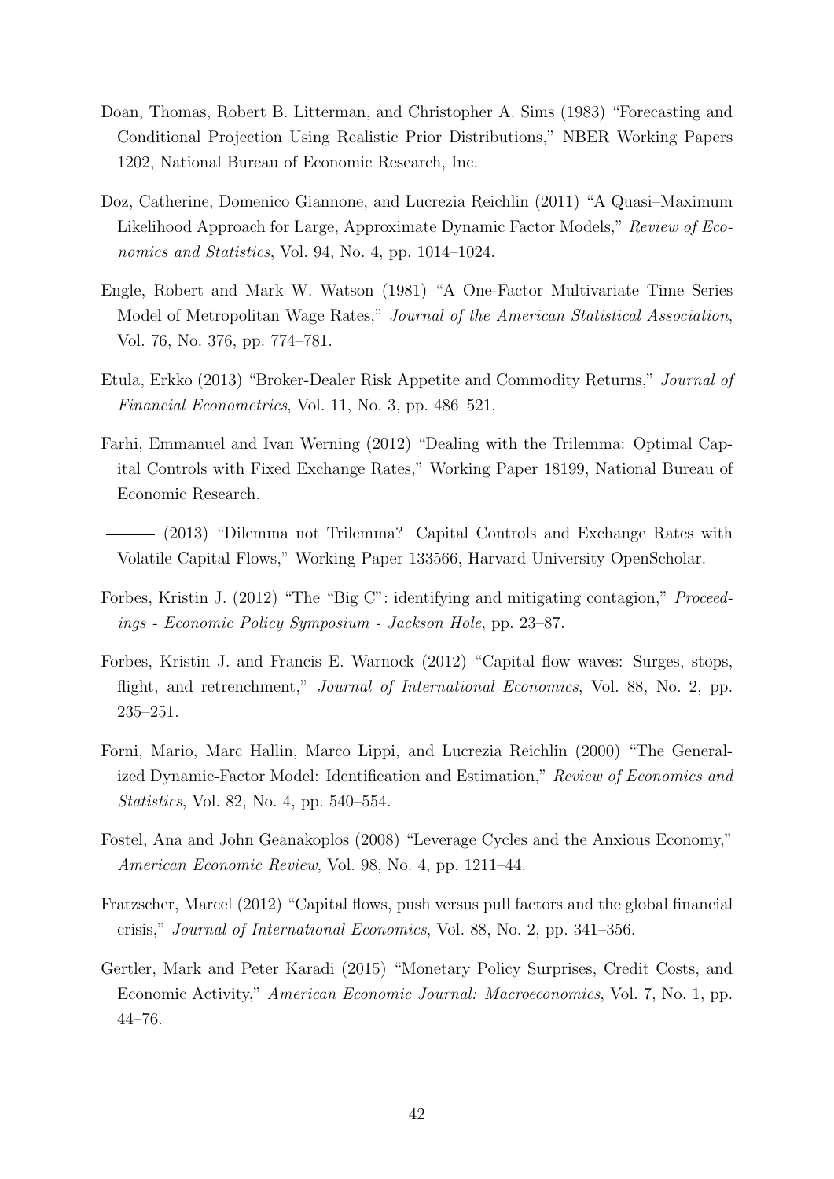Doan, Thomas, Robert B. Litterman, and Christopher A. Sims (1983) "Forecasting and Conditional Projection Using Realistic Prior Distributions," NBER Working Papers 1202, National Bureau of Economic Research, Inc.

Doz, Catherine, Domenico Giannone, and Lucrezia Reichlin (2011) "A Quasi–Maximum Likelihood Approach for Large, Approximate Dynamic Factor Models," *Review of Economics and Statistics*, Vol. 94, No. 4, pp. 1014–1024.

Engle, Robert and Mark W. Watson (1981) "A One-Factor Multivariate Time Series Model of Metropolitan Wage Rates," *Journal of the American Statistical Association*, Vol. 76, No. 376, pp. 774–781.

Etula, Erkko (2013) "Broker-Dealer Risk Appetite and Commodity Returns," *Journal of Financial Econometrics*, Vol. 11, No. 3, pp. 486–521.

Farhi, Emmanuel and Ivan Werning (2012) "Dealing with the Trilemma: Optimal Capital Controls with Fixed Exchange Rates," Working Paper 18199, National Bureau of Economic Research.

——— (2013) "Dilemma not Trilemma? Capital Controls and Exchange Rates with Volatile Capital Flows," Working Paper 133566, Harvard University OpenScholar.

Forbes, Kristin J. (2012) "The "Big C": identifying and mitigating contagion," *Proceedings - Economic Policy Symposium - Jackson Hole*, pp. 23–87.

Forbes, Kristin J. and Francis E. Warnock (2012) "Capital flow waves: Surges, stops, flight, and retrenchment," *Journal of International Economics*, Vol. 88, No. 2, pp. 235–251.

Forni, Mario, Marc Hallin, Marco Lippi, and Lucrezia Reichlin (2000) "The Generalized Dynamic-Factor Model: Identification and Estimation," *Review of Economics and Statistics*, Vol. 82, No. 4, pp. 540–554.

Fostel, Ana and John Geanakoplos (2008) "Leverage Cycles and the Anxious Economy," *American Economic Review*, Vol. 98, No. 4, pp. 1211–44.

Fratzscher, Marcel (2012) "Capital flows, push versus pull factors and the global financial crisis," *Journal of International Economics*, Vol. 88, No. 2, pp. 341–356.

Gertler, Mark and Peter Karadi (2015) "Monetary Policy Surprises, Credit Costs, and Economic Activity," *American Economic Journal: Macroeconomics*, Vol. 7, No. 1, pp. 44–76.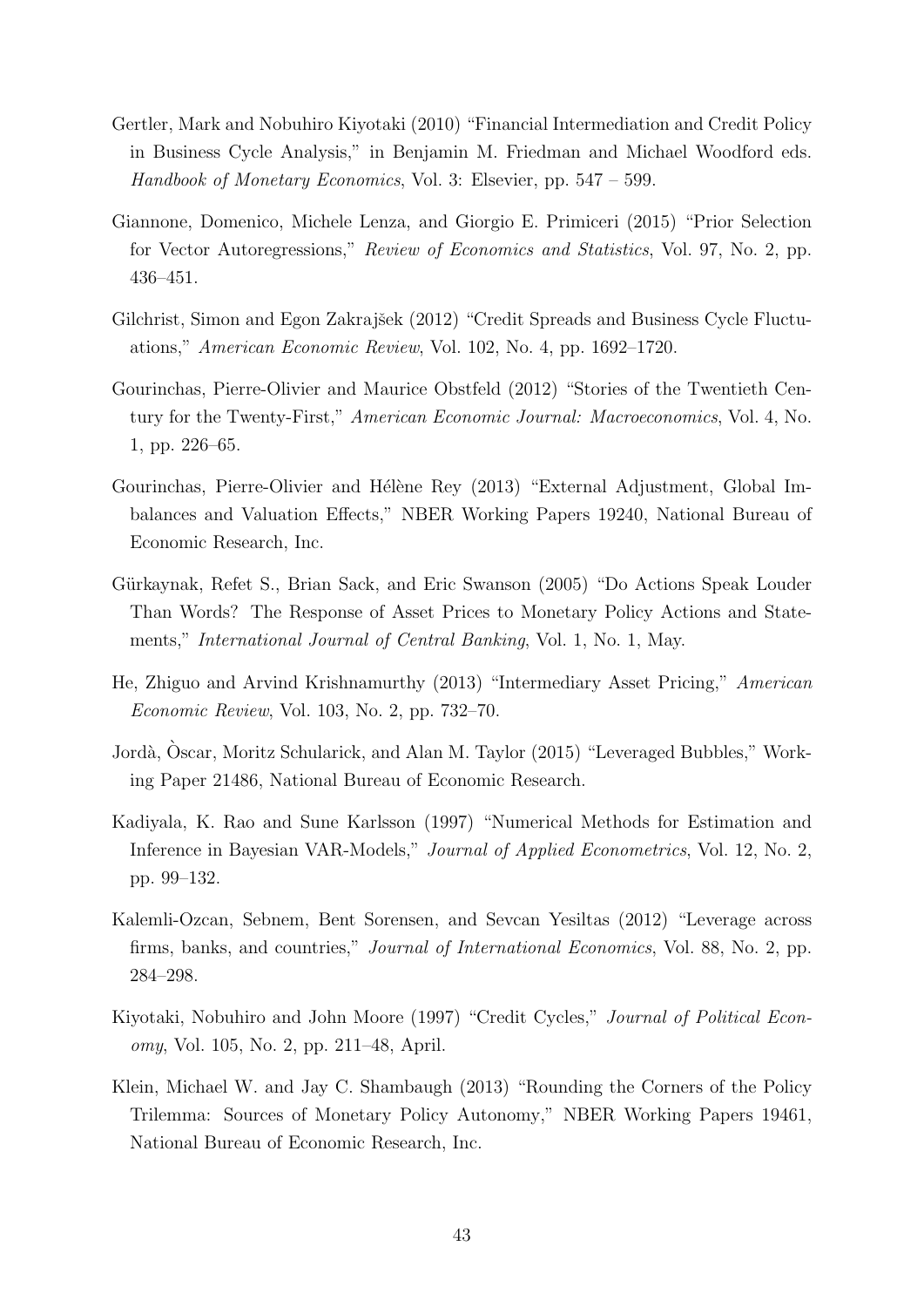Gertler, Mark and Nobuhiro Kiyotaki (2010) "Financial Intermediation and Credit Policy in Business Cycle Analysis," in Benjamin M. Friedman and Michael Woodford eds. *Handbook of Monetary Economics*, Vol. 3: Elsevier, pp. 547 – 599.

Giannone, Domenico, Michele Lenza, and Giorgio E. Primiceri (2015) "Prior Selection for Vector Autoregressions," *Review of Economics and Statistics*, Vol. 97, No. 2, pp. 436–451.

Gilchrist, Simon and Egon Zakrajšek (2012) "Credit Spreads and Business Cycle Fluctuations," *American Economic Review*, Vol. 102, No. 4, pp. 1692–1720.

Gourinchas, Pierre-Olivier and Maurice Obstfeld (2012) "Stories of the Twentieth Century for the Twenty-First," *American Economic Journal: Macroeconomics*, Vol. 4, No. 1, pp. 226–65.

Gourinchas, Pierre-Olivier and Hélène Rey (2013) "External Adjustment, Global Imbalances and Valuation Effects," NBER Working Papers 19240, National Bureau of Economic Research, Inc.

Gürkaynak, Refet S., Brian Sack, and Eric Swanson (2005) "Do Actions Speak Louder Than Words? The Response of Asset Prices to Monetary Policy Actions and Statements," *International Journal of Central Banking*, Vol. 1, No. 1, May.

He, Zhiguo and Arvind Krishnamurthy (2013) "Intermediary Asset Pricing," *American Economic Review*, Vol. 103, No. 2, pp. 732–70.

Jordà, Òscar, Moritz Schularick, and Alan M. Taylor (2015) "Leveraged Bubbles," Working Paper 21486, National Bureau of Economic Research.

Kadiyala, K. Rao and Sune Karlsson (1997) "Numerical Methods for Estimation and Inference in Bayesian VAR-Models," *Journal of Applied Econometrics*, Vol. 12, No. 2, pp. 99–132.

Kalemli-Ozcan, Sebnem, Bent Sorensen, and Sevcan Yesiltas (2012) "Leverage across firms, banks, and countries," *Journal of International Economics*, Vol. 88, No. 2, pp. 284–298.

Kiyotaki, Nobuhiro and John Moore (1997) "Credit Cycles," *Journal of Political Economy*, Vol. 105, No. 2, pp. 211–48, April.

Klein, Michael W. and Jay C. Shambaugh (2013) "Rounding the Corners of the Policy Trilemma: Sources of Monetary Policy Autonomy," NBER Working Papers 19461, National Bureau of Economic Research, Inc.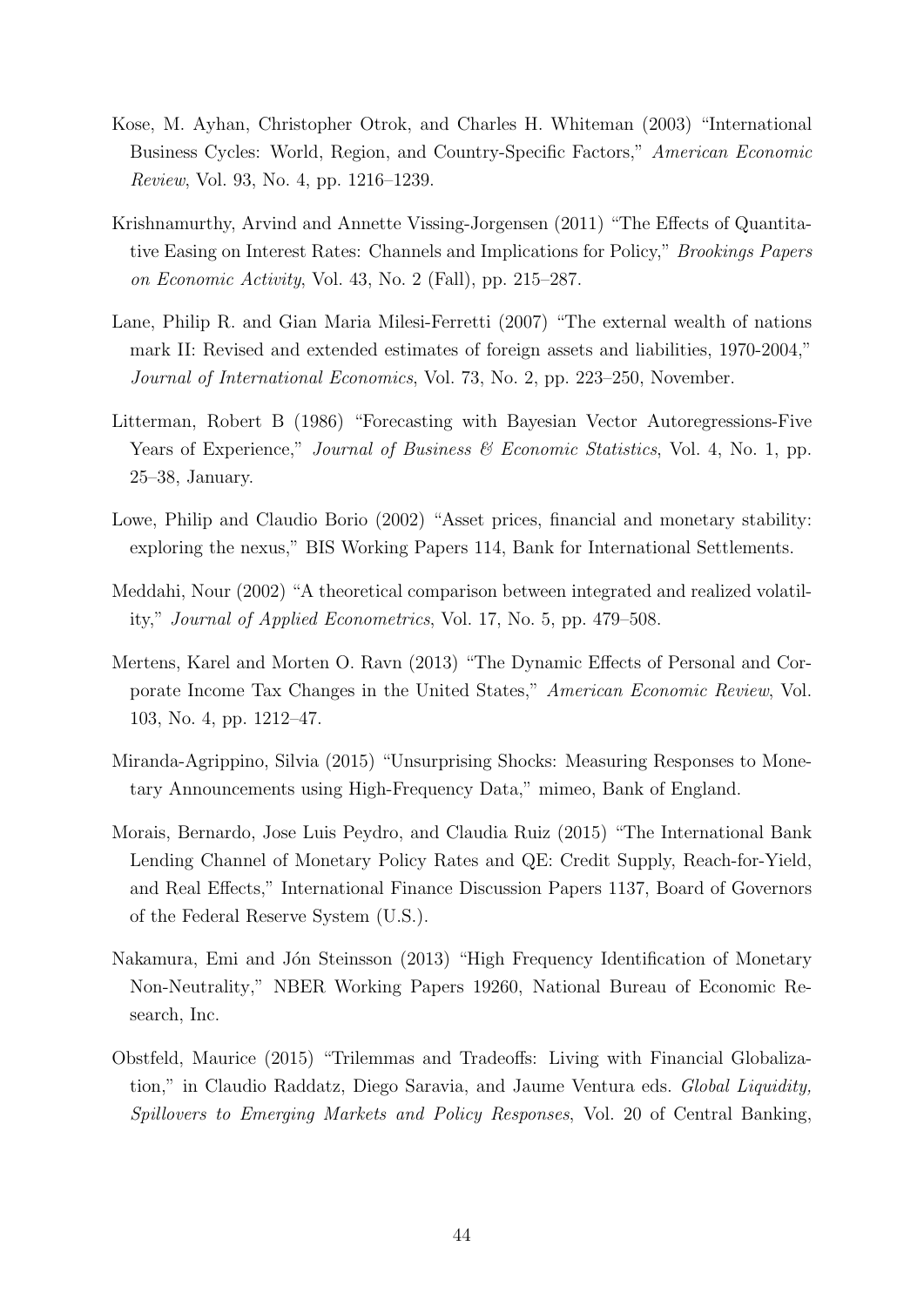Kose, M. Ayhan, Christopher Otrok, and Charles H. Whiteman (2003) "International Business Cycles: World, Region, and Country-Specific Factors," *American Economic Review*, Vol. 93, No. 4, pp. 1216–1239.

Krishnamurthy, Arvind and Annette Vissing-Jorgensen (2011) "The Effects of Quantitative Easing on Interest Rates: Channels and Implications for Policy," *Brookings Papers on Economic Activity*, Vol. 43, No. 2 (Fall), pp. 215–287.

Lane, Philip R. and Gian Maria Milesi-Ferretti (2007) "The external wealth of nations mark II: Revised and extended estimates of foreign assets and liabilities, 1970-2004," *Journal of International Economics*, Vol. 73, No. 2, pp. 223–250, November.

Litterman, Robert B (1986) "Forecasting with Bayesian Vector Autoregressions-Five Years of Experience," *Journal of Business & Economic Statistics*, Vol. 4, No. 1, pp. 25–38, January.

Lowe, Philip and Claudio Borio (2002) "Asset prices, financial and monetary stability: exploring the nexus," BIS Working Papers 114, Bank for International Settlements.

Meddahi, Nour (2002) "A theoretical comparison between integrated and realized volatility," *Journal of Applied Econometrics*, Vol. 17, No. 5, pp. 479–508.

Mertens, Karel and Morten O. Ravn (2013) "The Dynamic Effects of Personal and Corporate Income Tax Changes in the United States," *American Economic Review*, Vol. 103, No. 4, pp. 1212–47.

Miranda-Agrippino, Silvia (2015) "Unsurprising Shocks: Measuring Responses to Monetary Announcements using High-Frequency Data," mimeo, Bank of England.

Morais, Bernardo, Jose Luis Peydro, and Claudia Ruiz (2015) "The International Bank Lending Channel of Monetary Policy Rates and QE: Credit Supply, Reach-for-Yield, and Real Effects," International Finance Discussion Papers 1137, Board of Governors of the Federal Reserve System (U.S.).

Nakamura, Emi and Jón Steinsson (2013) "High Frequency Identification of Monetary Non-Neutrality," NBER Working Papers 19260, National Bureau of Economic Research, Inc.

Obstfeld, Maurice (2015) "Trilemmas and Tradeoffs: Living with Financial Globalization," in Claudio Raddatz, Diego Saravia, and Jaume Ventura eds. *Global Liquidity, Spillovers to Emerging Markets and Policy Responses*, Vol. 20 of Central Banking,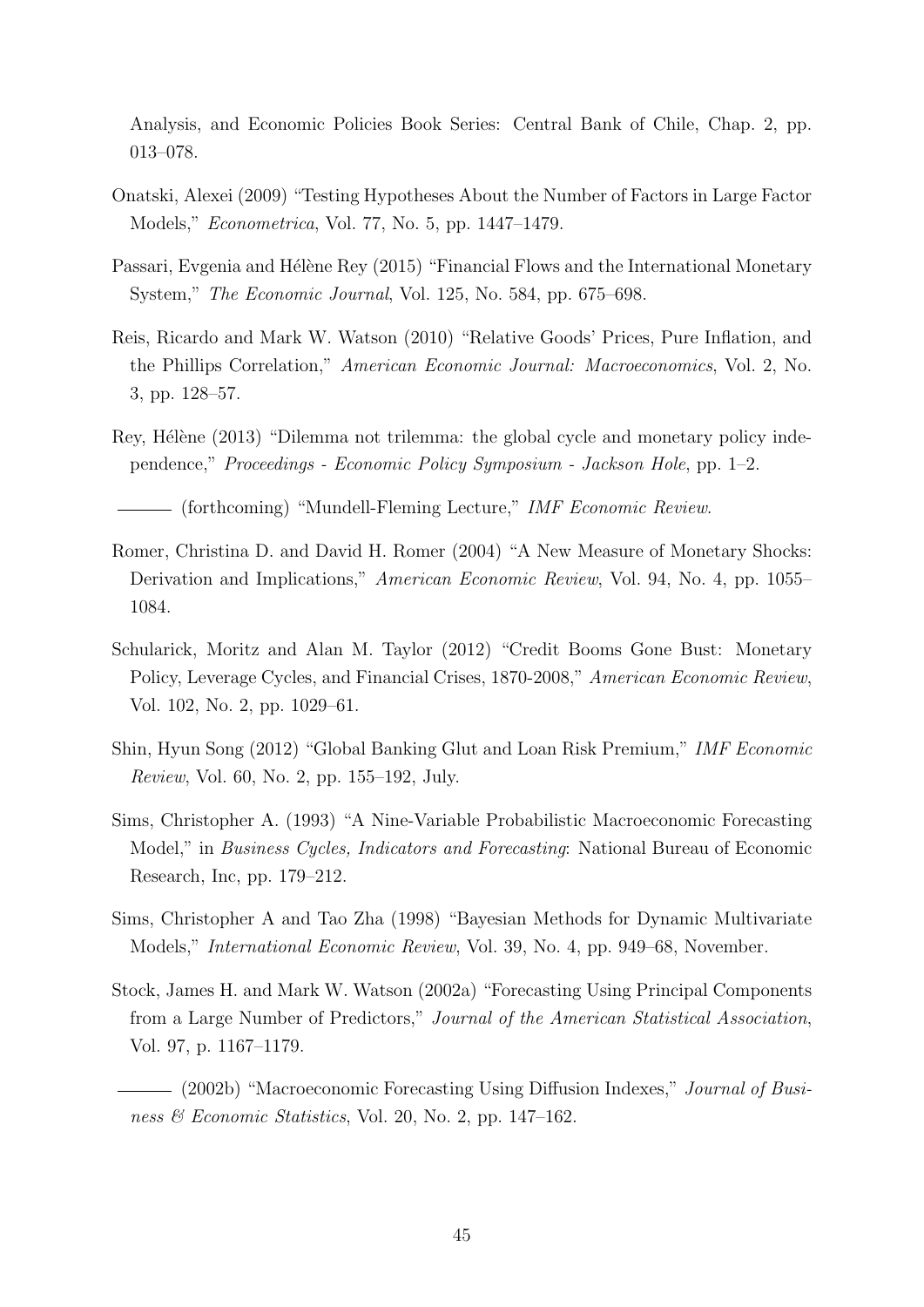Analysis, and Economic Policies Book Series: Central Bank of Chile, Chap. 2, pp. 013–078.

Onatski, Alexei (2009) "Testing Hypotheses About the Number of Factors in Large Factor Models," *Econometrica*, Vol. 77, No. 5, pp. 1447–1479.

Passari, Evgenia and Hélène Rey (2015) "Financial Flows and the International Monetary System," *The Economic Journal*, Vol. 125, No. 584, pp. 675–698.

Reis, Ricardo and Mark W. Watson (2010) "Relative Goods' Prices, Pure Inflation, and the Phillips Correlation," *American Economic Journal: Macroeconomics*, Vol. 2, No. 3, pp. 128–57.

Rey, Hélène (2013) "Dilemma not trilemma: the global cycle and monetary policy independence," *Proceedings - Economic Policy Symposium - Jackson Hole*, pp. 1–2.

——— (forthcoming) "Mundell-Fleming Lecture," *IMF Economic Review*.

Romer, Christina D. and David H. Romer (2004) "A New Measure of Monetary Shocks: Derivation and Implications," *American Economic Review*, Vol. 94, No. 4, pp. 1055–1084.

Schularick, Moritz and Alan M. Taylor (2012) "Credit Booms Gone Bust: Monetary Policy, Leverage Cycles, and Financial Crises, 1870-2008," *American Economic Review*, Vol. 102, No. 2, pp. 1029–61.

Shin, Hyun Song (2012) "Global Banking Glut and Loan Risk Premium," *IMF Economic Review*, Vol. 60, No. 2, pp. 155–192, July.

Sims, Christopher A. (1993) "A Nine-Variable Probabilistic Macroeconomic Forecasting Model," in *Business Cycles, Indicators and Forecasting*: National Bureau of Economic Research, Inc, pp. 179–212.

Sims, Christopher A and Tao Zha (1998) "Bayesian Methods for Dynamic Multivariate Models," *International Economic Review*, Vol. 39, No. 4, pp. 949–68, November.

Stock, James H. and Mark W. Watson (2002a) "Forecasting Using Principal Components from a Large Number of Predictors," *Journal of the American Statistical Association*, Vol. 97, p. 1167–1179.

——— (2002b) "Macroeconomic Forecasting Using Diffusion Indexes," *Journal of Business & Economic Statistics*, Vol. 20, No. 2, pp. 147–162.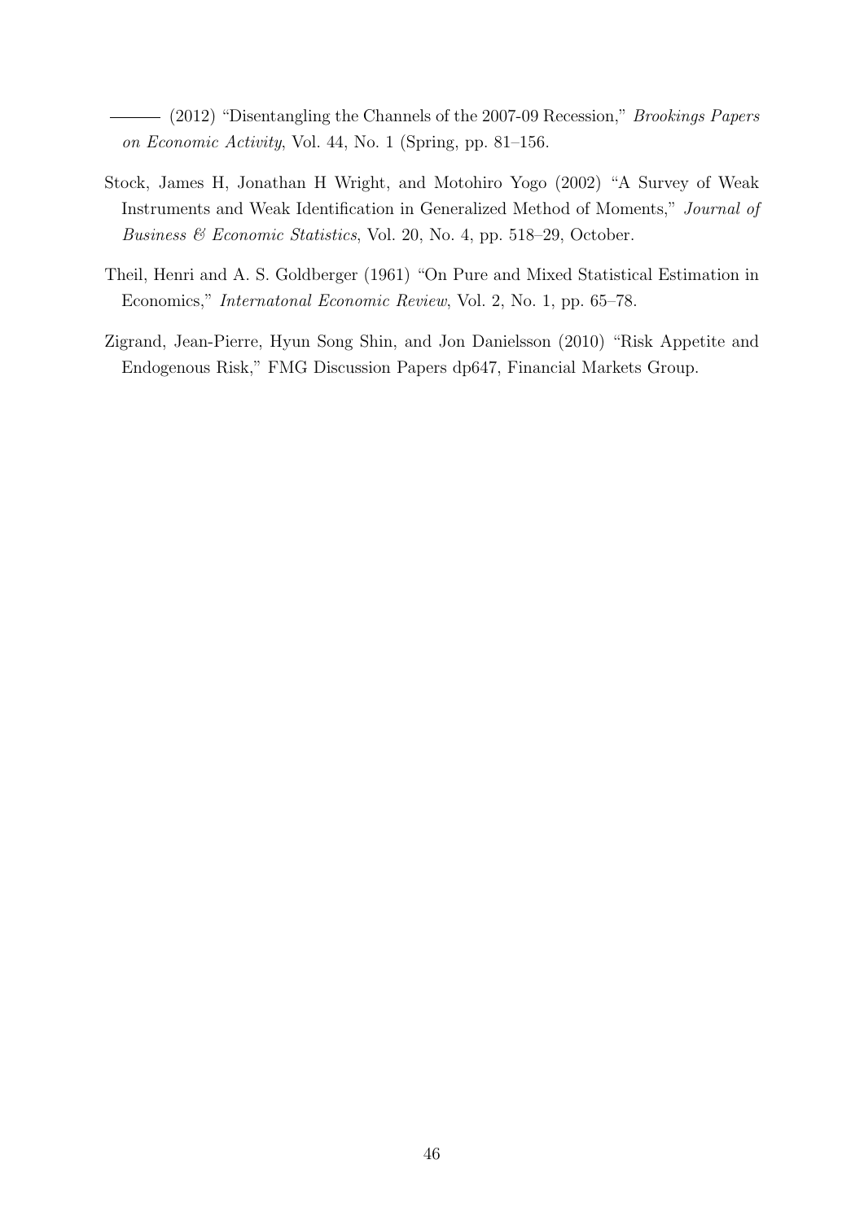——— (2012) "Disentangling the Channels of the 2007-09 Recession," *Brookings Papers on Economic Activity*, Vol. 44, No. 1 (Spring, pp. 81–156.

Stock, James H, Jonathan H Wright, and Motohiro Yogo (2002) "A Survey of Weak Instruments and Weak Identification in Generalized Method of Moments," *Journal of Business & Economic Statistics*, Vol. 20, No. 4, pp. 518–29, October.

Theil, Henri and A. S. Goldberger (1961) "On Pure and Mixed Statistical Estimation in Economics," *Internatonal Economic Review*, Vol. 2, No. 1, pp. 65–78.

Zigrand, Jean-Pierre, Hyun Song Shin, and Jon Danielsson (2010) "Risk Appetite and Endogenous Risk," FMG Discussion Papers dp647, Financial Markets Group.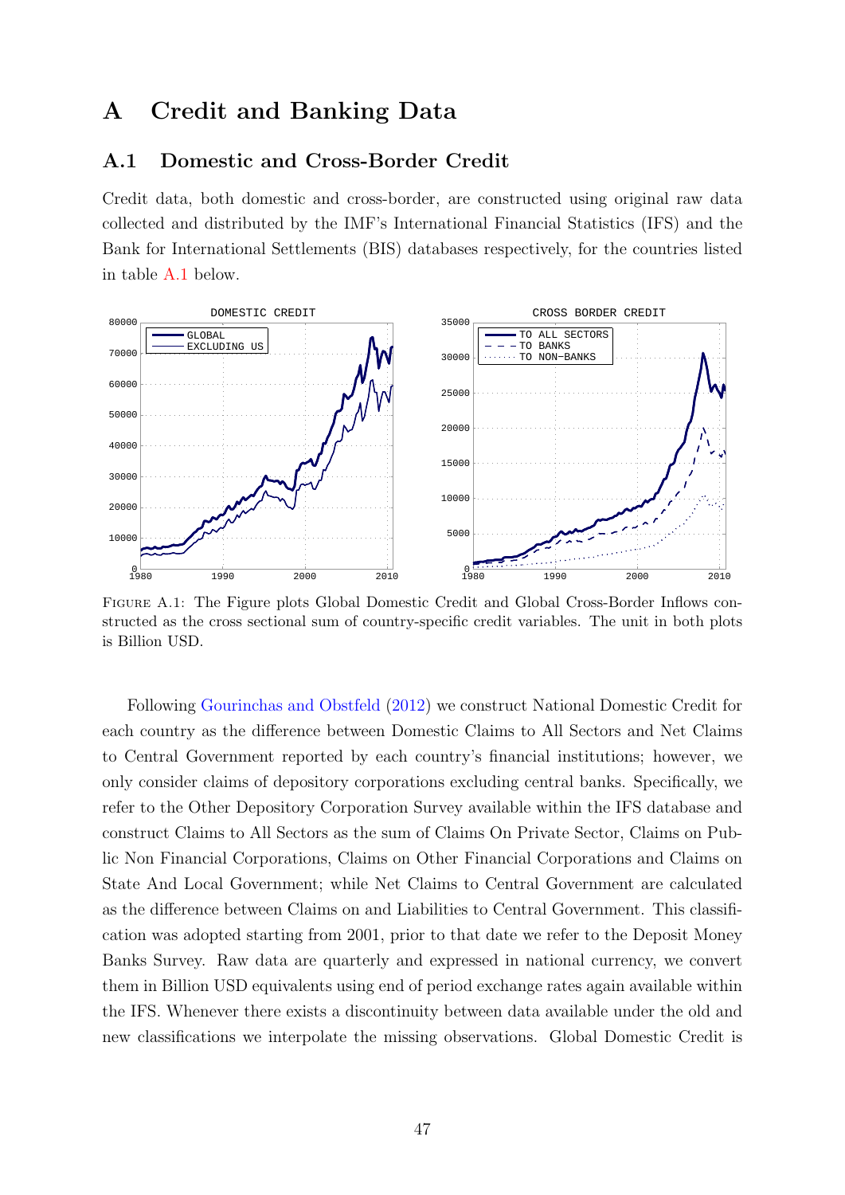# A Credit and Banking Data

## A.1 Domestic and Cross-Border Credit

Credit data, both domestic and cross-border, are constructed using original raw data collected and distributed by the IMF's International Financial Statistics (IFS) and the Bank for International Settlements (BIS) databases respectively, for the countries listed in table A.1 below.

FIGURE A.1: The Figure plots Global Domestic Credit and Global Cross-Border Inflows constructed as the cross sectional sum of country-specific credit variables. The unit in both plots is Billion USD.

Following Gourinchas and Obstfeld (2012) we construct National Domestic Credit for each country as the difference between Domestic Claims to All Sectors and Net Claims to Central Government reported by each country's financial institutions; however, we only consider claims of depository corporations excluding central banks. Specifically, we refer to the Other Depository Corporation Survey available within the IFS database and construct Claims to All Sectors as the sum of Claims On Private Sector, Claims on Public Non Financial Corporations, Claims on Other Financial Corporations and Claims on State And Local Government; while Net Claims to Central Government are calculated as the difference between Claims on and Liabilities to Central Government. This classification was adopted starting from 2001, prior to that date we refer to the Deposit Money Banks Survey. Raw data are quarterly and expressed in national currency, we convert them in Billion USD equivalents using end of period exchange rates again available within the IFS. Whenever there exists a discontinuity between data available under the old and new classifications we interpolate the missing observations. Global Domestic Credit is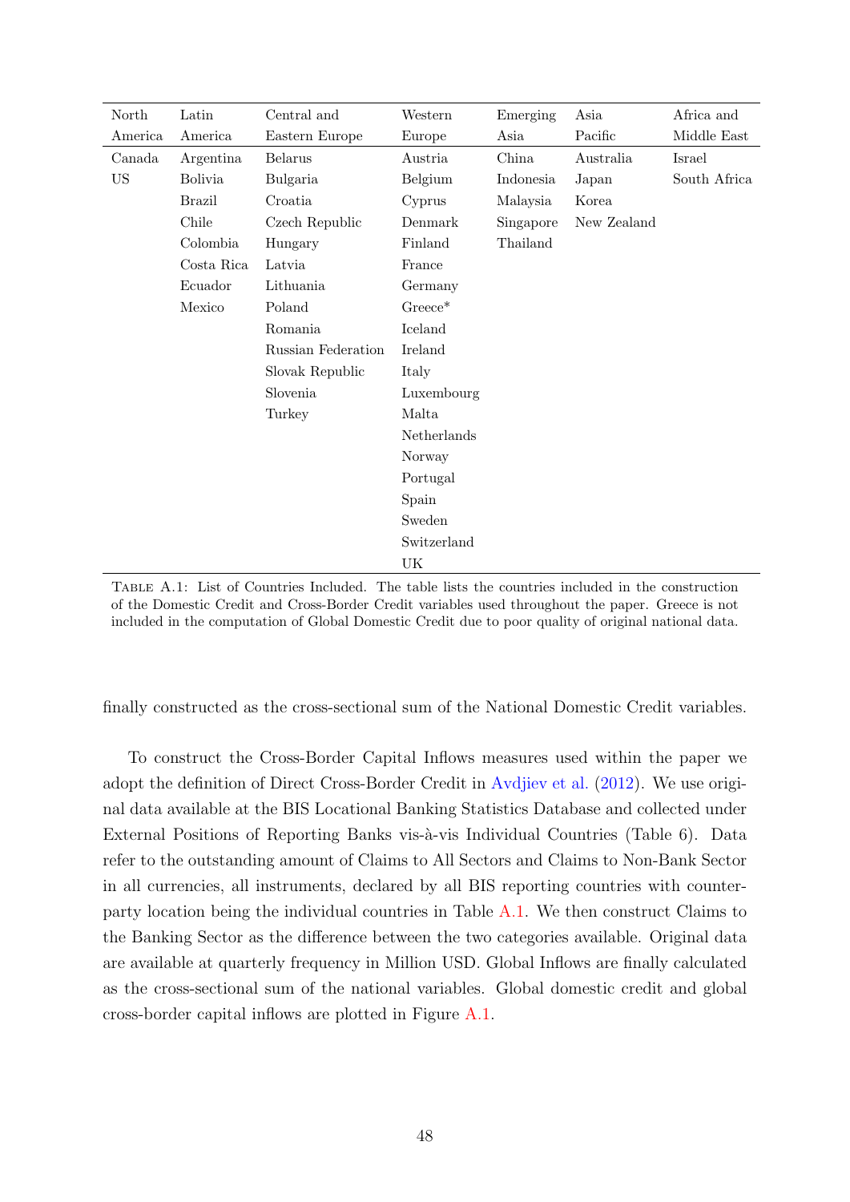| North America | Latin America | Central and Eastern Europe | Western Europe | Emerging Asia | Asia Pacific | Africa and Middle East |
|---|---|---|---|---|---|---|
| Canada | Argentina | Belarus | Austria | China | Australia | Israel |
| US | Bolivia | Bulgaria | Belgium | Indonesia | Japan | South Africa |
| | Brazil | Croatia | Cyprus | Malaysia | Korea | |
| | Chile | Czech Republic | Denmark | Singapore | New Zealand | |
| | Colombia | Hungary | Finland | Thailand | | |
| | Costa Rica | Latvia | France | | | |
| | Ecuador | Lithuania | Germany | | | |
| | Mexico | Poland | Greece* | | | |
| | | Romania | Iceland | | | |
| | | Russian Federation | Ireland | | | |
| | | Slovak Republic | Italy | | | |
| | | Slovenia | Luxembourg | | | |
| | | Turkey | Malta | | | |
| | | | Netherlands | | | |
| | | | Norway | | | |
| | | | Portugal | | | |
| | | | Spain | | | |
| | | | Sweden | | | |
| | | | Switzerland | | | |
| | | | UK | | | |

Table A.1: List of Countries Included. The table lists the countries included in the construction of the Domestic Credit and Cross-Border Credit variables used throughout the paper. Greece is not included in the computation of Global Domestic Credit due to poor quality of original national data.

finally constructed as the cross-sectional sum of the National Domestic Credit variables.

To construct the Cross-Border Capital Inflows measures used within the paper we adopt the definition of Direct Cross-Border Credit in Avdjiev et al. (2012). We use original data available at the BIS Locational Banking Statistics Database and collected under External Positions of Reporting Banks vis-à-vis Individual Countries (Table 6). Data refer to the outstanding amount of Claims to All Sectors and Claims to Non-Bank Sector in all currencies, all instruments, declared by all BIS reporting countries with counterparty location being the individual countries in Table A.1. We then construct Claims to the Banking Sector as the difference between the two categories available. Original data are available at quarterly frequency in Million USD. Global Inflows are finally calculated as the cross-sectional sum of the national variables. Global domestic credit and global cross-border capital inflows are plotted in Figure A.1.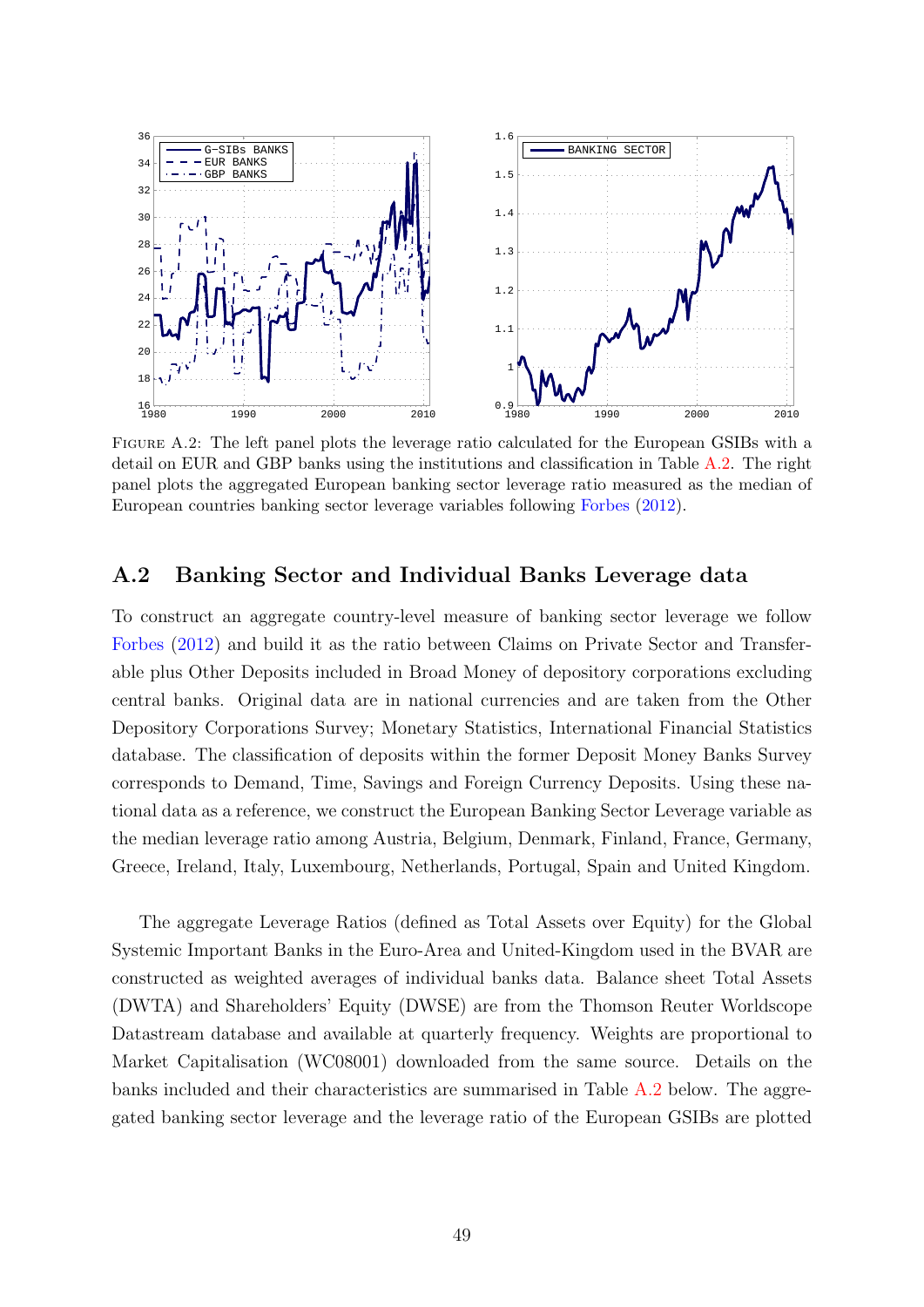Figure A.2: The left panel plots the leverage ratio calculated for the European GSIBs with a detail on EUR and GBP banks using the institutions and classification in Table A.2. The right panel plots the aggregated European banking sector leverage ratio measured as the median of European countries banking sector leverage variables following Forbes (2012).

## A.2 Banking Sector and Individual Banks Leverage data

To construct an aggregate country-level measure of banking sector leverage we follow Forbes (2012) and build it as the ratio between Claims on Private Sector and Transferable plus Other Deposits included in Broad Money of depository corporations excluding central banks. Original data are in national currencies and are taken from the Other Depository Corporations Survey; Monetary Statistics, International Financial Statistics database. The classification of deposits within the former Deposit Money Banks Survey corresponds to Demand, Time, Savings and Foreign Currency Deposits. Using these national data as a reference, we construct the European Banking Sector Leverage variable as the median leverage ratio among Austria, Belgium, Denmark, Finland, France, Germany, Greece, Ireland, Italy, Luxembourg, Netherlands, Portugal, Spain and United Kingdom.

The aggregate Leverage Ratios (defined as Total Assets over Equity) for the Global Systemic Important Banks in the Euro-Area and United-Kingdom used in the BVAR are constructed as weighted averages of individual banks data. Balance sheet Total Assets (DWTA) and Shareholders' Equity (DWSE) are from the Thomson Reuter Worldscope Datastream database and available at quarterly frequency. Weights are proportional to Market Capitalisation (WC08001) downloaded from the same source. Details on the banks included and their characteristics are summarised in Table A.2 below. The aggregated banking sector leverage and the leverage ratio of the European GSIBs are plotted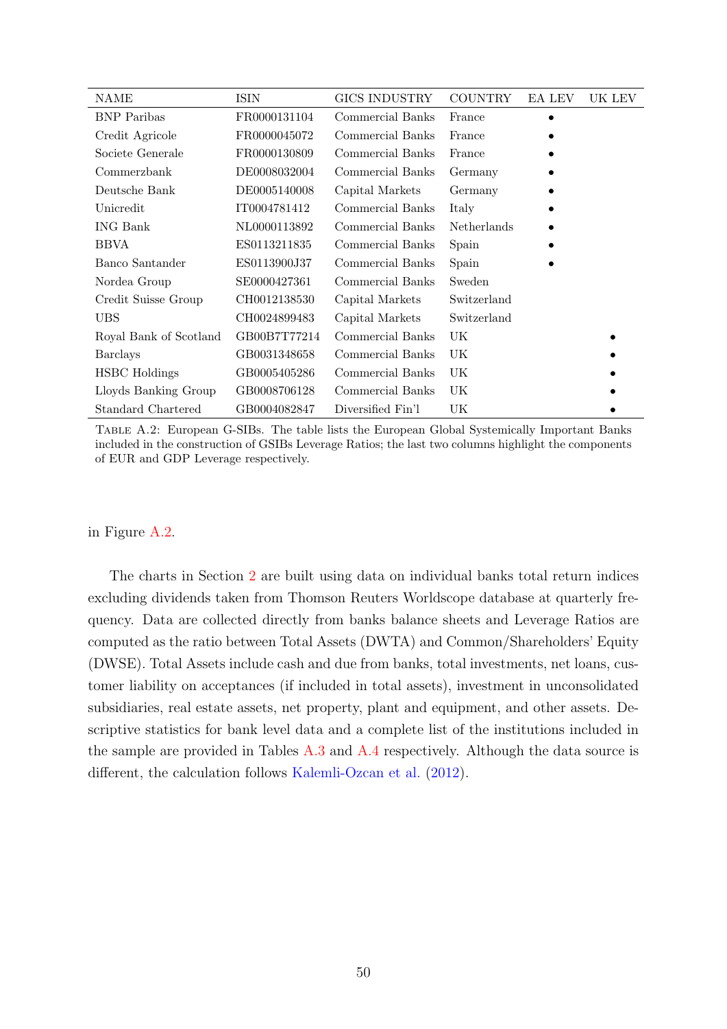| NAME | ISIN | GICS INDUSTRY | COUNTRY | EA LEV | UK LEV |
|---|---|---|---|---|---|
| BNP Paribas | FR0000131104 | Commercial Banks | France | • | |
| Credit Agricole | FR0000045072 | Commercial Banks | France | • | |
| Societe Generale | FR0000130809 | Commercial Banks | France | • | |
| Commerzbank | DE0008032004 | Commercial Banks | Germany | • | |
| Deutsche Bank | DE0005140008 | Capital Markets | Germany | • | |
| Unicredit | IT0004781412 | Commercial Banks | Italy | • | |
| ING Bank | NL0000113892 | Commercial Banks | Netherlands | • | |
| BBVA | ES0113211835 | Commercial Banks | Spain | • | |
| Banco Santander | ES0113900J37 | Commercial Banks | Spain | • | |
| Nordea Group | SE0000427361 | Commercial Banks | Sweden | | |
| Credit Suisse Group | CH0012138530 | Capital Markets | Switzerland | | |
| UBS | CH0024899483 | Capital Markets | Switzerland | | |
| Royal Bank of Scotland | GB00B7T77214 | Commercial Banks | UK | | • |
| Barclays | GB0031348658 | Commercial Banks | UK | | • |
| HSBC Holdings | GB0005405286 | Commercial Banks | UK | | • |
| Lloyds Banking Group | GB0008706128 | Commercial Banks | UK | | • |
| Standard Chartered | GB0004082847 | Diversified Fin'l | UK | | • |

TABLE A.2: European G-SIBs. The table lists the European Global Systemically Important Banks included in the construction of GSIBs Leverage Ratios; the last two columns highlight the components of EUR and GDP Leverage respectively.

in Figure A.2.

The charts in Section 2 are built using data on individual banks total return indices excluding dividends taken from Thomson Reuters Worldscope database at quarterly frequency. Data are collected directly from banks balance sheets and Leverage Ratios are computed as the ratio between Total Assets (DWTA) and Common/Shareholders' Equity (DWSE). Total Assets include cash and due from banks, total investments, net loans, customer liability on acceptances (if included in total assets), investment in unconsolidated subsidiaries, real estate assets, net property, plant and equipment, and other assets. Descriptive statistics for bank level data and a complete list of the institutions included in the sample are provided in Tables A.3 and A.4 respectively. Although the data source is different, the calculation follows Kalemli-Ozcan et al. (2012).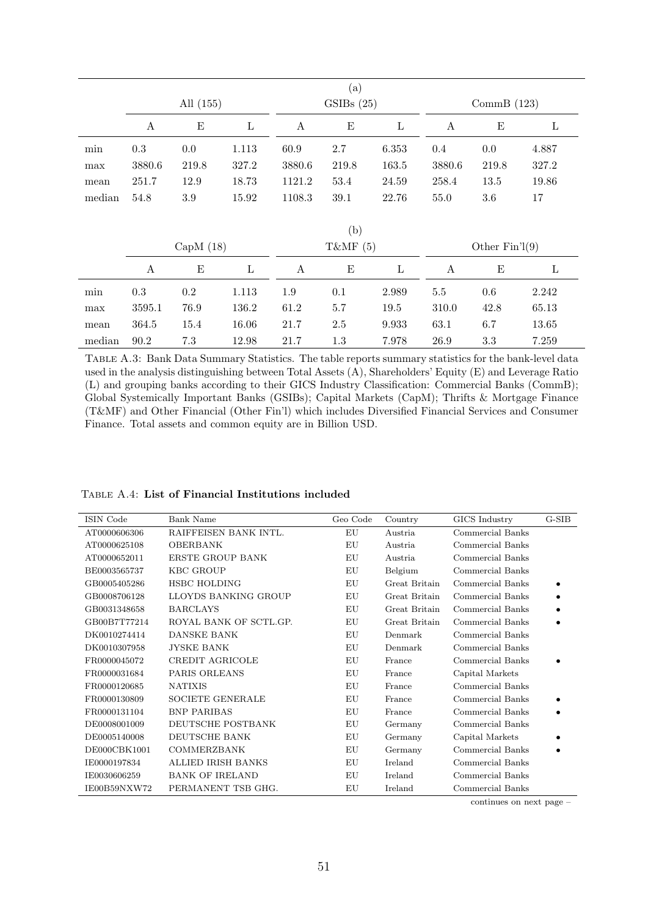| | (a) | | | | | | | | |
|---|---|---|---|---|---|---|---|---|---|
| | All (155) | | | GSIBs (25) | | | CommB (123) | | |
| | A | E | L | A | E | L | A | E | L |
| min | 0.3 | 0.0 | 1.113 | 60.9 | 2.7 | 6.353 | 0.4 | 0.0 | 4.887 |
| max | 3880.6 | 219.8 | 327.2 | 3880.6 | 219.8 | 163.5 | 3880.6 | 219.8 | 327.2 |
| mean | 251.7 | 12.9 | 18.73 | 1121.2 | 53.4 | 24.59 | 258.4 | 13.5 | 19.86 |
| median | 54.8 | 3.9 | 15.92 | 1108.3 | 39.1 | 22.76 | 55.0 | 3.6 | 17 |

| | (b) | | | | | | | | |
|---|---|---|---|---|---|---|---|---|---|
| | CapM (18) | | | T&MF (5) | | | Other Fin'l(9) | | |
| | A | E | L | A | E | L | A | E | L |
| min | 0.3 | 0.2 | 1.113 | 1.9 | 0.1 | 2.989 | 5.5 | 0.6 | 2.242 |
| max | 3595.1 | 76.9 | 136.2 | 61.2 | 5.7 | 19.5 | 310.0 | 42.8 | 65.13 |
| mean | 364.5 | 15.4 | 16.06 | 21.7 | 2.5 | 9.933 | 63.1 | 6.7 | 13.65 |
| median | 90.2 | 7.3 | 12.98 | 21.7 | 1.3 | 7.978 | 26.9 | 3.3 | 7.259 |

TABLE A.3: Bank Data Summary Statistics. The table reports summary statistics for the bank-level data used in the analysis distinguishing between Total Assets (A), Shareholders' Equity (E) and Leverage Ratio (L) and grouping banks according to their GICS Industry Classification: Commercial Banks (CommB); Global Systemically Important Banks (GSIBs); Capital Markets (CapM); Thrifts & Mortgage Finance (T&MF) and Other Financial (Other Fin'l) which includes Diversified Financial Services and Consumer Finance. Total assets and common equity are in Billion USD.

TABLE A.4: **List of Financial Institutions included**

| ISIN Code | Bank Name | Geo Code | Country | GICS Industry | G-SIB |
|---|---|---|---|---|---|
| AT0000606306 | RAIFFEISEN BANK INTL. | EU | Austria | Commercial Banks | |
| AT0000625108 | OBERBANK | EU | Austria | Commercial Banks | |
| AT0000652011 | ERSTE GROUP BANK | EU | Austria | Commercial Banks | |
| BE0003565737 | KBC GROUP | EU | Belgium | Commercial Banks | |
| GB0005405286 | HSBC HOLDING | EU | Great Britain | Commercial Banks | • |
| GB0008706128 | LLOYDS BANKING GROUP | EU | Great Britain | Commercial Banks | • |
| GB0031348658 | BARCLAYS | EU | Great Britain | Commercial Banks | • |
| GB00B7T77214 | ROYAL BANK OF SCTL.GP. | EU | Great Britain | Commercial Banks | • |
| DK0010274414 | DANSKE BANK | EU | Denmark | Commercial Banks | |
| DK0010307958 | JYSKE BANK | EU | Denmark | Commercial Banks | |
| FR0000045072 | CREDIT AGRICOLE | EU | France | Commercial Banks | • |
| FR0000031684 | PARIS ORLEANS | EU | France | Capital Markets | |
| FR0000120685 | NATIXIS | EU | France | Commercial Banks | |
| FR0000130809 | SOCIETE GENERALE | EU | France | Commercial Banks | • |
| FR0000131104 | BNP PARIBAS | EU | France | Commercial Banks | • |
| DE0008001009 | DEUTSCHE POSTBANK | EU | Germany | Commercial Banks | |
| DE0005140008 | DEUTSCHE BANK | EU | Germany | Capital Markets | • |
| DE000CBK1001 | COMMERZBANK | EU | Germany | Commercial Banks | • |
| IE0000197834 | ALLIED IRISH BANKS | EU | Ireland | Commercial Banks | |
| IE0030606259 | BANK OF IRELAND | EU | Ireland | Commercial Banks | |
| IE00B59NXW72 | PERMANENT TSB GHG. | EU | Ireland | Commercial Banks | |

continues on next page –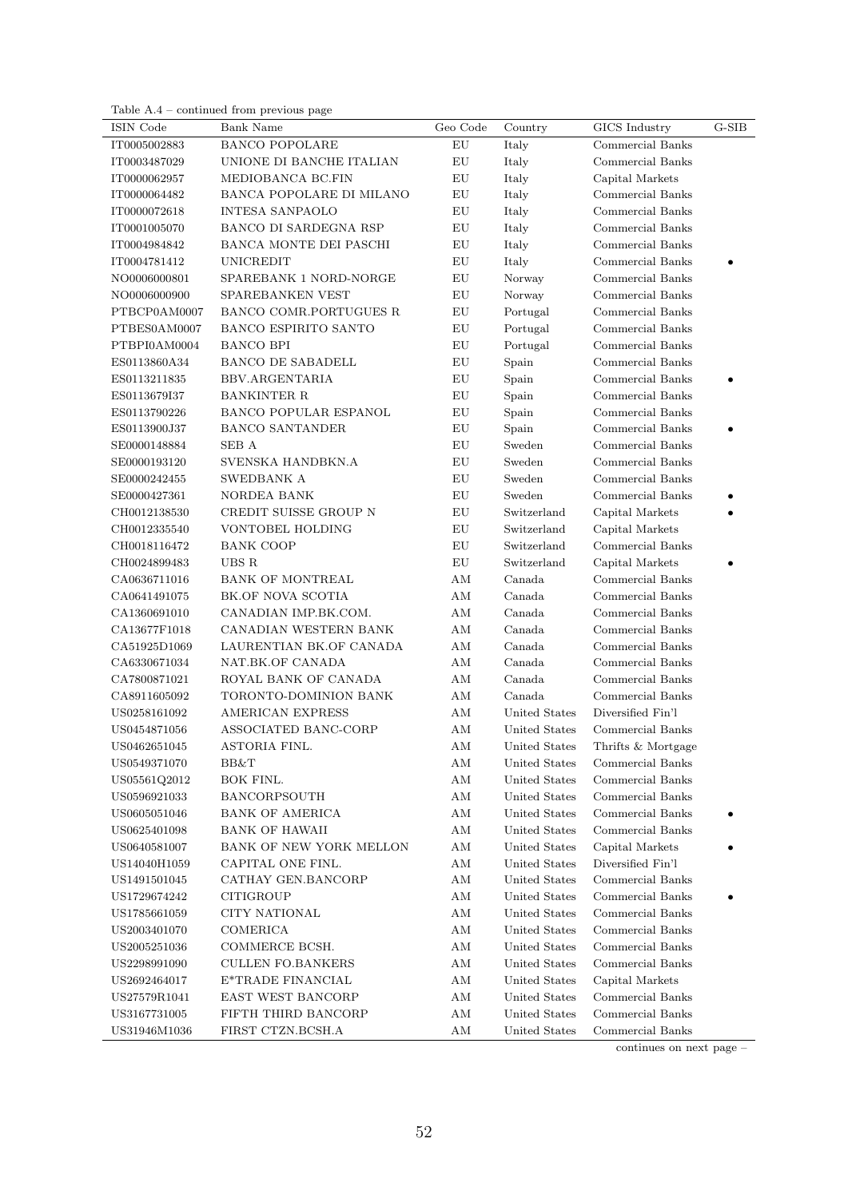Table A.4 – continued from previous page

| ISIN Code | Bank Name | Geo Code | Country | GICS Industry | G-SIB |
|---|---|---|---|---|---|
| IT0005002883 | BANCO POPOLARE | EU | Italy | Commercial Banks | |
| IT0003487029 | UNIONE DI BANCHE ITALIAN | EU | Italy | Commercial Banks | |
| IT0000062957 | MEDIOBANCA BC.FIN | EU | Italy | Capital Markets | |
| IT0000064482 | BANCA POPOLARE DI MILANO | EU | Italy | Commercial Banks | |
| IT0000072618 | INTESA SANPAOLO | EU | Italy | Commercial Banks | |
| IT0001005070 | BANCO DI SARDEGNA RSP | EU | Italy | Commercial Banks | |
| IT0004984842 | BANCA MONTE DEI PASCHI | EU | Italy | Commercial Banks | |
| IT0004781412 | UNICREDIT | EU | Italy | Commercial Banks | • |
| NO0006000801 | SPAREBANK 1 NORD-NORGE | EU | Norway | Commercial Banks | |
| NO0006000900 | SPAREBANKEN VEST | EU | Norway | Commercial Banks | |
| PTBCP0AM0007 | BANCO COMR.PORTUGUES R | EU | Portugal | Commercial Banks | |
| PTBES0AM0007 | BANCO ESPIRITO SANTO | EU | Portugal | Commercial Banks | |
| PTBPI0AM0004 | BANCO BPI | EU | Portugal | Commercial Banks | |
| ES0113860A34 | BANCO DE SABADELL | EU | Spain | Commercial Banks | |
| ES0113211835 | BBV.ARGENTARIA | EU | Spain | Commercial Banks | • |
| ES0113679I37 | BANKINTER R | EU | Spain | Commercial Banks | |
| ES0113790226 | BANCO POPULAR ESPANOL | EU | Spain | Commercial Banks | |
| ES0113900J37 | BANCO SANTANDER | EU | Spain | Commercial Banks | • |
| SE0000148884 | SEB A | EU | Sweden | Commercial Banks | |
| SE0000193120 | SVENSKA HANDBKN.A | EU | Sweden | Commercial Banks | |
| SE0000242455 | SWEDBANK A | EU | Sweden | Commercial Banks | |
| SE0000427361 | NORDEA BANK | EU | Sweden | Commercial Banks | • |
| CH0012138530 | CREDIT SUISSE GROUP N | EU | Switzerland | Capital Markets | • |
| CH0012335540 | VONTOBEL HOLDING | EU | Switzerland | Capital Markets | |
| CH0018116472 | BANK COOP | EU | Switzerland | Commercial Banks | |
| CH0024899483 | UBS R | EU | Switzerland | Capital Markets | • |
| CA0636711016 | BANK OF MONTREAL | AM | Canada | Commercial Banks | |
| CA0641491075 | BK.OF NOVA SCOTIA | AM | Canada | Commercial Banks | |
| CA1360691010 | CANADIAN IMP.BK.COM. | AM | Canada | Commercial Banks | |
| CA13677F1018 | CANADIAN WESTERN BANK | AM | Canada | Commercial Banks | |
| CA51925D1069 | LAURENTIAN BK.OF CANADA | AM | Canada | Commercial Banks | |
| CA6330671034 | NAT.BK.OF CANADA | AM | Canada | Commercial Banks | |
| CA7800871021 | ROYAL BANK OF CANADA | AM | Canada | Commercial Banks | |
| CA8911605092 | TORONTO-DOMINION BANK | AM | Canada | Commercial Banks | |
| US0258161092 | AMERICAN EXPRESS | AM | United States | Diversified Fin'l | |
| US0454871056 | ASSOCIATED BANC-CORP | AM | United States | Commercial Banks | |
| US0462651045 | ASTORIA FINL. | AM | United States | Thrifts & Mortgage | |
| US0549371070 | BB&T | AM | United States | Commercial Banks | |
| US05561Q2012 | BOK FINL. | AM | United States | Commercial Banks | |
| US0596921033 | BANCORPSOUTH | AM | United States | Commercial Banks | |
| US0605051046 | BANK OF AMERICA | AM | United States | Commercial Banks | • |
| US0625401098 | BANK OF HAWAII | AM | United States | Commercial Banks | |
| US0640581007 | BANK OF NEW YORK MELLON | AM | United States | Capital Markets | • |
| US14040H1059 | CAPITAL ONE FINL. | AM | United States | Diversified Fin'l | |
| US1491501045 | CATHAY GEN.BANCORP | AM | United States | Commercial Banks | |
| US1729674242 | CITIGROUP | AM | United States | Commercial Banks | • |
| US1785661059 | CITY NATIONAL | AM | United States | Commercial Banks | |
| US2003401070 | COMERICA | AM | United States | Commercial Banks | |
| US2005251036 | COMMERCE BCSH. | AM | United States | Commercial Banks | |
| US2298991090 | CULLEN FO.BANKERS | AM | United States | Commercial Banks | |
| US2692464017 | E*TRADE FINANCIAL | AM | United States | Capital Markets | |
| US27579R1041 | EAST WEST BANCORP | AM | United States | Commercial Banks | |
| US3167731005 | FIFTH THIRD BANCORP | AM | United States | Commercial Banks | |
| US31946M1036 | FIRST CTZN.BCSH.A | AM | United States | Commercial Banks | |

continues on next page –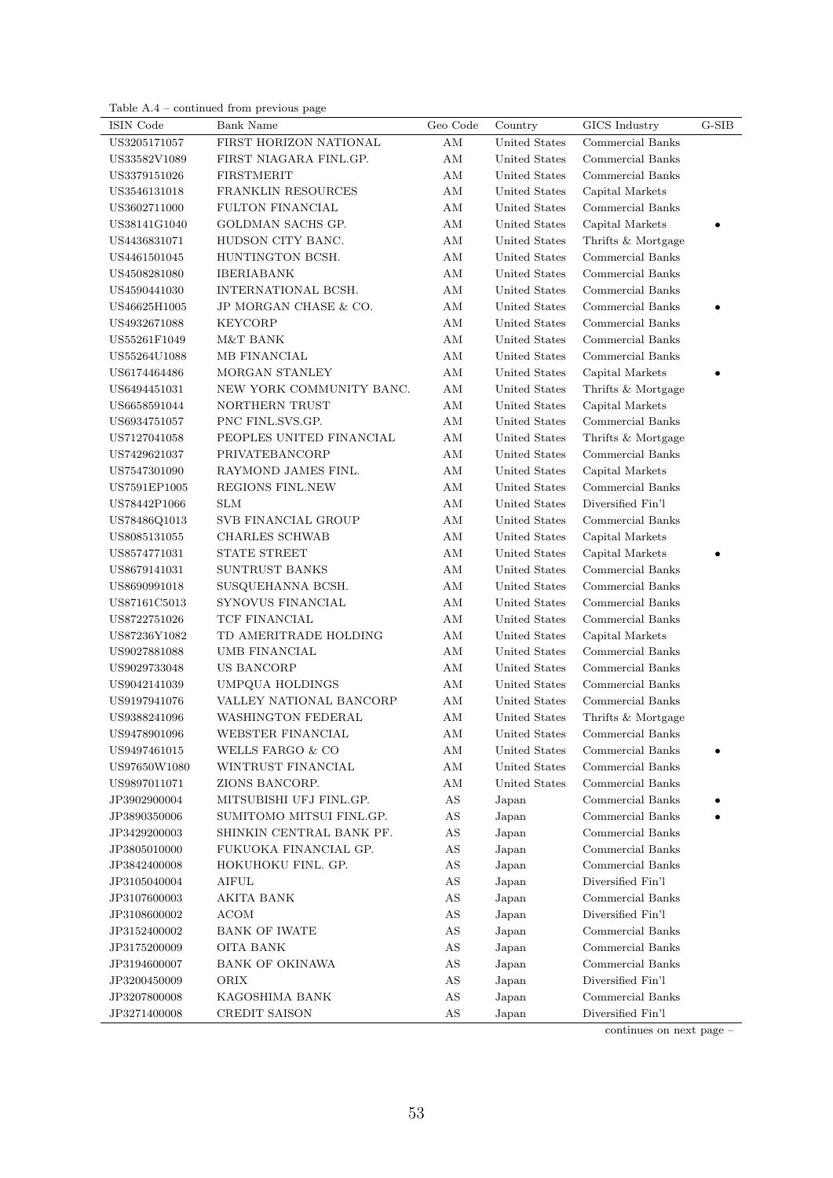Table A.4 – continued from previous page

| ISIN Code | Bank Name | Geo Code | Country | GICS Industry | G-SIB |
|---|---|---|---|---|---|
| US3205171057 | FIRST HORIZON NATIONAL | AM | United States | Commercial Banks | |
| US33582V1089 | FIRST NIAGARA FINL.GP. | AM | United States | Commercial Banks | |
| US3379151026 | FIRSTMERIT | AM | United States | Commercial Banks | |
| US3546131018 | FRANKLIN RESOURCES | AM | United States | Capital Markets | |
| US3602711000 | FULTON FINANCIAL | AM | United States | Commercial Banks | |
| US38141G1040 | GOLDMAN SACHS GP. | AM | United States | Capital Markets | • |
| US4436831071 | HUDSON CITY BANC. | AM | United States | Thrifts & Mortgage | |
| US4461501045 | HUNTINGTON BCSH. | AM | United States | Commercial Banks | |
| US4508281080 | IBERIABANK | AM | United States | Commercial Banks | |
| US4590441030 | INTERNATIONAL BCSH. | AM | United States | Commercial Banks | |
| US46625H1005 | JP MORGAN CHASE & CO. | AM | United States | Commercial Banks | • |
| US4932671088 | KEYCORP | AM | United States | Commercial Banks | |
| US55261F1049 | M&T BANK | AM | United States | Commercial Banks | |
| US55264U1088 | MB FINANCIAL | AM | United States | Commercial Banks | |
| US6174464486 | MORGAN STANLEY | AM | United States | Capital Markets | • |
| US6494451031 | NEW YORK COMMUNITY BANC. | AM | United States | Thrifts & Mortgage | |
| US6658591044 | NORTHERN TRUST | AM | United States | Capital Markets | |
| US6934751057 | PNC FINL.SVS.GP. | AM | United States | Commercial Banks | |
| US7127041058 | PEOPLES UNITED FINANCIAL | AM | United States | Thrifts & Mortgage | |
| US7429621037 | PRIVATEBANCORP | AM | United States | Commercial Banks | |
| US7547301090 | RAYMOND JAMES FINL. | AM | United States | Capital Markets | |
| US7591EP1005 | REGIONS FINL.NEW | AM | United States | Commercial Banks | |
| US78442P1066 | SLM | AM | United States | Diversified Fin'l | |
| US78486Q1013 | SVB FINANCIAL GROUP | AM | United States | Commercial Banks | |
| US8085131055 | CHARLES SCHWAB | AM | United States | Capital Markets | |
| US8574771031 | STATE STREET | AM | United States | Capital Markets | • |
| US8679141031 | SUNTRUST BANKS | AM | United States | Commercial Banks | |
| US8690991018 | SUSQUEHANNA BCSH. | AM | United States | Commercial Banks | |
| US87161C5013 | SYNOVUS FINANCIAL | AM | United States | Commercial Banks | |
| US8722751026 | TCF FINANCIAL | AM | United States | Commercial Banks | |
| US87236Y1082 | TD AMERITRADE HOLDING | AM | United States | Capital Markets | |
| US9027881088 | UMB FINANCIAL | AM | United States | Commercial Banks | |
| US9029733048 | US BANCORP | AM | United States | Commercial Banks | |
| US9042141039 | UMPQUA HOLDINGS | AM | United States | Commercial Banks | |
| US9197941076 | VALLEY NATIONAL BANCORP | AM | United States | Commercial Banks | |
| US9388241096 | WASHINGTON FEDERAL | AM | United States | Thrifts & Mortgage | |
| US9478901096 | WEBSTER FINANCIAL | AM | United States | Commercial Banks | |
| US9497461015 | WELLS FARGO & CO | AM | United States | Commercial Banks | • |
| US97650W1080 | WINTRUST FINANCIAL | AM | United States | Commercial Banks | |
| US9897011071 | ZIONS BANCORP. | AM | United States | Commercial Banks | |
| JP3902900004 | MITSUBISHI UFJ FINL.GP. | AS | Japan | Commercial Banks | • |
| JP3890350006 | SUMITOMO MITSUI FINL.GP. | AS | Japan | Commercial Banks | • |
| JP3429200003 | SHINKIN CENTRAL BANK PF. | AS | Japan | Commercial Banks | |
| JP3805010000 | FUKUOKA FINANCIAL GP. | AS | Japan | Commercial Banks | |
| JP3842400008 | HOKUHOKU FINL. GP. | AS | Japan | Commercial Banks | |
| JP3105040004 | AIFUL | AS | Japan | Diversified Fin'l | |
| JP3107600003 | AKITA BANK | AS | Japan | Commercial Banks | |
| JP3108600002 | ACOM | AS | Japan | Diversified Fin'l | |
| JP3152400002 | BANK OF IWATE | AS | Japan | Commercial Banks | |
| JP3175200009 | OITA BANK | AS | Japan | Commercial Banks | |
| JP3194600007 | BANK OF OKINAWA | AS | Japan | Commercial Banks | |
| JP3200450009 | ORIX | AS | Japan | Diversified Fin'l | |
| JP3207800008 | KAGOSHIMA BANK | AS | Japan | Commercial Banks | |
| JP3271400008 | CREDIT SAISON | AS | Japan | Diversified Fin'l | |

continues on next page –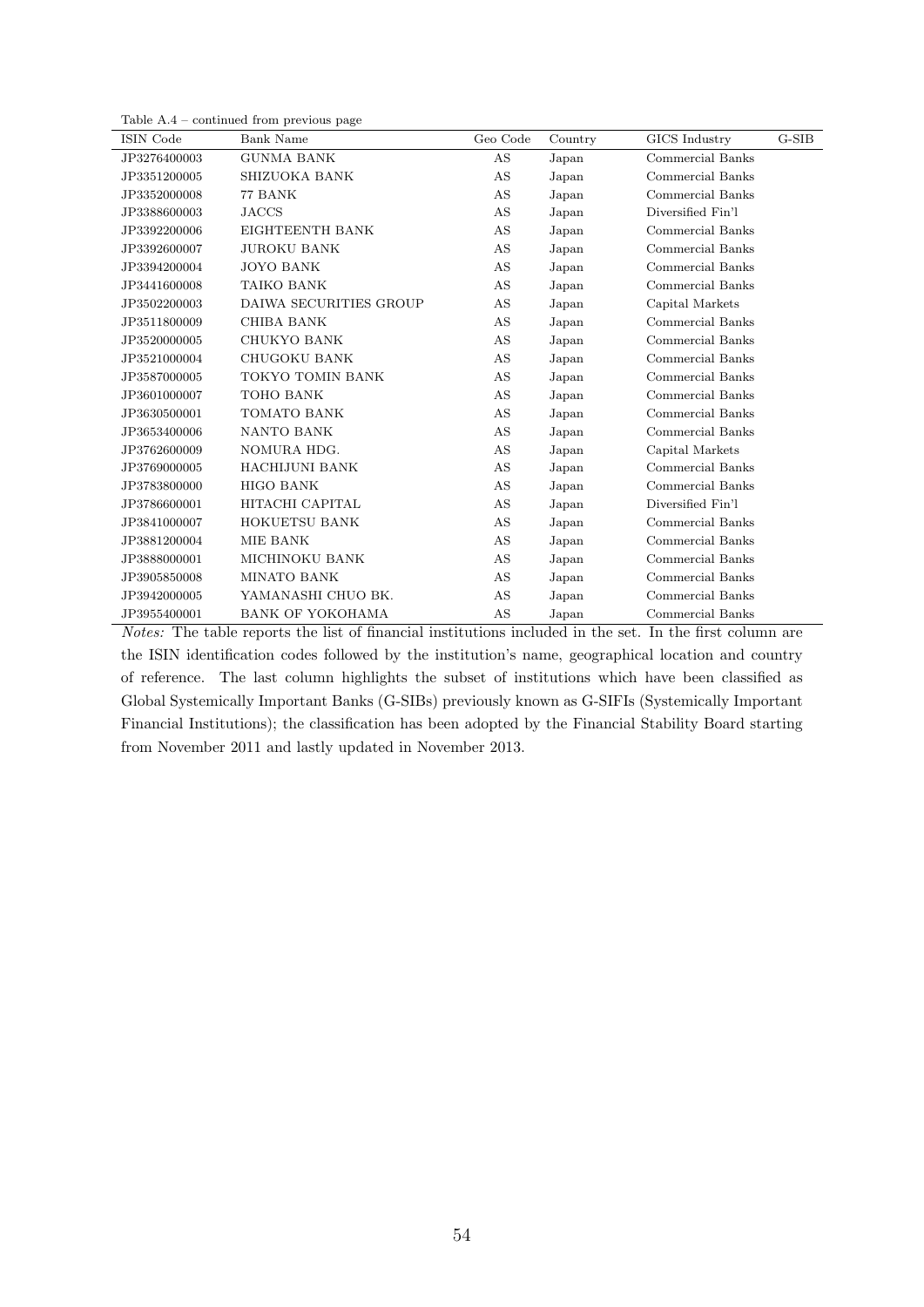Table A.4 – continued from previous page

| ISIN Code | Bank Name | Geo Code | Country | GICS Industry | G-SIB |
|---|---|---|---|---|---|
| JP3276400003 | GUNMA BANK | AS | Japan | Commercial Banks | |
| JP3351200005 | SHIZUOKA BANK | AS | Japan | Commercial Banks | |
| JP3352000008 | 77 BANK | AS | Japan | Commercial Banks | |
| JP3388600003 | JACCS | AS | Japan | Diversified Fin'l | |
| JP3392200006 | EIGHTEENTH BANK | AS | Japan | Commercial Banks | |
| JP3392600007 | JUROKU BANK | AS | Japan | Commercial Banks | |
| JP3394200004 | JOYO BANK | AS | Japan | Commercial Banks | |
| JP3441600008 | TAIKO BANK | AS | Japan | Commercial Banks | |
| JP3502200003 | DAIWA SECURITIES GROUP | AS | Japan | Capital Markets | |
| JP3511800009 | CHIBA BANK | AS | Japan | Commercial Banks | |
| JP3520000005 | CHUKYO BANK | AS | Japan | Commercial Banks | |
| JP3521000004 | CHUGOKU BANK | AS | Japan | Commercial Banks | |
| JP3587000005 | TOKYO TOMIN BANK | AS | Japan | Commercial Banks | |
| JP3601000007 | TOHO BANK | AS | Japan | Commercial Banks | |
| JP3630500001 | TOMATO BANK | AS | Japan | Commercial Banks | |
| JP3653400006 | NANTO BANK | AS | Japan | Commercial Banks | |
| JP3762600009 | NOMURA HDG. | AS | Japan | Capital Markets | |
| JP3769000005 | HACHIJUNI BANK | AS | Japan | Commercial Banks | |
| JP3783800000 | HIGO BANK | AS | Japan | Commercial Banks | |
| JP3786600001 | HITACHI CAPITAL | AS | Japan | Diversified Fin'l | |
| JP3841000007 | HOKUETSU BANK | AS | Japan | Commercial Banks | |
| JP3881200004 | MIE BANK | AS | Japan | Commercial Banks | |
| JP3888000001 | MICHINOKU BANK | AS | Japan | Commercial Banks | |
| JP3905850008 | MINATO BANK | AS | Japan | Commercial Banks | |
| JP3942000005 | YAMANASHI CHUO BK. | AS | Japan | Commercial Banks | |
| JP3955400001 | BANK OF YOKOHAMA | AS | Japan | Commercial Banks | |

*Notes:* The table reports the list of financial institutions included in the set. In the first column are the ISIN identification codes followed by the institution's name, geographical location and country of reference. The last column highlights the subset of institutions which have been classified as Global Systemically Important Banks (G-SIBs) previously known as G-SIFIs (Systemically Important Financial Institutions); the classification has been adopted by the Financial Stability Board starting from November 2011 and lastly updated in November 2013.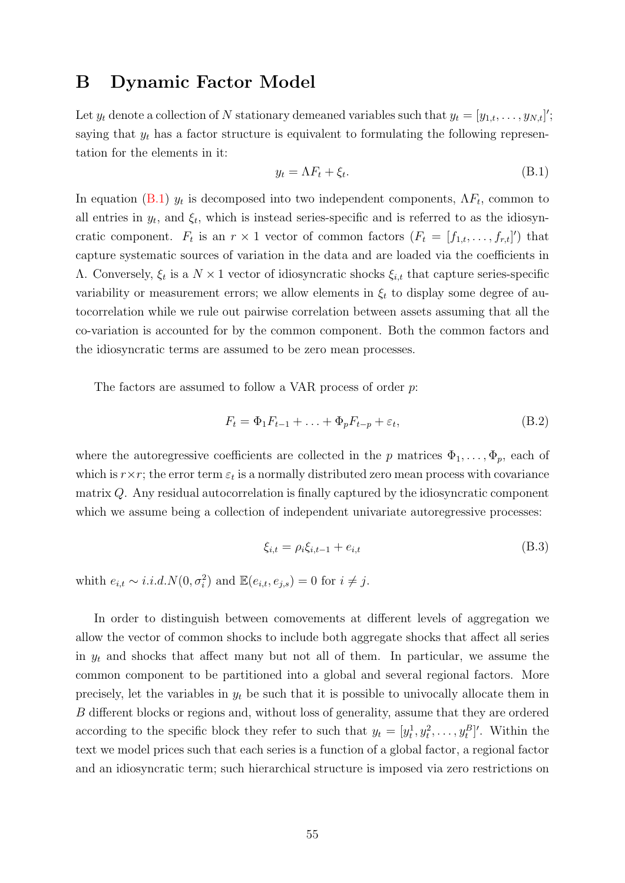# B Dynamic Factor Model

Let $y_t$ denote a collection of $N$ stationary demeaned variables such that $y_t = [y_{1,t}, \ldots, y_{N,t}]'$; saying that $y_t$ has a factor structure is equivalent to formulating the following representation for the elements in it:

$$y_t = \Lambda F_t + \xi_t. \tag{B.1}$$

In equation (B.1) $y_t$ is decomposed into two independent components, $\Lambda F_t$, common to all entries in $y_t$, and $\xi_t$, which is instead series-specific and is referred to as the idiosyncratic component. $F_t$ is an $r \times 1$ vector of common factors ($F_t = [f_{1,t}, \ldots, f_{r,t}]'$) that capture systematic sources of variation in the data and are loaded via the coefficients in $\Lambda$. Conversely, $\xi_t$ is a $N \times 1$ vector of idiosyncratic shocks $\xi_{i,t}$ that capture series-specific variability or measurement errors; we allow elements in $\xi_t$ to display some degree of autocorrelation while we rule out pairwise correlation between assets assuming that all the co-variation is accounted for by the common component. Both the common factors and the idiosyncratic terms are assumed to be zero mean processes.

The factors are assumed to follow a VAR process of order $p$:

$$F_t = \Phi_1 F_{t-1} + \ldots + \Phi_p F_{t-p} + \varepsilon_t, \tag{B.2}$$

where the autoregressive coefficients are collected in the $p$ matrices $\Phi_1, \ldots, \Phi_p$, each of which is $r \times r$; the error term $\varepsilon_t$ is a normally distributed zero mean process with covariance matrix $Q$. Any residual autocorrelation is finally captured by the idiosyncratic component which we assume being a collection of independent univariate autoregressive processes:

$$\xi_{i,t} = \rho_i \xi_{i,t-1} + e_{i,t} \tag{B.3}$$

whith $e_{i,t} \sim i.i.d.N(0, \sigma_i^2)$ and $\mathbb{E}(e_{i,t}, e_{j,s}) = 0$ for $i \neq j$.

In order to distinguish between comovements at different levels of aggregation we allow the vector of common shocks to include both aggregate shocks that affect all series in $y_t$ and shocks that affect many but not all of them. In particular, we assume the common component to be partitioned into a global and several regional factors. More precisely, let the variables in $y_t$ be such that it is possible to univocally allocate them in $B$ different blocks or regions and, without loss of generality, assume that they are ordered according to the specific block they refer to such that $y_t = [y_t^1, y_t^2, \ldots, y_t^B]'$. Within the text we model prices such that each series is a function of a global factor, a regional factor and an idiosyncratic term; such hierarchical structure is imposed via zero restrictions on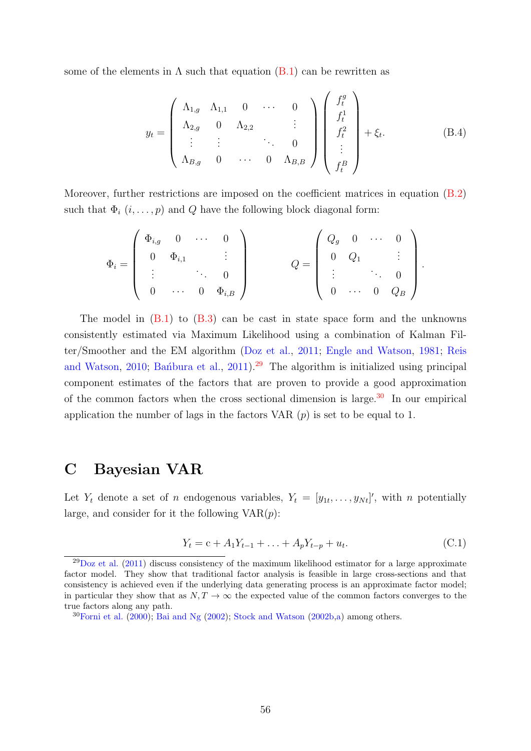some of the elements in $\Lambda$ such that equation (B.1) can be rewritten as

$$y_t = \begin{pmatrix} \Lambda_{1,g} & \Lambda_{1,1} & 0 & \cdots & 0 \\ \Lambda_{2,g} & 0 & \Lambda_{2,2} & & \vdots \\ \vdots & \vdots & & \ddots & 0 \\ \Lambda_{B,g} & 0 & \cdots & 0 & \Lambda_{B,B} \end{pmatrix} \begin{pmatrix} f_t^g \\ f_t^1 \\ f_t^2 \\ \vdots \\ f_t^B \end{pmatrix} + \xi_t. \tag{B.4}$$

Moreover, further restrictions are imposed on the coefficient matrices in equation (B.2) such that $\Phi_i$ $(i, \dots, p)$ and $Q$ have the following block diagonal form:

$$\Phi_i = \begin{pmatrix} \Phi_{i,g} & 0 & \cdots & 0 \\ 0 & \Phi_{i,1} & & \vdots \\ \vdots & & \ddots & 0 \\ 0 & \cdots & 0 & \Phi_{i,B} \end{pmatrix} \qquad Q = \begin{pmatrix} Q_g & 0 & \cdots & 0 \\ 0 & Q_1 & & \vdots \\ \vdots & & \ddots & 0 \\ 0 & \cdots & 0 & Q_B \end{pmatrix}.$$

The model in (B.1) to (B.3) can be cast in state space form and the unknowns consistently estimated via Maximum Likelihood using a combination of Kalman Filter/Smoother and the EM algorithm (Doz et al., 2011; Engle and Watson, 1981; Reis and Watson, 2010; Bańbura et al., 2011).[29] The algorithm is initialized using principal component estimates of the factors that are proven to provide a good approximation of the common factors when the cross sectional dimension is large.[30] In our empirical application the number of lags in the factors VAR ($p$) is set to be equal to 1.

# C Bayesian VAR

Let $Y_t$ denote a set of $n$ endogenous variables, $Y_t = [y_{1t}, \dots, y_{Nt}]'$, with $n$ potentially large, and consider for it the following VAR($p$):

$$Y_t = \mathrm{c} + A_1 Y_{t-1} + \ldots + A_p Y_{t-p} + u_t. \tag{C.1}$$

[29] Doz et al. (2011) discuss consistency of the maximum likelihood estimator for a large approximate factor model. They show that traditional factor analysis is feasible in large cross-sections and that consistency is achieved even if the underlying data generating process is an approximate factor model; in particular they show that as $N, T \to \infty$ the expected value of the common factors converges to the true factors along any path.

[30] Forni et al. (2000); Bai and Ng (2002); Stock and Watson (2002b,a) among others.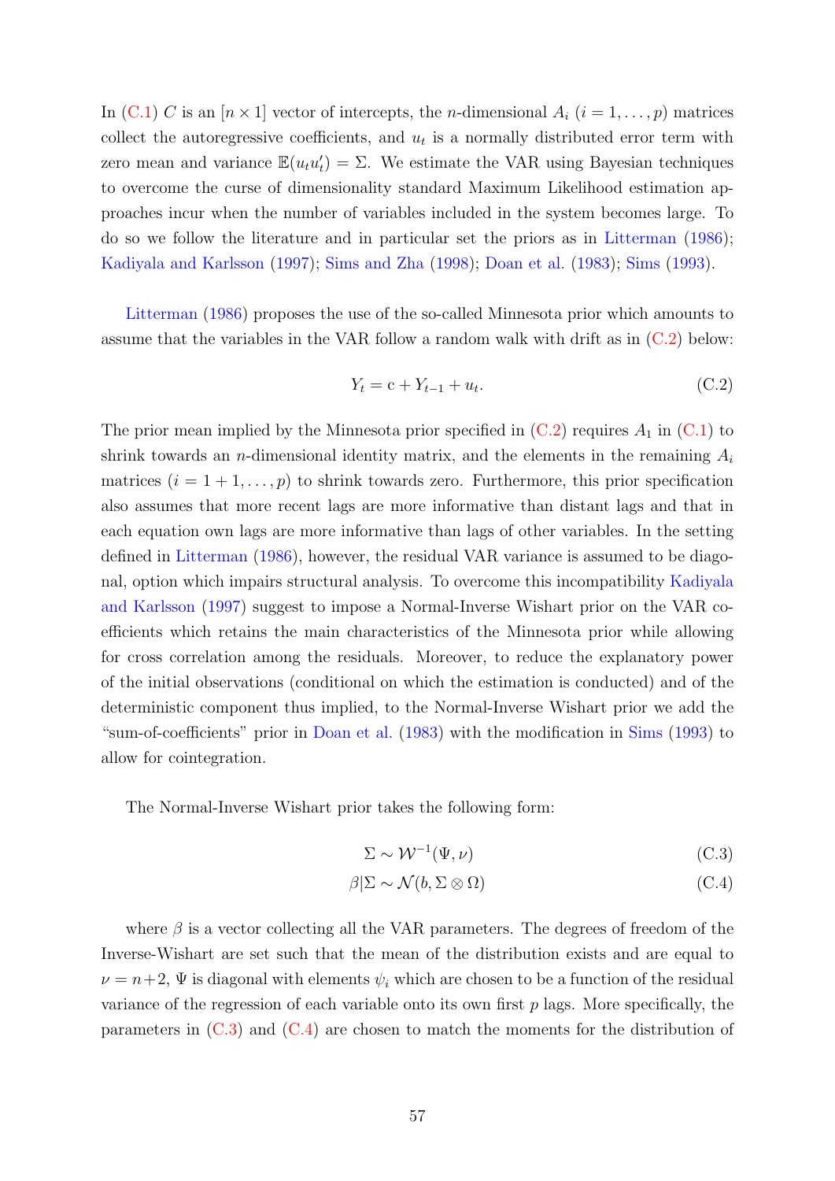In (C.1) $C$ is an $[n \times 1]$ vector of intercepts, the $n$-dimensional $A_i$ $(i = 1, \ldots, p)$ matrices collect the autoregressive coefficients, and $u_t$ is a normally distributed error term with zero mean and variance $\mathbb{E}(u_t u_t') = \Sigma$. We estimate the VAR using Bayesian techniques to overcome the curse of dimensionality standard Maximum Likelihood estimation approaches incur when the number of variables included in the system becomes large. To do so we follow the literature and in particular set the priors as in Litterman (1986); Kadiyala and Karlsson (1997); Sims and Zha (1998); Doan et al. (1983); Sims (1993).

Litterman (1986) proposes the use of the so-called Minnesota prior which amounts to assume that the variables in the VAR follow a random walk with drift as in (C.2) below:

$$Y_t = \mathrm{c} + Y_{t-1} + u_t. \tag{C.2}$$

The prior mean implied by the Minnesota prior specified in (C.2) requires $A_1$ in (C.1) to shrink towards an $n$-dimensional identity matrix, and the elements in the remaining $A_i$ matrices $(i = 1 + 1, \ldots, p)$ to shrink towards zero. Furthermore, this prior specification also assumes that more recent lags are more informative than distant lags and that in each equation own lags are more informative than lags of other variables. In the setting defined in Litterman (1986), however, the residual VAR variance is assumed to be diagonal, option which impairs structural analysis. To overcome this incompatibility Kadiyala and Karlsson (1997) suggest to impose a Normal-Inverse Wishart prior on the VAR coefficients which retains the main characteristics of the Minnesota prior while allowing for cross correlation among the residuals. Moreover, to reduce the explanatory power of the initial observations (conditional on which the estimation is conducted) and of the deterministic component thus implied, to the Normal-Inverse Wishart prior we add the "sum-of-coefficients" prior in Doan et al. (1983) with the modification in Sims (1993) to allow for cointegration.

The Normal-Inverse Wishart prior takes the following form:

$$\Sigma \sim \mathcal{W}^{-1}(\Psi, \nu) \tag{C.3}$$

$$\beta | \Sigma \sim \mathcal{N}(b, \Sigma \otimes \Omega) \tag{C.4}$$

where $\beta$ is a vector collecting all the VAR parameters. The degrees of freedom of the Inverse-Wishart are set such that the mean of the distribution exists and are equal to $\nu = n + 2$, $\Psi$ is diagonal with elements $\psi_i$ which are chosen to be a function of the residual variance of the regression of each variable onto its own first $p$ lags. More specifically, the parameters in (C.3) and (C.4) are chosen to match the moments for the distribution of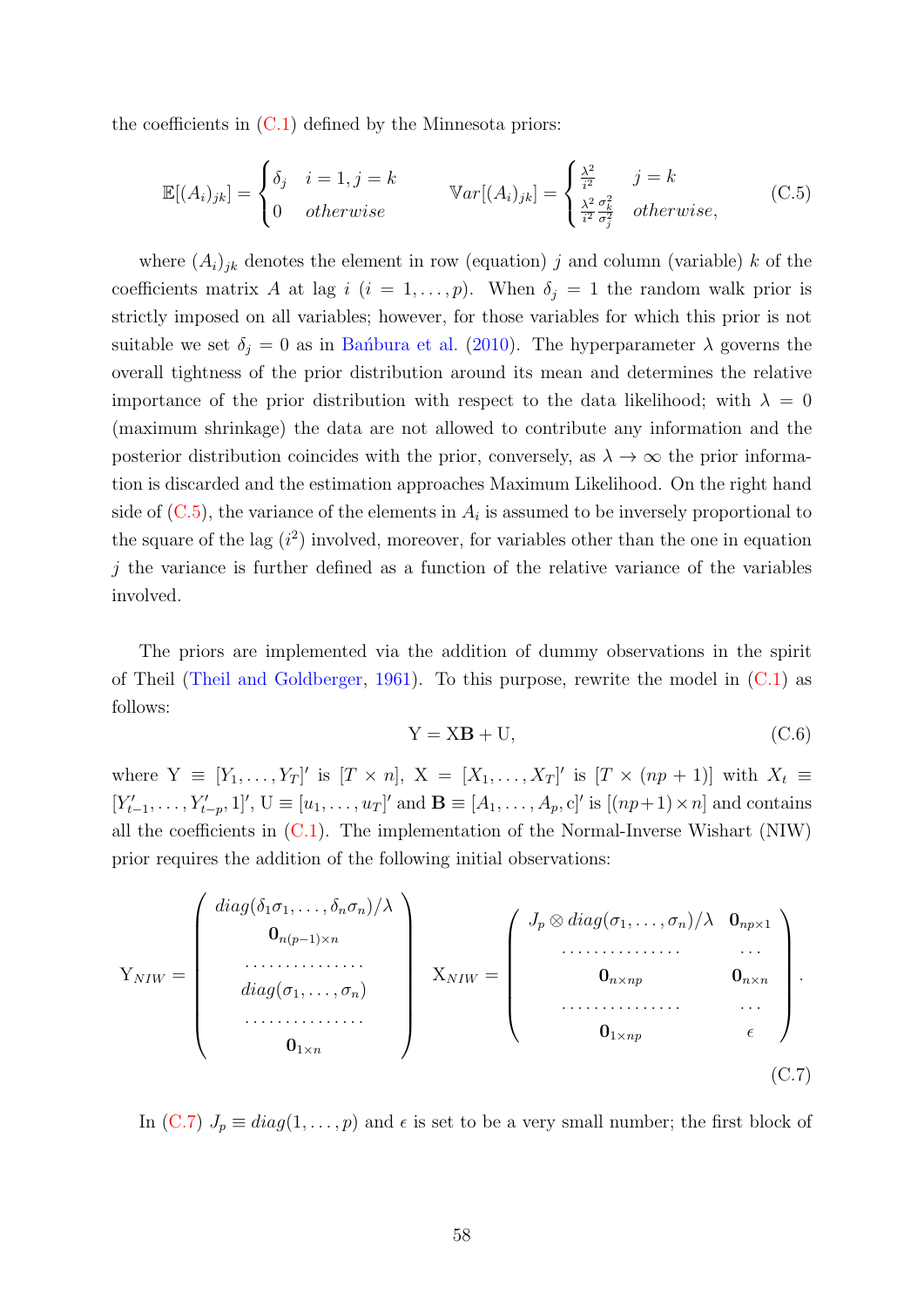the coefficients in (C.1) defined by the Minnesota priors:

$$\mathbb{E}[(A_i)_{jk}] = \begin{cases} \delta_j & i=1, j=k \\ 0 & otherwise \end{cases} \qquad \mathbb{V}ar[(A_i)_{jk}] = \begin{cases} \frac{\lambda^2}{i^2} & j=k \\ \frac{\lambda^2}{i^2}\frac{\sigma_k^2}{\sigma_j^2} & otherwise, \end{cases} \tag{C.5}$$

where $(A_i)_{jk}$ denotes the element in row (equation) $j$ and column (variable) $k$ of the coefficients matrix $A$ at lag $i$ ($i = 1, \ldots, p$). When $\delta_j = 1$ the random walk prior is strictly imposed on all variables; however, for those variables for which this prior is not suitable we set $\delta_j = 0$ as in Bańbura et al. (2010). The hyperparameter $\lambda$ governs the overall tightness of the prior distribution around its mean and determines the relative importance of the prior distribution with respect to the data likelihood; with $\lambda = 0$ (maximum shrinkage) the data are not allowed to contribute any information and the posterior distribution coincides with the prior, conversely, as $\lambda \to \infty$ the prior information is discarded and the estimation approaches Maximum Likelihood. On the right hand side of (C.5), the variance of the elements in $A_i$ is assumed to be inversely proportional to the square of the lag ($i^2$) involved, moreover, for variables other than the one in equation $j$ the variance is further defined as a function of the relative variance of the variables involved.

The priors are implemented via the addition of dummy observations in the spirit of Theil (Theil and Goldberger, 1961). To this purpose, rewrite the model in (C.1) as follows:

$$\mathrm{Y} = \mathrm{X}\mathbf{B} + \mathrm{U}, \tag{C.6}$$

where $\mathrm{Y} \equiv [Y_1, \ldots, Y_T]'$ is $[T \times n]$, $\mathrm{X} = [X_1, \ldots, X_T]'$ is $[T \times (np+1)]$ with $X_t \equiv [Y'_{t-1}, \ldots, Y'_{t-p}, 1]'$, $\mathrm{U} \equiv [u_1, \ldots, u_T]'$ and $\mathbf{B} \equiv [A_1, \ldots, A_p, \mathrm{c}]'$ is $[(np+1) \times n]$ and contains all the coefficients in (C.1). The implementation of the Normal-Inverse Wishart (NIW) prior requires the addition of the following initial observations:

$$\mathrm{Y}_{NIW} = \begin{pmatrix} diag(\delta_1\sigma_1, \ldots, \delta_n\sigma_n)/\lambda \\ \mathbf{0}_{n(p-1)\times n} \\ \ldots\ldots\ldots\ldots\ldots \\ diag(\sigma_1, \ldots, \sigma_n) \\ \ldots\ldots\ldots\ldots\ldots \\ \mathbf{0}_{1\times n} \end{pmatrix} \quad \mathrm{X}_{NIW} = \begin{pmatrix} J_p \otimes diag(\sigma_1, \ldots, \sigma_n)/\lambda & \mathbf{0}_{np\times 1} \\ \ldots\ldots\ldots\ldots\ldots & \ldots \\ \mathbf{0}_{n\times np} & \mathbf{0}_{n\times n} \\ \ldots\ldots\ldots\ldots\ldots & \ldots \\ \mathbf{0}_{1\times np} & \epsilon \end{pmatrix}. \tag{C.7}$$

In (C.7) $J_p \equiv diag(1, \ldots, p)$ and $\epsilon$ is set to be a very small number; the first block of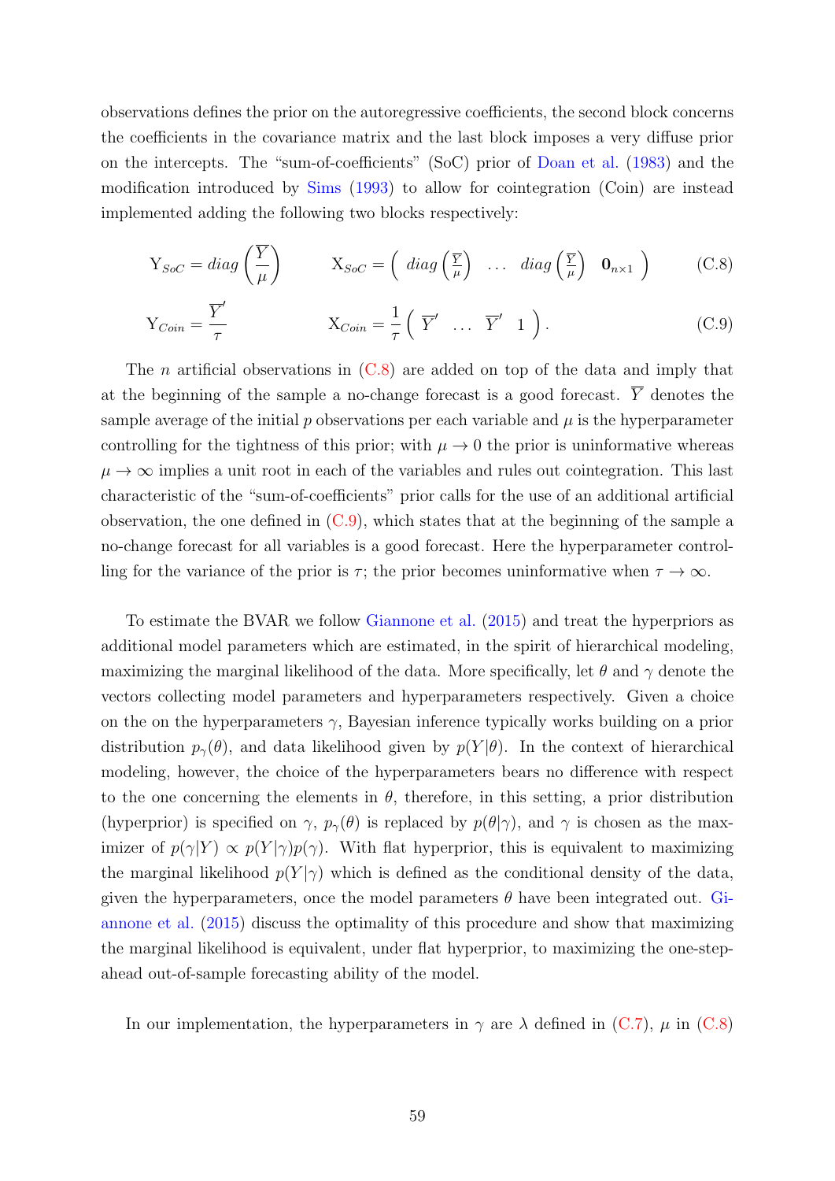observations defines the prior on the autoregressive coefficients, the second block concerns the coefficients in the covariance matrix and the last block imposes a very diffuse prior on the intercepts. The "sum-of-coefficients" (SoC) prior of Doan et al. (1983) and the modification introduced by Sims (1993) to allow for cointegration (Coin) are instead implemented adding the following two blocks respectively:

$$\mathrm{Y}_{SoC} = diag\left(\frac{\overline{Y}}{\mu}\right) \qquad \mathrm{X}_{SoC} = \left(\begin{array}{cccc} diag\left(\frac{\overline{Y}}{\mu}\right) & \dots & diag\left(\frac{\overline{Y}}{\mu}\right) & \mathbf{0}_{n\times 1} \end{array}\right) \tag{C.8}$$

$$\mathrm{Y}_{Coin} = \frac{\overline{Y}'}{\tau} \qquad \mathrm{X}_{Coin} = \frac{1}{\tau}\left(\begin{array}{cccc} \overline{Y}' & \dots & \overline{Y}' & 1 \end{array}\right). \tag{C.9}$$

The $n$ artificial observations in (C.8) are added on top of the data and imply that at the beginning of the sample a no-change forecast is a good forecast. $\overline{Y}$ denotes the sample average of the initial $p$ observations per each variable and $\mu$ is the hyperparameter controlling for the tightness of this prior; with $\mu \to 0$ the prior is uninformative whereas $\mu \to \infty$ implies a unit root in each of the variables and rules out cointegration. This last characteristic of the "sum-of-coefficients" prior calls for the use of an additional artificial observation, the one defined in (C.9), which states that at the beginning of the sample a no-change forecast for all variables is a good forecast. Here the hyperparameter controlling for the variance of the prior is $\tau$; the prior becomes uninformative when $\tau \to \infty$.

To estimate the BVAR we follow Giannone et al. (2015) and treat the hyperpriors as additional model parameters which are estimated, in the spirit of hierarchical modeling, maximizing the marginal likelihood of the data. More specifically, let $\theta$ and $\gamma$ denote the vectors collecting model parameters and hyperparameters respectively. Given a choice on the on the hyperparameters $\gamma$, Bayesian inference typically works building on a prior distribution $p_\gamma(\theta)$, and data likelihood given by $p(Y|\theta)$. In the context of hierarchical modeling, however, the choice of the hyperparameters bears no difference with respect to the one concerning the elements in $\theta$, therefore, in this setting, a prior distribution (hyperprior) is specified on $\gamma$, $p_\gamma(\theta)$ is replaced by $p(\theta|\gamma)$, and $\gamma$ is chosen as the maximizer of $p(\gamma|Y) \propto p(Y|\gamma)p(\gamma)$. With flat hyperprior, this is equivalent to maximizing the marginal likelihood $p(Y|\gamma)$ which is defined as the conditional density of the data, given the hyperparameters, once the model parameters $\theta$ have been integrated out. Giannone et al. (2015) discuss the optimality of this procedure and show that maximizing the marginal likelihood is equivalent, under flat hyperprior, to maximizing the one-step-ahead out-of-sample forecasting ability of the model.

In our implementation, the hyperparameters in $\gamma$ are $\lambda$ defined in (C.7), $\mu$ in (C.8)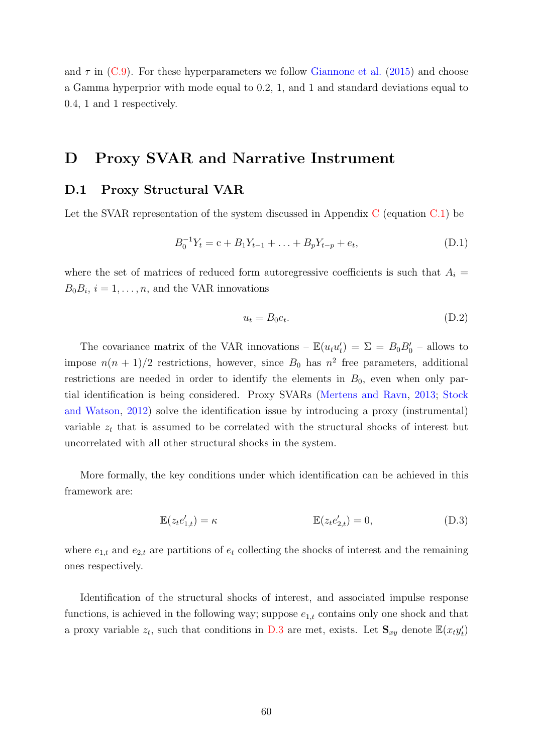and $\tau$ in (C.9). For these hyperparameters we follow Giannone et al. (2015) and choose a Gamma hyperprior with mode equal to 0.2, 1, and 1 and standard deviations equal to 0.4, 1 and 1 respectively.

# D Proxy SVAR and Narrative Instrument

## D.1 Proxy Structural VAR

Let the SVAR representation of the system discussed in Appendix C (equation C.1) be

$$B_0^{-1} Y_t = \mathrm{c} + B_1 Y_{t-1} + \ldots + B_p Y_{t-p} + e_t, \tag{D.1}$$

where the set of matrices of reduced form autoregressive coefficients is such that $A_i = B_0 B_i$, $i = 1, \ldots, n$, and the VAR innovations

$$u_t = B_0 e_t. \tag{D.2}$$

The covariance matrix of the VAR innovations – $\mathbb{E}(u_t u_t') = \Sigma = B_0 B_0'$ – allows to impose $n(n+1)/2$ restrictions, however, since $B_0$ has $n^2$ free parameters, additional restrictions are needed in order to identify the elements in $B_0$, even when only partial identification is being considered. Proxy SVARs (Mertens and Ravn, 2013; Stock and Watson, 2012) solve the identification issue by introducing a proxy (instrumental) variable $z_t$ that is assumed to be correlated with the structural shocks of interest but uncorrelated with all other structural shocks in the system.

More formally, the key conditions under which identification can be achieved in this framework are:

$$\mathbb{E}(z_t e_{1,t}') = \kappa \qquad\qquad \mathbb{E}(z_t e_{2,t}') = 0, \tag{D.3}$$

where $e_{1,t}$ and $e_{2,t}$ are partitions of $e_t$ collecting the shocks of interest and the remaining ones respectively.

Identification of the structural shocks of interest, and associated impulse response functions, is achieved in the following way; suppose $e_{1,t}$ contains only one shock and that a proxy variable $z_t$, such that conditions in D.3 are met, exists. Let $\mathbf{S}_{xy}$ denote $\mathbb{E}(x_t y_t')$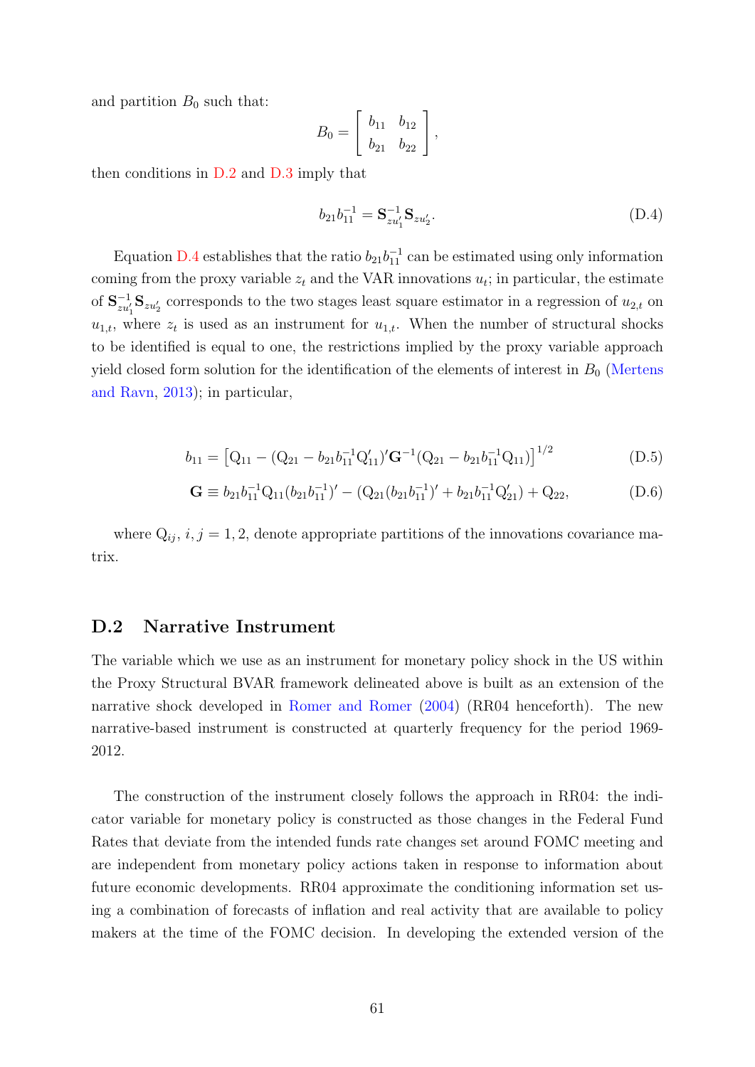and partition $B_0$ such that:

$$B_0 = \begin{bmatrix} b_{11} & b_{12} \\ b_{21} & b_{22} \end{bmatrix},$$

then conditions in D.2 and D.3 imply that

$$b_{21}b_{11}^{-1} = \mathbf{S}_{zu_1'}^{-1}\mathbf{S}_{zu_2'}. \tag{D.4}$$

Equation D.4 establishes that the ratio $b_{21}b_{11}^{-1}$ can be estimated using only information coming from the proxy variable $z_t$ and the VAR innovations $u_t$; in particular, the estimate of $\mathbf{S}_{zu_1'}^{-1}\mathbf{S}_{zu_2'}$ corresponds to the two stages least square estimator in a regression of $u_{2,t}$ on $u_{1,t}$, where $z_t$ is used as an instrument for $u_{1,t}$. When the number of structural shocks to be identified is equal to one, the restrictions implied by the proxy variable approach yield closed form solution for the identification of the elements of interest in $B_0$ (Mertens and Ravn, 2013); in particular,

$$b_{11} = \left[\mathrm{Q}_{11} - (\mathrm{Q}_{21} - b_{21}b_{11}^{-1}\mathrm{Q}_{11}')'\mathbf{G}^{-1}(\mathrm{Q}_{21} - b_{21}b_{11}^{-1}\mathrm{Q}_{11})\right]^{1/2} \tag{D.5}$$

$$\mathbf{G} \equiv b_{21}b_{11}^{-1}\mathrm{Q}_{11}(b_{21}b_{11}^{-1})' - (\mathrm{Q}_{21}(b_{21}b_{11}^{-1})' + b_{21}b_{11}^{-1}\mathrm{Q}_{21}') + \mathrm{Q}_{22}, \tag{D.6}$$

where $\mathrm{Q}_{ij}$, $i, j = 1, 2$, denote appropriate partitions of the innovations covariance matrix.

## D.2 Narrative Instrument

The variable which we use as an instrument for monetary policy shock in the US within the Proxy Structural BVAR framework delineated above is built as an extension of the narrative shock developed in Romer and Romer (2004) (RR04 henceforth). The new narrative-based instrument is constructed at quarterly frequency for the period 1969-2012.

The construction of the instrument closely follows the approach in RR04: the indicator variable for monetary policy is constructed as those changes in the Federal Fund Rates that deviate from the intended funds rate changes set around FOMC meeting and are independent from monetary policy actions taken in response to information about future economic developments. RR04 approximate the conditioning information set using a combination of forecasts of inflation and real activity that are available to policy makers at the time of the FOMC decision. In developing the extended version of the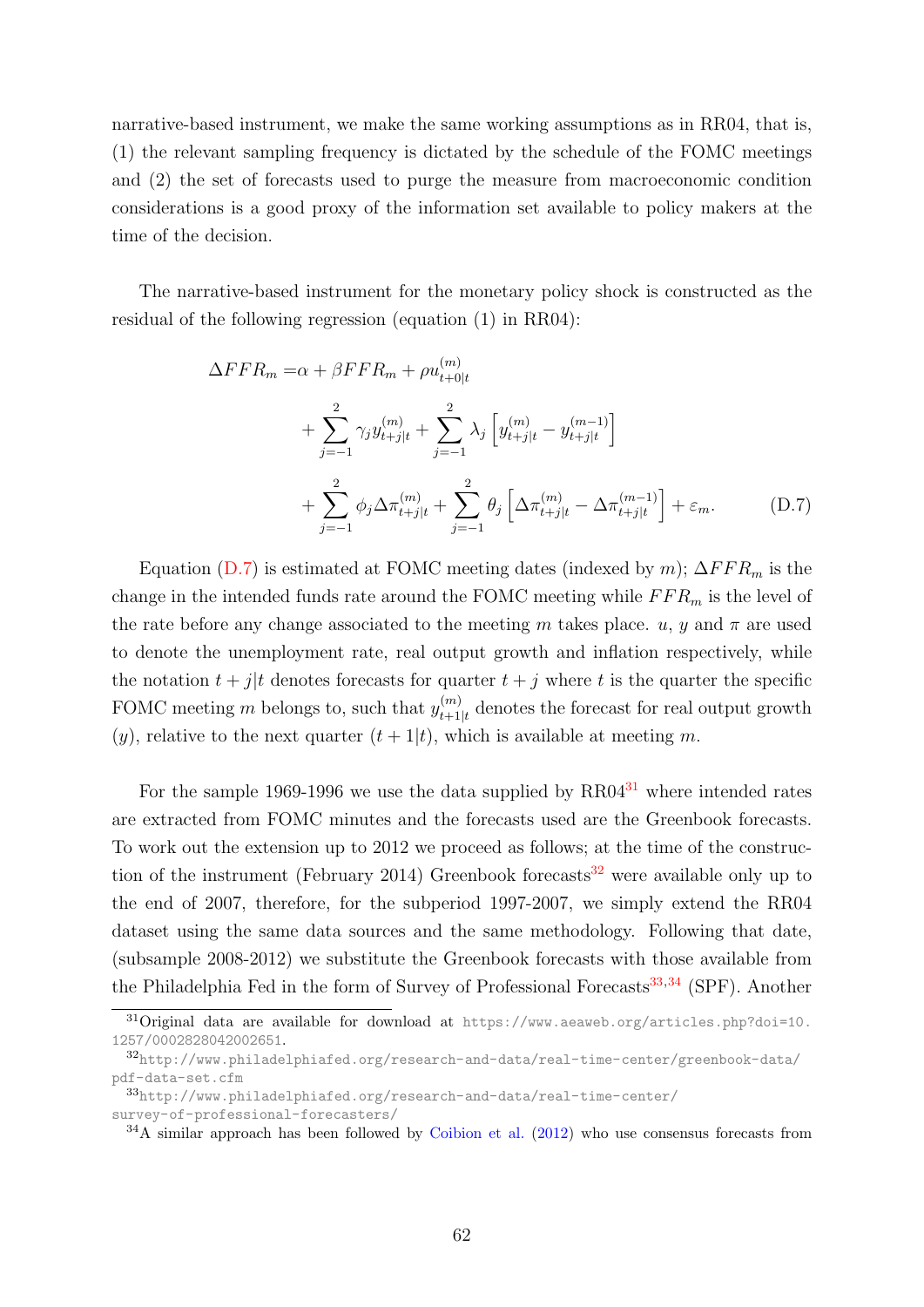narrative-based instrument, we make the same working assumptions as in RR04, that is, (1) the relevant sampling frequency is dictated by the schedule of the FOMC meetings and (2) the set of forecasts used to purge the measure from macroeconomic condition considerations is a good proxy of the information set available to policy makers at the time of the decision.

The narrative-based instrument for the monetary policy shock is constructed as the residual of the following regression (equation (1) in RR04):

$$
\begin{aligned}
\Delta FFR_m =& \alpha + \beta FFR_m + \rho u^{(m)}_{t+0|t} \\
&+ \sum_{j=-1}^{2} \gamma_j y^{(m)}_{t+j|t} + \sum_{j=-1}^{2} \lambda_j \left[ y^{(m)}_{t+j|t} - y^{(m-1)}_{t+j|t} \right] \\
&+ \sum_{j=-1}^{2} \phi_j \Delta\pi^{(m)}_{t+j|t} + \sum_{j=-1}^{2} \theta_j \left[ \Delta\pi^{(m)}_{t+j|t} - \Delta\pi^{(m-1)}_{t+j|t} \right] + \varepsilon_m. \qquad \text{(D.7)}
\end{aligned}
$$

Equation (D.7) is estimated at FOMC meeting dates (indexed by $m$); $\Delta FFR_m$ is the change in the intended funds rate around the FOMC meeting while $FFR_m$ is the level of the rate before any change associated to the meeting $m$ takes place. $u$, $y$ and $\pi$ are used to denote the unemployment rate, real output growth and inflation respectively, while the notation $t+j|t$ denotes forecasts for quarter $t+j$ where $t$ is the quarter the specific FOMC meeting $m$ belongs to, such that $y^{(m)}_{t+1|t}$ denotes the forecast for real output growth ($y$), relative to the next quarter ($t+1|t$), which is available at meeting $m$.

For the sample 1969-1996 we use the data supplied by RR04[31] where intended rates are extracted from FOMC minutes and the forecasts used are the Greenbook forecasts. To work out the extension up to 2012 we proceed as follows; at the time of the construction of the instrument (February 2014) Greenbook forecasts[32] were available only up to the end of 2007, therefore, for the subperiod 1997-2007, we simply extend the RR04 dataset using the same data sources and the same methodology. Following that date, (subsample 2008-2012) we substitute the Greenbook forecasts with those available from the Philadelphia Fed in the form of Survey of Professional Forecasts[33,34] (SPF). Another

[31] Original data are available for download at https://www.aeaweb.org/articles.php?doi=10.1257/0002828042002651.

[32] http://www.philadelphiafed.org/research-and-data/real-time-center/greenbook-data/pdf-data-set.cfm

[33] http://www.philadelphiafed.org/research-and-data/real-time-center/survey-of-professional-forecasters/

[34] A similar approach has been followed by Coibion et al. (2012) who use consensus forecasts from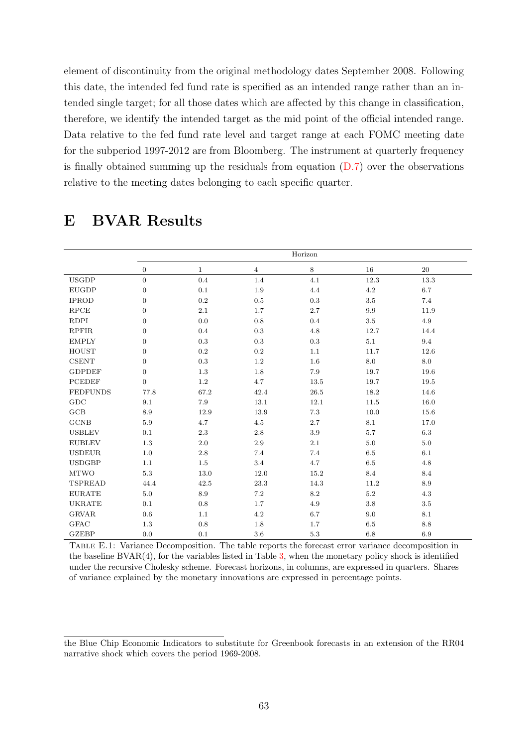element of discontinuity from the original methodology dates September 2008. Following this date, the intended fed fund rate is specified as an intended range rather than an intended single target; for all those dates which are affected by this change in classification, therefore, we identify the intended target as the mid point of the official intended range. Data relative to the fed fund rate level and target range at each FOMC meeting date for the subperiod 1997-2012 are from Bloomberg. The instrument at quarterly frequency is finally obtained summing up the residuals from equation (D.7) over the observations relative to the meeting dates belonging to each specific quarter.

# E BVAR Results

| | Horizon | | | | | |
|---|---|---|---|---|---|---|
| | 0 | 1 | 4 | 8 | 16 | 20 |
| USGDP | 0 | 0.4 | 1.4 | 4.1 | 12.3 | 13.3 |
| EUGDP | 0 | 0.1 | 1.9 | 4.4 | 4.2 | 6.7 |
| IPROD | 0 | 0.2 | 0.5 | 0.3 | 3.5 | 7.4 |
| RPCE | 0 | 2.1 | 1.7 | 2.7 | 9.9 | 11.9 |
| RDPI | 0 | 0.0 | 0.8 | 0.4 | 3.5 | 4.9 |
| RPFIR | 0 | 0.4 | 0.3 | 4.8 | 12.7 | 14.4 |
| EMPLY | 0 | 0.3 | 0.3 | 0.3 | 5.1 | 9.4 |
| HOUST | 0 | 0.2 | 0.2 | 1.1 | 11.7 | 12.6 |
| CSENT | 0 | 0.3 | 1.2 | 1.6 | 8.0 | 8.0 |
| GDPDEF | 0 | 1.3 | 1.8 | 7.9 | 19.7 | 19.6 |
| PCEDEF | 0 | 1.2 | 4.7 | 13.5 | 19.7 | 19.5 |
| FEDFUNDS | 77.8 | 67.2 | 42.4 | 26.5 | 18.2 | 14.6 |
| GDC | 9.1 | 7.9 | 13.1 | 12.1 | 11.5 | 16.0 |
| GCB | 8.9 | 12.9 | 13.9 | 7.3 | 10.0 | 15.6 |
| GCNB | 5.9 | 4.7 | 4.5 | 2.7 | 8.1 | 17.0 |
| USBLEV | 0.1 | 2.3 | 2.8 | 3.9 | 5.7 | 6.3 |
| EUBLEV | 1.3 | 2.0 | 2.9 | 2.1 | 5.0 | 5.0 |
| USDEUR | 1.0 | 2.8 | 7.4 | 7.4 | 6.5 | 6.1 |
| USDGBP | 1.1 | 1.5 | 3.4 | 4.7 | 6.5 | 4.8 |
| MTWO | 5.3 | 13.0 | 12.0 | 15.2 | 8.4 | 8.4 |
| TSPREAD | 44.4 | 42.5 | 23.3 | 14.3 | 11.2 | 8.9 |
| EURATE | 5.0 | 8.9 | 7.2 | 8.2 | 5.2 | 4.3 |
| UKRATE | 0.1 | 0.8 | 1.7 | 4.9 | 3.8 | 3.5 |
| GRVAR | 0.6 | 1.1 | 4.2 | 6.7 | 9.0 | 8.1 |
| GFAC | 1.3 | 0.8 | 1.8 | 1.7 | 6.5 | 8.8 |
| GZEBP | 0.0 | 0.1 | 3.6 | 5.3 | 6.8 | 6.9 |

Table E.1: Variance Decomposition. The table reports the forecast error variance decomposition in the baseline BVAR(4), for the variables listed in Table 3, when the monetary policy shock is identified under the recursive Cholesky scheme. Forecast horizons, in columns, are expressed in quarters. Shares of variance explained by the monetary innovations are expressed in percentage points.

---

the Blue Chip Economic Indicators to substitute for Greenbook forecasts in an extension of the RR04 narrative shock which covers the period 1969-2008.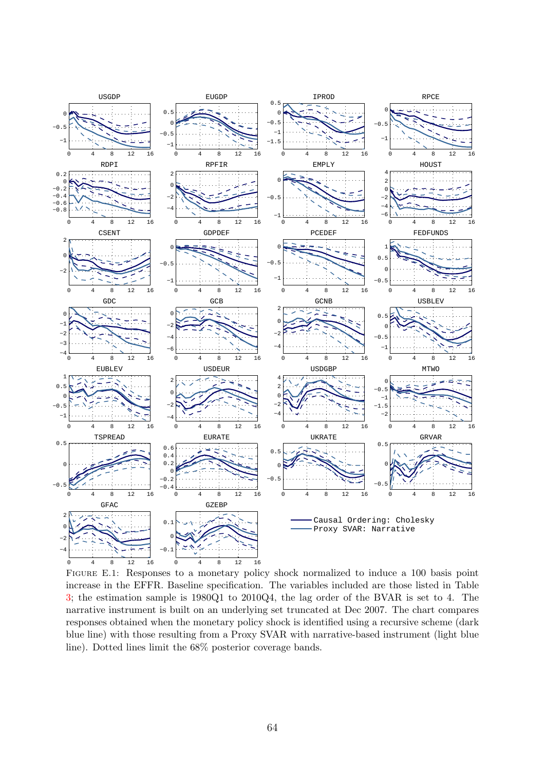Figure E.1: Responses to a monetary policy shock normalized to induce a 100 basis point increase in the EFFR. Baseline specification. The variables included are those listed in Table 3; the estimation sample is 1980Q1 to 2010Q4, the lag order of the BVAR is set to 4. The narrative instrument is built on an underlying set truncated at Dec 2007. The chart compares responses obtained when the monetary policy shock is identified using a recursive scheme (dark blue line) with those resulting from a Proxy SVAR with narrative-based instrument (light blue line). Dotted lines limit the 68% posterior coverage bands.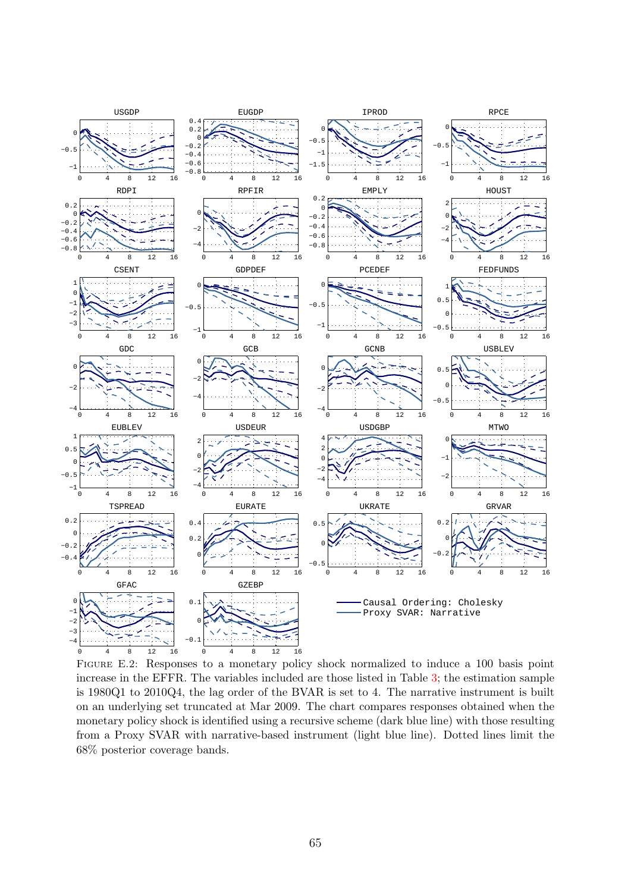Figure E.2: Responses to a monetary policy shock normalized to induce a 100 basis point increase in the EFFR. The variables included are those listed in Table 3; the estimation sample is 1980Q1 to 2010Q4, the lag order of the BVAR is set to 4. The narrative instrument is built on an underlying set truncated at Mar 2009. The chart compares responses obtained when the monetary policy shock is identified using a recursive scheme (dark blue line) with those resulting from a Proxy SVAR with narrative-based instrument (light blue line). Dotted lines limit the 68% posterior coverage bands.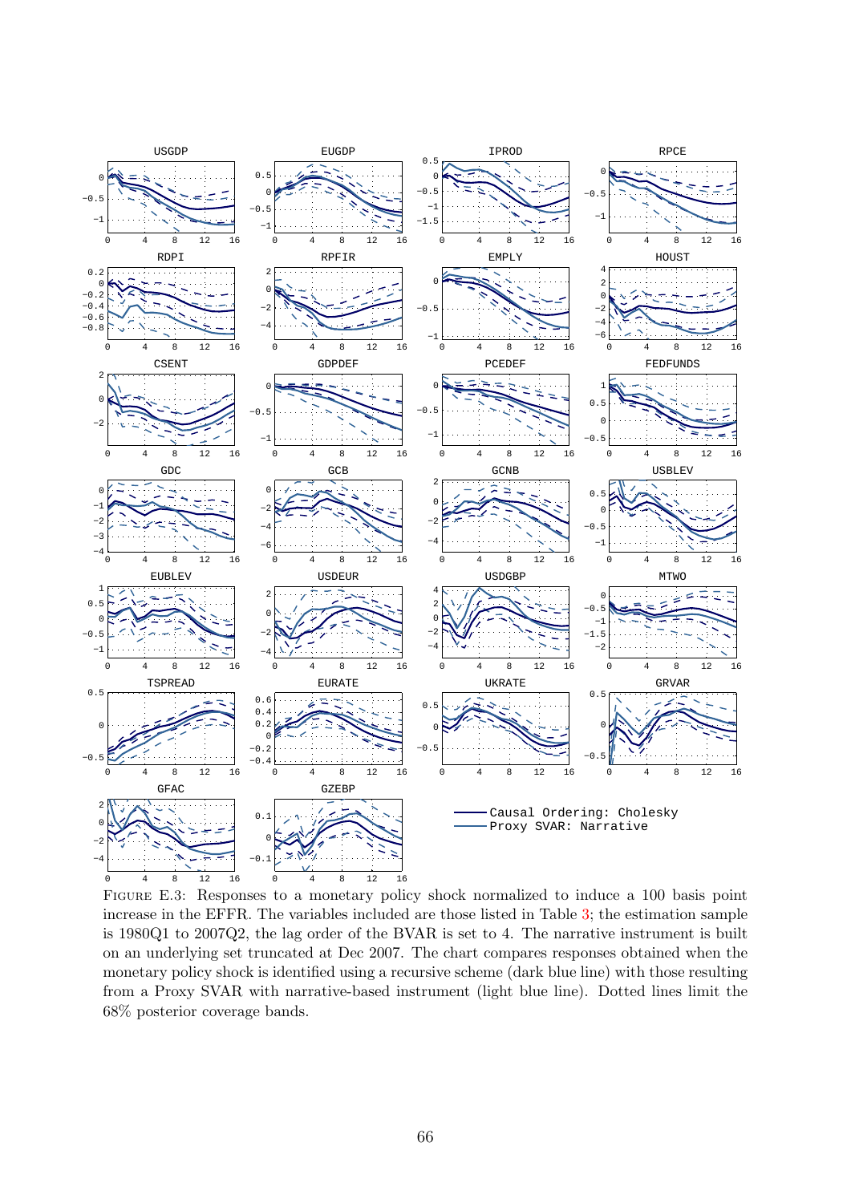Figure E.3: Responses to a monetary policy shock normalized to induce a 100 basis point increase in the EFFR. The variables included are those listed in Table 3; the estimation sample is 1980Q1 to 2007Q2, the lag order of the BVAR is set to 4. The narrative instrument is built on an underlying set truncated at Dec 2007. The chart compares responses obtained when the monetary policy shock is identified using a recursive scheme (dark blue line) with those resulting from a Proxy SVAR with narrative-based instrument (light blue line). Dotted lines limit the 68% posterior coverage bands.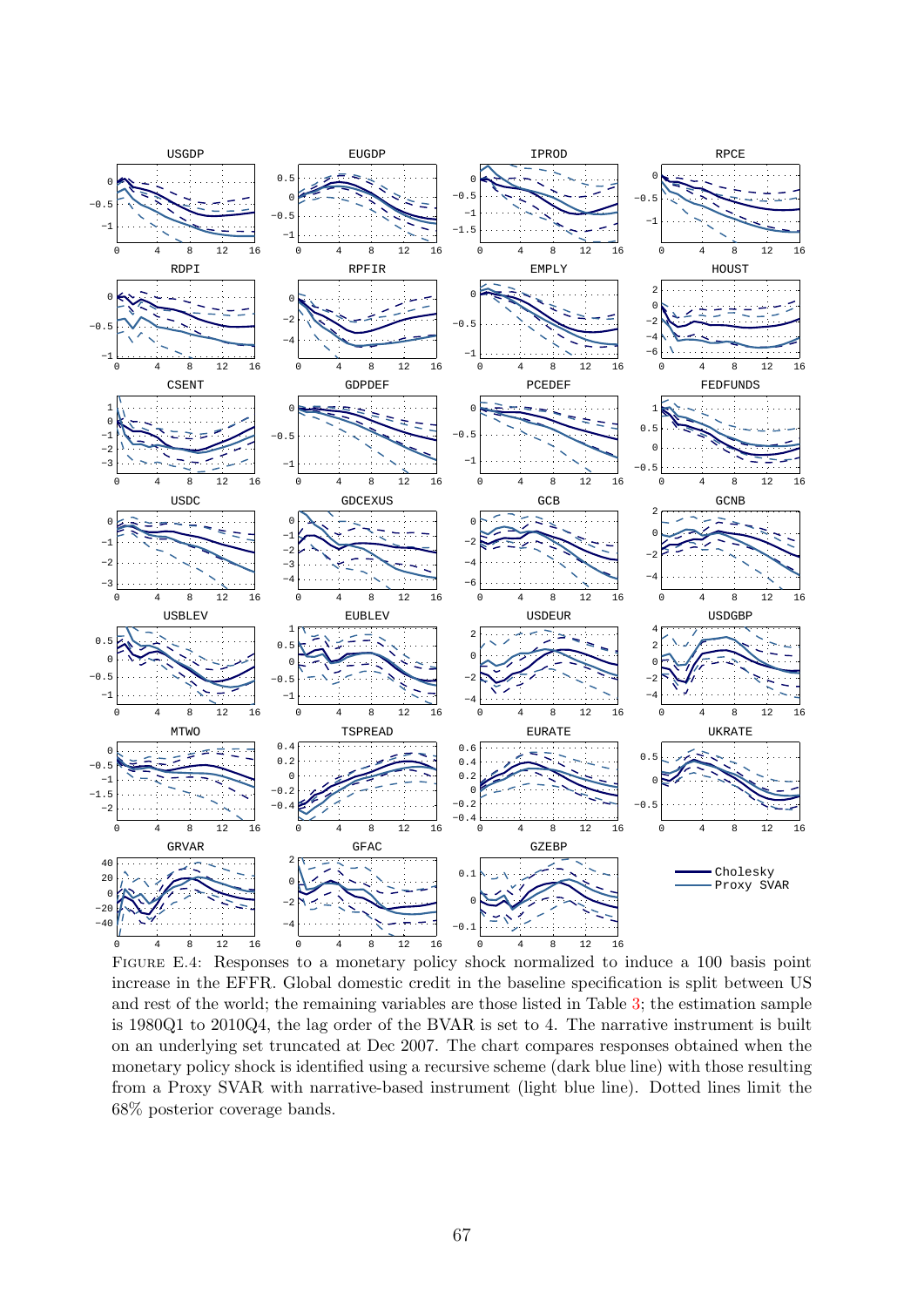Figure E.4: Responses to a monetary policy shock normalized to induce a 100 basis point increase in the EFFR. Global domestic credit in the baseline specification is split between US and rest of the world; the remaining variables are those listed in Table 3; the estimation sample is 1980Q1 to 2010Q4, the lag order of the BVAR is set to 4. The narrative instrument is built on an underlying set truncated at Dec 2007. The chart compares responses obtained when the monetary policy shock is identified using a recursive scheme (dark blue line) with those resulting from a Proxy SVAR with narrative-based instrument (light blue line). Dotted lines limit the 68% posterior coverage bands.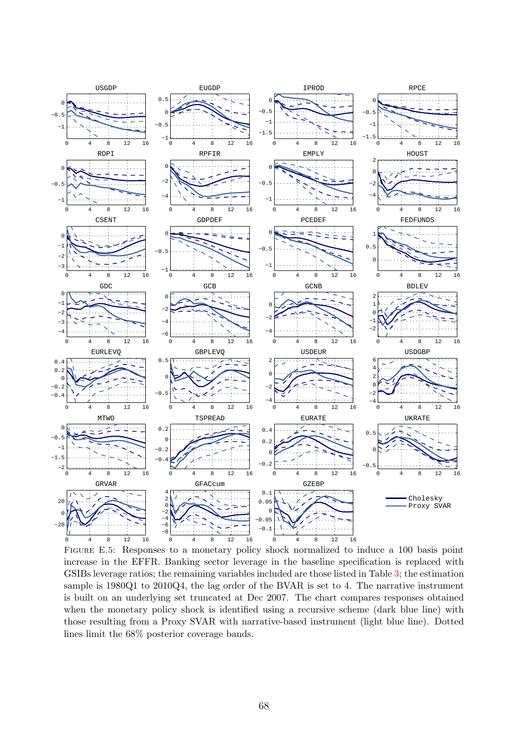USGDP
0
−0.5
−1
0 4 8 12 16

EUGDP
0.5
0
−0.5
−1
0 4 8 12 16

IPROD
0
−0.5
−1
−1.5
0 4 8 12 16

RPCE
0
−0.5
−1
−1.5
0 4 8 12 16

RDPI
0
−0.5
−1
0 4 8 12 16

RPFIR
0
−2
−4
0 4 8 12 16

EMPLY
0
−0.5
−1
0 4 8 12 16

HOUST
2
0
−2
−4
0 4 8 12 16

CSENT
0
−1
−2
−3
0 4 8 12 16

GDPDEF
0
−0.5
−1
0 4 8 12 16

PCEDEF
0
−0.5
−1
0 4 8 12 16

FEDFUNDS
1
0.5
0
0 4 8 12 16

GDC
0
−1
−2
−3
−4
0 4 8 12 16

GCB
0
−2
−4
−6
0 4 8 12 16

GCNB
0
−2
−4
0 4 8 12 16

BDLEV
2
1
0
−1
−2
0 4 8 12 16

EURLEVQ
0.4
0.2
0
−0.2
−0.4
0 4 8 12 16

GBPLEVQ
0.5
0
−0.5
0 4 8 12 16

USDEUR
2
0
−2
−4
0 4 8 12 16

USDGBP
6
4
2
0
−2
−4
0 4 8 12 16

MTWO
0
−0.5
−1
−1.5
−2
0 4 8 12 16

TSPREAD
0.2
0
−0.2
−0.4
0 4 8 12 16

EURATE
0.4
0.2
0
−0.2
0 4 8 12 16

UKRATE
0.5
0
−0.5
0 4 8 12 16

GRVAR
20
0
−20
0 4 8 12 16

GFACcum
4
2
0
−2
−4
−6
−8
0 4 8 12 16

GZEBP
0.1
0.05
0
−0.05
−0.1
0 4 8 12 16

Cholesky
Proxy SVAR

Figure E.5: Responses to a monetary policy shock normalized to induce a 100 basis point increase in the EFFR. Banking sector leverage in the baseline specification is replaced with GSIBs leverage ratios; the remaining variables included are those listed in Table 3; the estimation sample is 1980Q1 to 2010Q4, the lag order of the BVAR is set to 4. The narrative instrument is built on an underlying set truncated at Dec 2007. The chart compares responses obtained when the monetary policy shock is identified using a recursive scheme (dark blue line) with those resulting from a Proxy SVAR with narrative-based instrument (light blue line). Dotted lines limit the 68% posterior coverage bands.